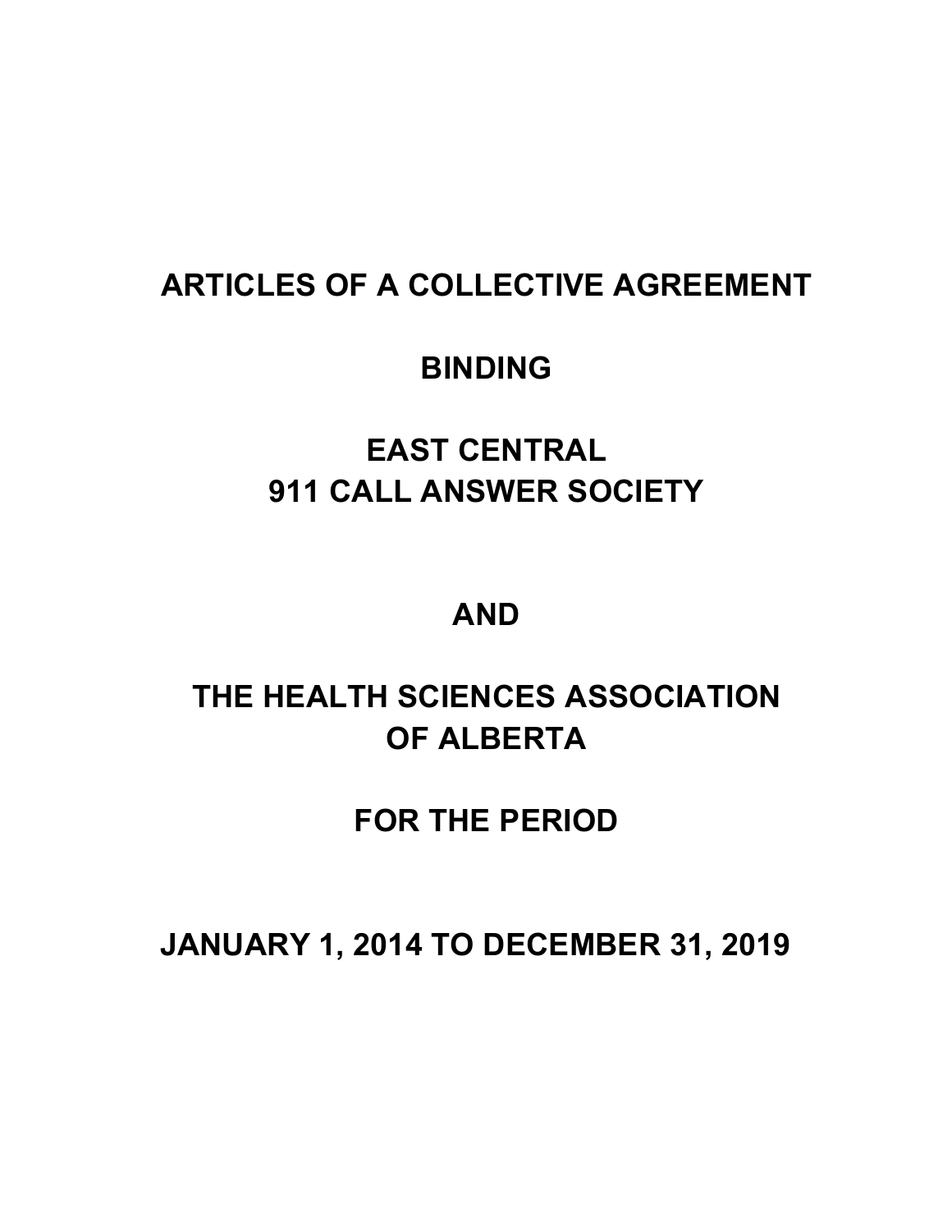# ARTICLES OF A COLLECTIVE AGREEMENT

# BINDING

# EAST CENTRAL 911 CALL ANSWER SOCIETY

# AND

# THE HEALTH SCIENCES ASSOCIATION OF ALBERTA

# FOR THE PERIOD

# JANUARY 1, 2014 TO DECEMBER 31, 2019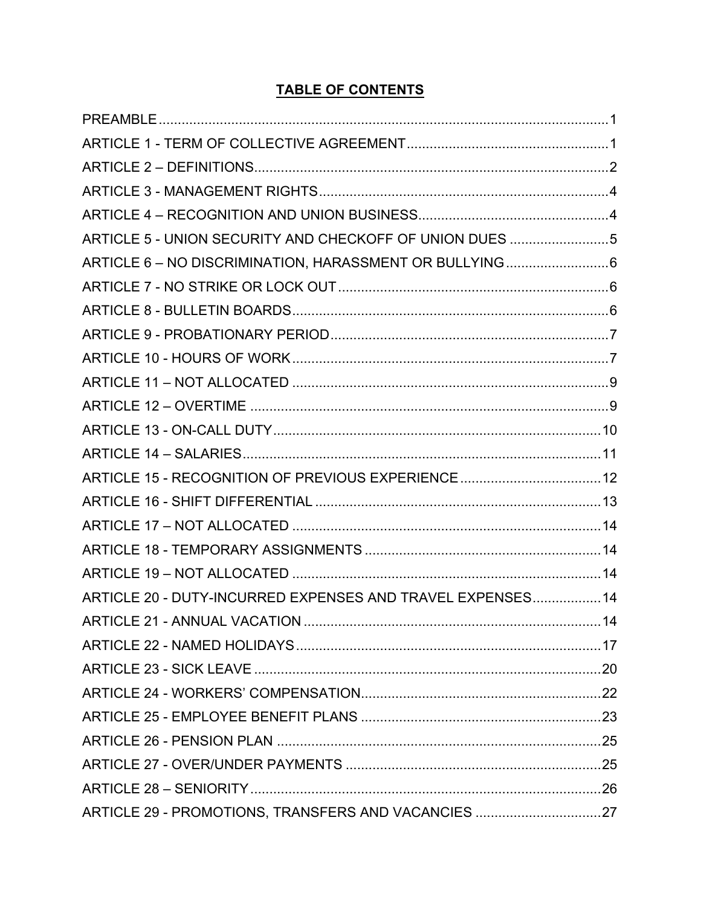## TABLE OF CONTENTS

PREAMBLE....................................................................................................................1

ARTICLE 1 - TERM OF COLLECTIVE AGREEMENT....................................................1

ARTICLE 2 – DEFINITIONS............................................................................................2

ARTICLE 3 - MANAGEMENT RIGHTS...........................................................................4

ARTICLE 4 – RECOGNITION AND UNION BUSINESS..................................................4

ARTICLE 5 - UNION SECURITY AND CHECKOFF OF UNION DUES ..........................5

ARTICLE 6 – NO DISCRIMINATION, HARASSMENT OR BULLYING...........................6

ARTICLE 7 - NO STRIKE OR LOCK OUT......................................................................6

ARTICLE 8 - BULLETIN BOARDS..................................................................................6

ARTICLE 9 - PROBATIONARY PERIOD........................................................................7

ARTICLE 10 - HOURS OF WORK..................................................................................7

ARTICLE 11 – NOT ALLOCATED ..................................................................................9

ARTICLE 12 – OVERTIME .............................................................................................9

ARTICLE 13 - ON-CALL DUTY......................................................................................10

ARTICLE 14 – SALARIES..............................................................................................11

ARTICLE 15 - RECOGNITION OF PREVIOUS EXPERIENCE.....................................12

ARTICLE 16 - SHIFT DIFFERENTIAL ..........................................................................13

ARTICLE 17 – NOT ALLOCATED .................................................................................14

ARTICLE 18 - TEMPORARY ASSIGNMENTS .............................................................14

ARTICLE 19 – NOT ALLOCATED .................................................................................14

ARTICLE 20 - DUTY-INCURRED EXPENSES AND TRAVEL EXPENSES..................14

ARTICLE 21 - ANNUAL VACATION ..............................................................................14

ARTICLE 22 - NAMED HOLIDAYS................................................................................17

ARTICLE 23 - SICK LEAVE ..........................................................................................20

ARTICLE 24 - WORKERS' COMPENSATION..............................................................22

ARTICLE 25 - EMPLOYEE BENEFIT PLANS ...............................................................23

ARTICLE 26 - PENSION PLAN .....................................................................................25

ARTICLE 27 - OVER/UNDER PAYMENTS ...................................................................25

ARTICLE 28 – SENIORITY............................................................................................26

ARTICLE 29 - PROMOTIONS, TRANSFERS AND VACANCIES .................................27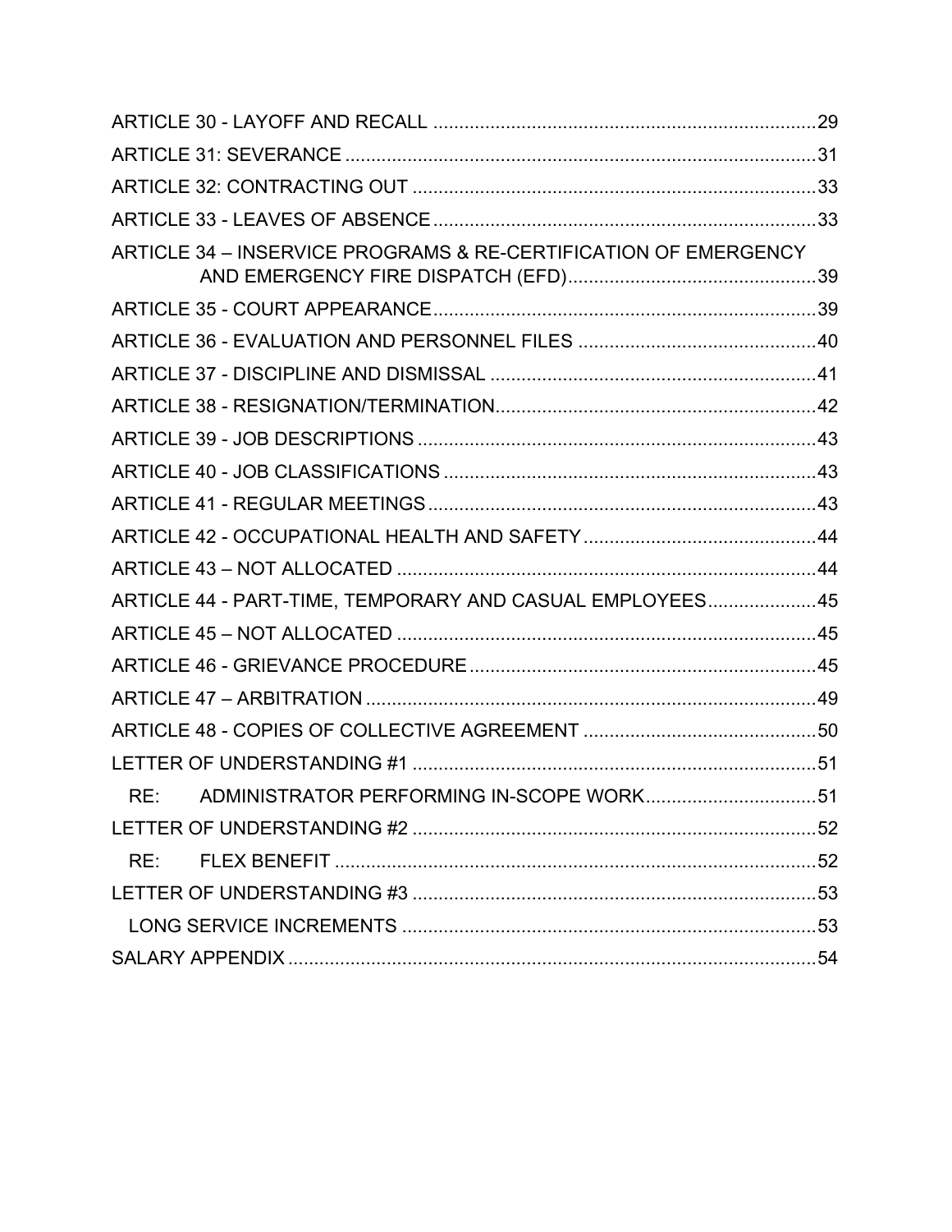ARTICLE 30 - LAYOFF AND RECALL ........................................................................ 29

ARTICLE 31: SEVERANCE ......................................................................................... 31

ARTICLE 32: CONTRACTING OUT ............................................................................ 33

ARTICLE 33 - LEAVES OF ABSENCE ........................................................................ 33

ARTICLE 34 – INSERVICE PROGRAMS & RE-CERTIFICATION OF EMERGENCY AND EMERGENCY FIRE DISPATCH (EFD) ............................................... 39

ARTICLE 35 - COURT APPEARANCE ........................................................................ 39

ARTICLE 36 - EVALUATION AND PERSONNEL FILES ............................................ 40

ARTICLE 37 - DISCIPLINE AND DISMISSAL ............................................................. 41

ARTICLE 38 - RESIGNATION/TERMINATION ............................................................ 42

ARTICLE 39 - JOB DESCRIPTIONS ............................................................................ 43

ARTICLE 40 - JOB CLASSIFICATIONS ...................................................................... 43

ARTICLE 41 - REGULAR MEETINGS .......................................................................... 43

ARTICLE 42 - OCCUPATIONAL HEALTH AND SAFETY ............................................ 44

ARTICLE 43 – NOT ALLOCATED ................................................................................ 44

ARTICLE 44 - PART-TIME, TEMPORARY AND CASUAL EMPLOYEES .................... 45

ARTICLE 45 – NOT ALLOCATED ................................................................................ 45

ARTICLE 46 - GRIEVANCE PROCEDURE .................................................................. 45

ARTICLE 47 – ARBITRATION ...................................................................................... 49

ARTICLE 48 - COPIES OF COLLECTIVE AGREEMENT ............................................ 50

LETTER OF UNDERSTANDING #1 ............................................................................. 51

RE: ADMINISTRATOR PERFORMING IN-SCOPE WORK ................................. 51

LETTER OF UNDERSTANDING #2 ............................................................................. 52

RE: FLEX BENEFIT ............................................................................................. 52

LETTER OF UNDERSTANDING #3 ............................................................................. 53

LONG SERVICE INCREMENTS ................................................................................ 53

SALARY APPENDIX ..................................................................................................... 54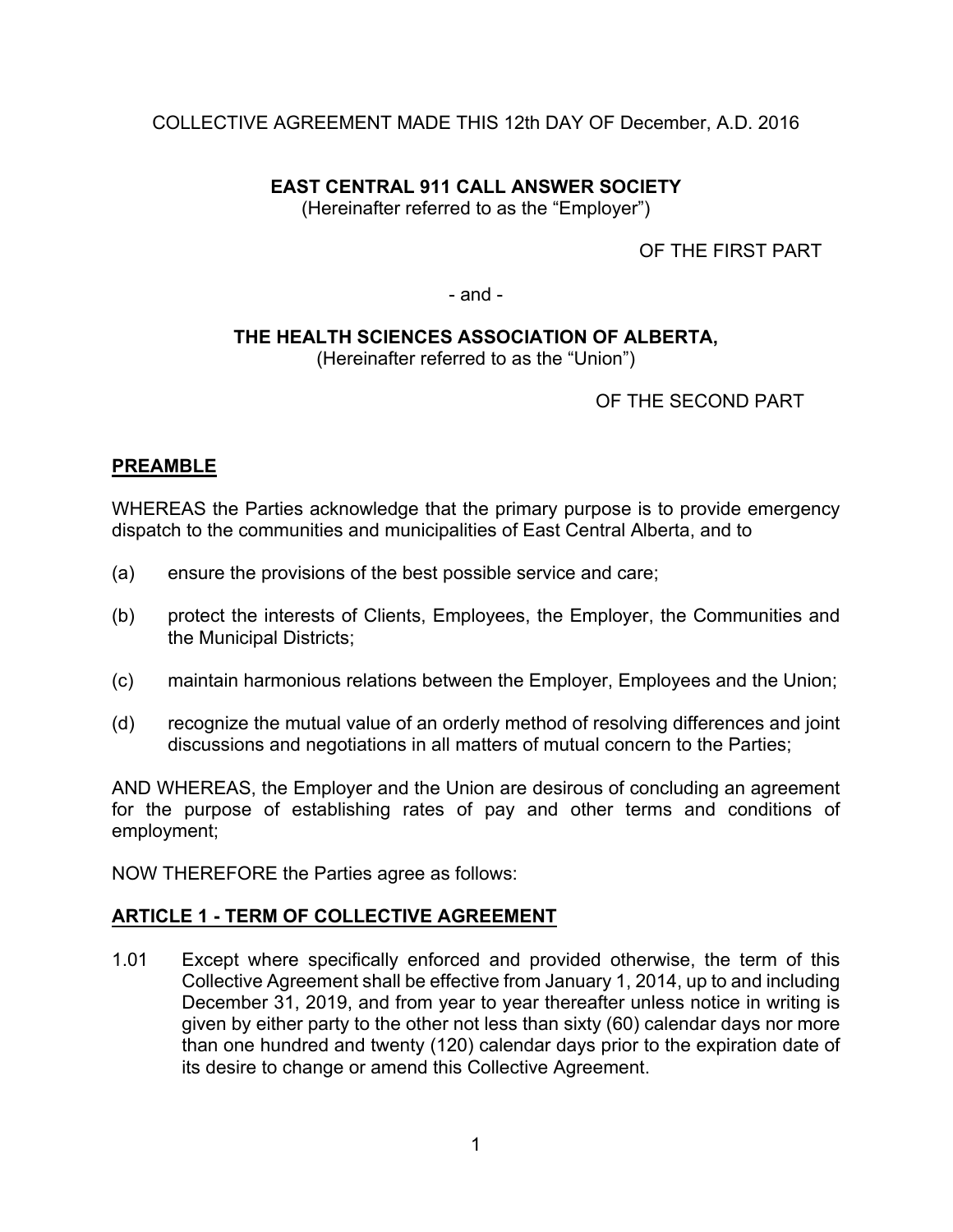COLLECTIVE AGREEMENT MADE THIS 12th DAY OF December, A.D. 2016

**EAST CENTRAL 911 CALL ANSWER SOCIETY**
(Hereinafter referred to as the "Employer")

OF THE FIRST PART

- and -

**THE HEALTH SCIENCES ASSOCIATION OF ALBERTA,**
(Hereinafter referred to as the "Union")

OF THE SECOND PART

## PREAMBLE

WHEREAS the Parties acknowledge that the primary purpose is to provide emergency dispatch to the communities and municipalities of East Central Alberta, and to

(a) ensure the provisions of the best possible service and care;

(b) protect the interests of Clients, Employees, the Employer, the Communities and the Municipal Districts;

(c) maintain harmonious relations between the Employer, Employees and the Union;

(d) recognize the mutual value of an orderly method of resolving differences and joint discussions and negotiations in all matters of mutual concern to the Parties;

AND WHEREAS, the Employer and the Union are desirous of concluding an agreement for the purpose of establishing rates of pay and other terms and conditions of employment;

NOW THEREFORE the Parties agree as follows:

## ARTICLE 1 - TERM OF COLLECTIVE AGREEMENT

1.01 Except where specifically enforced and provided otherwise, the term of this Collective Agreement shall be effective from January 1, 2014, up to and including December 31, 2019, and from year to year thereafter unless notice in writing is given by either party to the other not less than sixty (60) calendar days nor more than one hundred and twenty (120) calendar days prior to the expiration date of its desire to change or amend this Collective Agreement.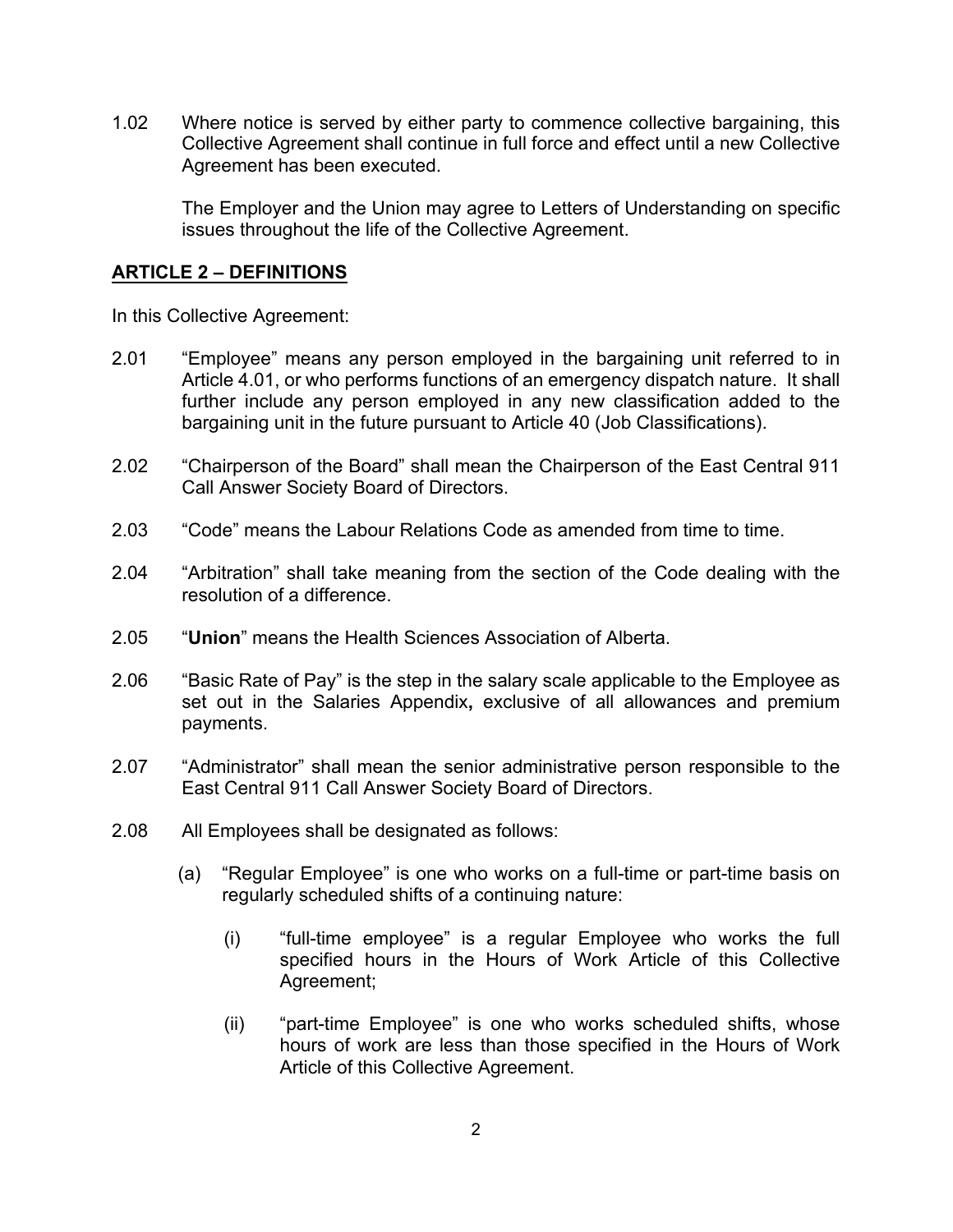1.02 Where notice is served by either party to commence collective bargaining, this Collective Agreement shall continue in full force and effect until a new Collective Agreement has been executed.

The Employer and the Union may agree to Letters of Understanding on specific issues throughout the life of the Collective Agreement.

## ARTICLE 2 – DEFINITIONS

In this Collective Agreement:

2.01 "Employee" means any person employed in the bargaining unit referred to in Article 4.01, or who performs functions of an emergency dispatch nature. It shall further include any person employed in any new classification added to the bargaining unit in the future pursuant to Article 40 (Job Classifications).

2.02 "Chairperson of the Board" shall mean the Chairperson of the East Central 911 Call Answer Society Board of Directors.

2.03 "Code" means the Labour Relations Code as amended from time to time.

2.04 "Arbitration" shall take meaning from the section of the Code dealing with the resolution of a difference.

2.05 "**Union**" means the Health Sciences Association of Alberta.

2.06 "Basic Rate of Pay" is the step in the salary scale applicable to the Employee as set out in the Salaries Appendix**,** exclusive of all allowances and premium payments.

2.07 "Administrator" shall mean the senior administrative person responsible to the East Central 911 Call Answer Society Board of Directors.

2.08 All Employees shall be designated as follows:

(a) "Regular Employee" is one who works on a full-time or part-time basis on regularly scheduled shifts of a continuing nature:

(i) "full-time employee" is a regular Employee who works the full specified hours in the Hours of Work Article of this Collective Agreement;

(ii) "part-time Employee" is one who works scheduled shifts, whose hours of work are less than those specified in the Hours of Work Article of this Collective Agreement.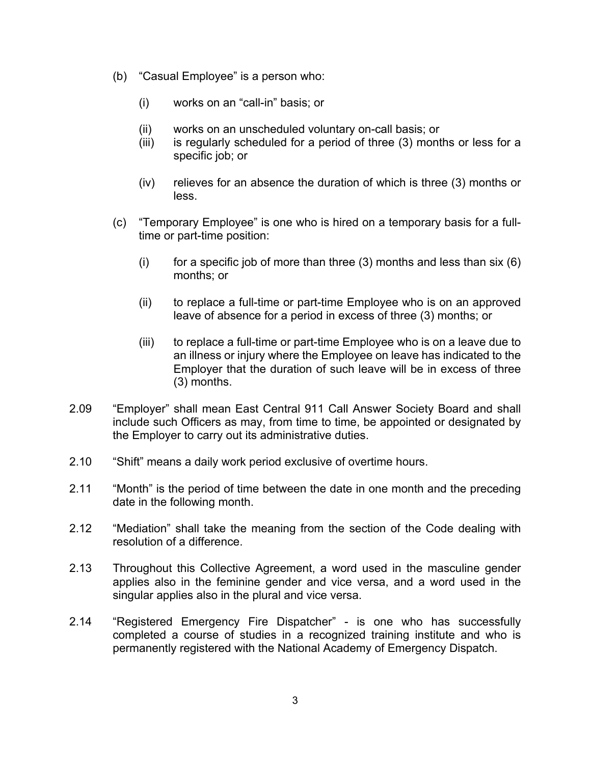(b) "Casual Employee" is a person who:

(i) works on an "call-in" basis; or

(ii) works on an unscheduled voluntary on-call basis; or

(iii) is regularly scheduled for a period of three (3) months or less for a specific job; or

(iv) relieves for an absence the duration of which is three (3) months or less.

(c) "Temporary Employee" is one who is hired on a temporary basis for a full-time or part-time position:

(i) for a specific job of more than three (3) months and less than six (6) months; or

(ii) to replace a full-time or part-time Employee who is on an approved leave of absence for a period in excess of three (3) months; or

(iii) to replace a full-time or part-time Employee who is on a leave due to an illness or injury where the Employee on leave has indicated to the Employer that the duration of such leave will be in excess of three (3) months.

2.09 "Employer" shall mean East Central 911 Call Answer Society Board and shall include such Officers as may, from time to time, be appointed or designated by the Employer to carry out its administrative duties.

2.10 "Shift" means a daily work period exclusive of overtime hours.

2.11 "Month" is the period of time between the date in one month and the preceding date in the following month.

2.12 "Mediation" shall take the meaning from the section of the Code dealing with resolution of a difference.

2.13 Throughout this Collective Agreement, a word used in the masculine gender applies also in the feminine gender and vice versa, and a word used in the singular applies also in the plural and vice versa.

2.14 "Registered Emergency Fire Dispatcher" - is one who has successfully completed a course of studies in a recognized training institute and who is permanently registered with the National Academy of Emergency Dispatch.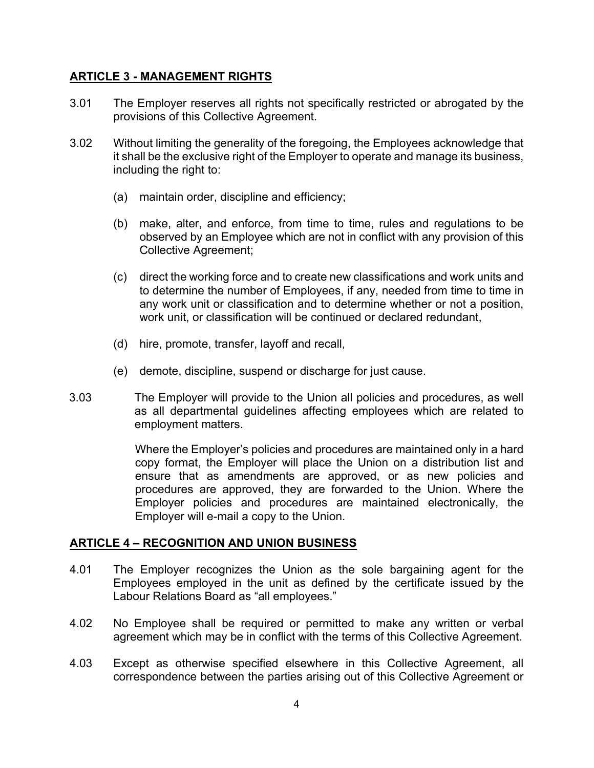## ARTICLE 3 - MANAGEMENT RIGHTS

3.01 The Employer reserves all rights not specifically restricted or abrogated by the provisions of this Collective Agreement.

3.02 Without limiting the generality of the foregoing, the Employees acknowledge that it shall be the exclusive right of the Employer to operate and manage its business, including the right to:

(a) maintain order, discipline and efficiency;

(b) make, alter, and enforce, from time to time, rules and regulations to be observed by an Employee which are not in conflict with any provision of this Collective Agreement;

(c) direct the working force and to create new classifications and work units and to determine the number of Employees, if any, needed from time to time in any work unit or classification and to determine whether or not a position, work unit, or classification will be continued or declared redundant,

(d) hire, promote, transfer, layoff and recall,

(e) demote, discipline, suspend or discharge for just cause.

3.03 The Employer will provide to the Union all policies and procedures, as well as all departmental guidelines affecting employees which are related to employment matters.

Where the Employer's policies and procedures are maintained only in a hard copy format, the Employer will place the Union on a distribution list and ensure that as amendments are approved, or as new policies and procedures are approved, they are forwarded to the Union. Where the Employer policies and procedures are maintained electronically, the Employer will e-mail a copy to the Union.

## ARTICLE 4 – RECOGNITION AND UNION BUSINESS

4.01 The Employer recognizes the Union as the sole bargaining agent for the Employees employed in the unit as defined by the certificate issued by the Labour Relations Board as "all employees."

4.02 No Employee shall be required or permitted to make any written or verbal agreement which may be in conflict with the terms of this Collective Agreement.

4.03 Except as otherwise specified elsewhere in this Collective Agreement, all correspondence between the parties arising out of this Collective Agreement or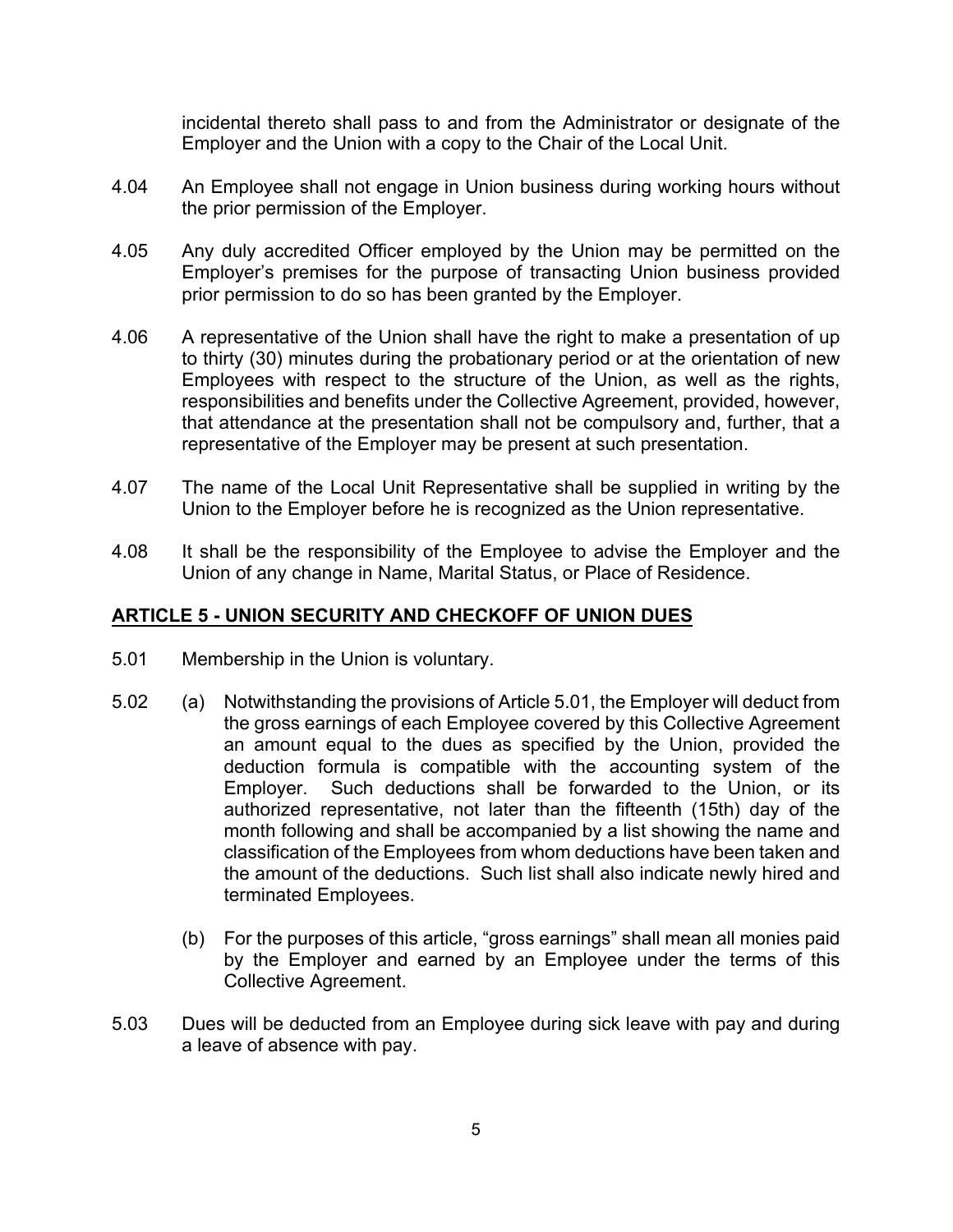incidental thereto shall pass to and from the Administrator or designate of the Employer and the Union with a copy to the Chair of the Local Unit.

4.04 An Employee shall not engage in Union business during working hours without the prior permission of the Employer.

4.05 Any duly accredited Officer employed by the Union may be permitted on the Employer's premises for the purpose of transacting Union business provided prior permission to do so has been granted by the Employer.

4.06 A representative of the Union shall have the right to make a presentation of up to thirty (30) minutes during the probationary period or at the orientation of new Employees with respect to the structure of the Union, as well as the rights, responsibilities and benefits under the Collective Agreement, provided, however, that attendance at the presentation shall not be compulsory and, further, that a representative of the Employer may be present at such presentation.

4.07 The name of the Local Unit Representative shall be supplied in writing by the Union to the Employer before he is recognized as the Union representative.

4.08 It shall be the responsibility of the Employee to advise the Employer and the Union of any change in Name, Marital Status, or Place of Residence.

## ARTICLE 5 - UNION SECURITY AND CHECKOFF OF UNION DUES

5.01 Membership in the Union is voluntary.

5.02 (a) Notwithstanding the provisions of Article 5.01, the Employer will deduct from the gross earnings of each Employee covered by this Collective Agreement an amount equal to the dues as specified by the Union, provided the deduction formula is compatible with the accounting system of the Employer. Such deductions shall be forwarded to the Union, or its authorized representative, not later than the fifteenth (15th) day of the month following and shall be accompanied by a list showing the name and classification of the Employees from whom deductions have been taken and the amount of the deductions. Such list shall also indicate newly hired and terminated Employees.

(b) For the purposes of this article, "gross earnings" shall mean all monies paid by the Employer and earned by an Employee under the terms of this Collective Agreement.

5.03 Dues will be deducted from an Employee during sick leave with pay and during a leave of absence with pay.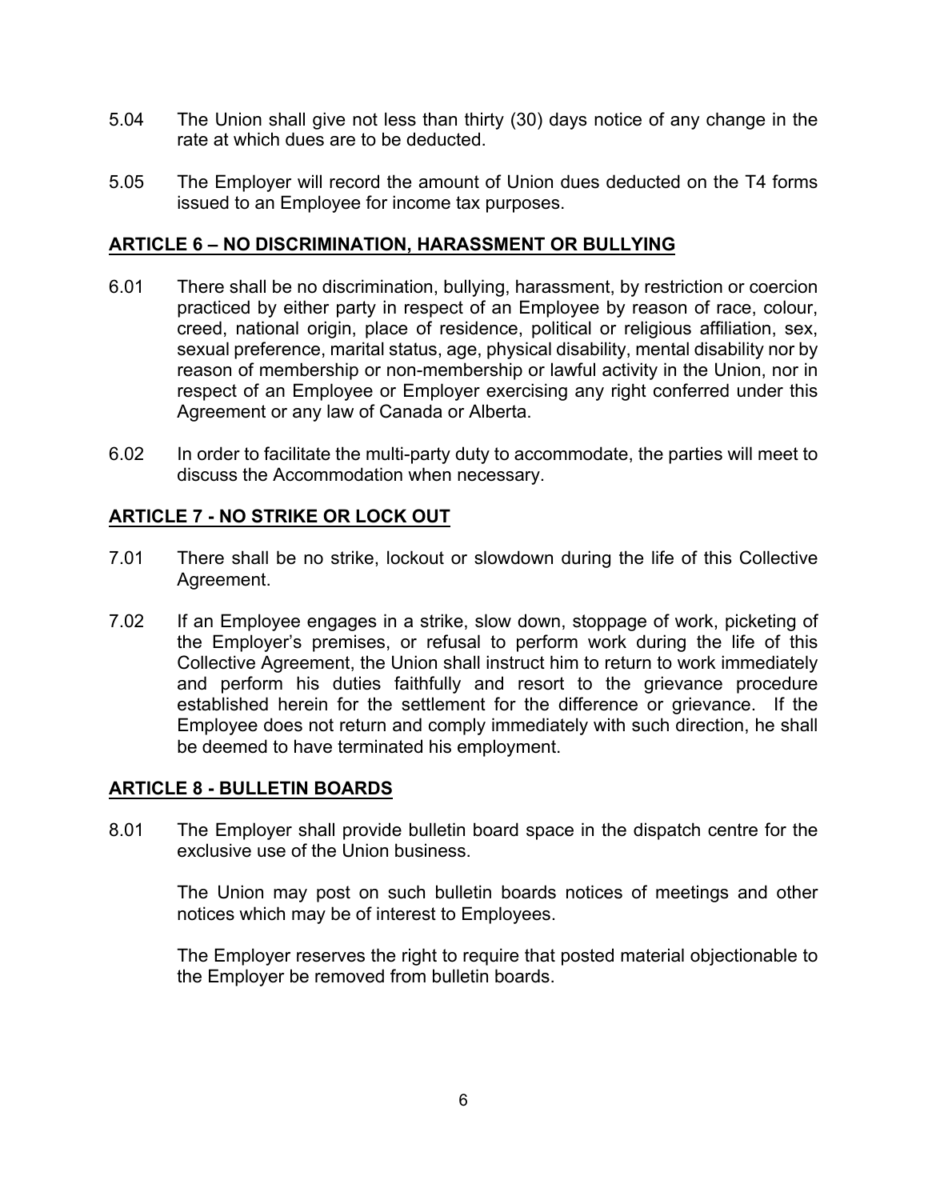5.04 The Union shall give not less than thirty (30) days notice of any change in the rate at which dues are to be deducted.

5.05 The Employer will record the amount of Union dues deducted on the T4 forms issued to an Employee for income tax purposes.

## ARTICLE 6 – NO DISCRIMINATION, HARASSMENT OR BULLYING

6.01 There shall be no discrimination, bullying, harassment, by restriction or coercion practiced by either party in respect of an Employee by reason of race, colour, creed, national origin, place of residence, political or religious affiliation, sex, sexual preference, marital status, age, physical disability, mental disability nor by reason of membership or non-membership or lawful activity in the Union, nor in respect of an Employee or Employer exercising any right conferred under this Agreement or any law of Canada or Alberta.

6.02 In order to facilitate the multi-party duty to accommodate, the parties will meet to discuss the Accommodation when necessary.

## ARTICLE 7 - NO STRIKE OR LOCK OUT

7.01 There shall be no strike, lockout or slowdown during the life of this Collective Agreement.

7.02 If an Employee engages in a strike, slow down, stoppage of work, picketing of the Employer's premises, or refusal to perform work during the life of this Collective Agreement, the Union shall instruct him to return to work immediately and perform his duties faithfully and resort to the grievance procedure established herein for the settlement for the difference or grievance. If the Employee does not return and comply immediately with such direction, he shall be deemed to have terminated his employment.

## ARTICLE 8 - BULLETIN BOARDS

8.01 The Employer shall provide bulletin board space in the dispatch centre for the exclusive use of the Union business.

The Union may post on such bulletin boards notices of meetings and other notices which may be of interest to Employees.

The Employer reserves the right to require that posted material objectionable to the Employer be removed from bulletin boards.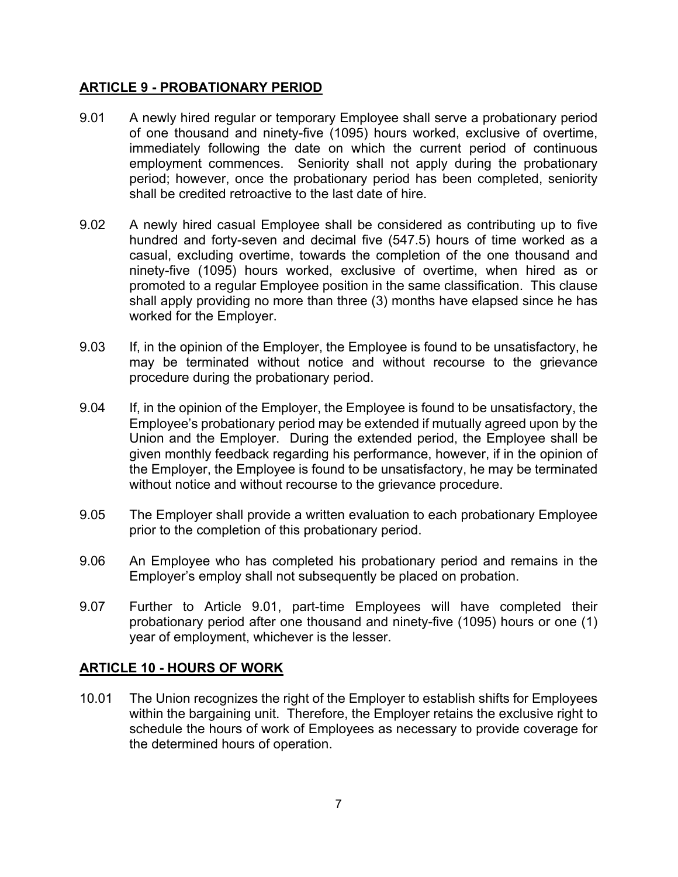## ARTICLE 9 - PROBATIONARY PERIOD

9.01 A newly hired regular or temporary Employee shall serve a probationary period of one thousand and ninety-five (1095) hours worked, exclusive of overtime, immediately following the date on which the current period of continuous employment commences. Seniority shall not apply during the probationary period; however, once the probationary period has been completed, seniority shall be credited retroactive to the last date of hire.

9.02 A newly hired casual Employee shall be considered as contributing up to five hundred and forty-seven and decimal five (547.5) hours of time worked as a casual, excluding overtime, towards the completion of the one thousand and ninety-five (1095) hours worked, exclusive of overtime, when hired as or promoted to a regular Employee position in the same classification. This clause shall apply providing no more than three (3) months have elapsed since he has worked for the Employer.

9.03 If, in the opinion of the Employer, the Employee is found to be unsatisfactory, he may be terminated without notice and without recourse to the grievance procedure during the probationary period.

9.04 If, in the opinion of the Employer, the Employee is found to be unsatisfactory, the Employee's probationary period may be extended if mutually agreed upon by the Union and the Employer. During the extended period, the Employee shall be given monthly feedback regarding his performance, however, if in the opinion of the Employer, the Employee is found to be unsatisfactory, he may be terminated without notice and without recourse to the grievance procedure.

9.05 The Employer shall provide a written evaluation to each probationary Employee prior to the completion of this probationary period.

9.06 An Employee who has completed his probationary period and remains in the Employer's employ shall not subsequently be placed on probation.

9.07 Further to Article 9.01, part-time Employees will have completed their probationary period after one thousand and ninety-five (1095) hours or one (1) year of employment, whichever is the lesser.

## ARTICLE 10 - HOURS OF WORK

10.01 The Union recognizes the right of the Employer to establish shifts for Employees within the bargaining unit. Therefore, the Employer retains the exclusive right to schedule the hours of work of Employees as necessary to provide coverage for the determined hours of operation.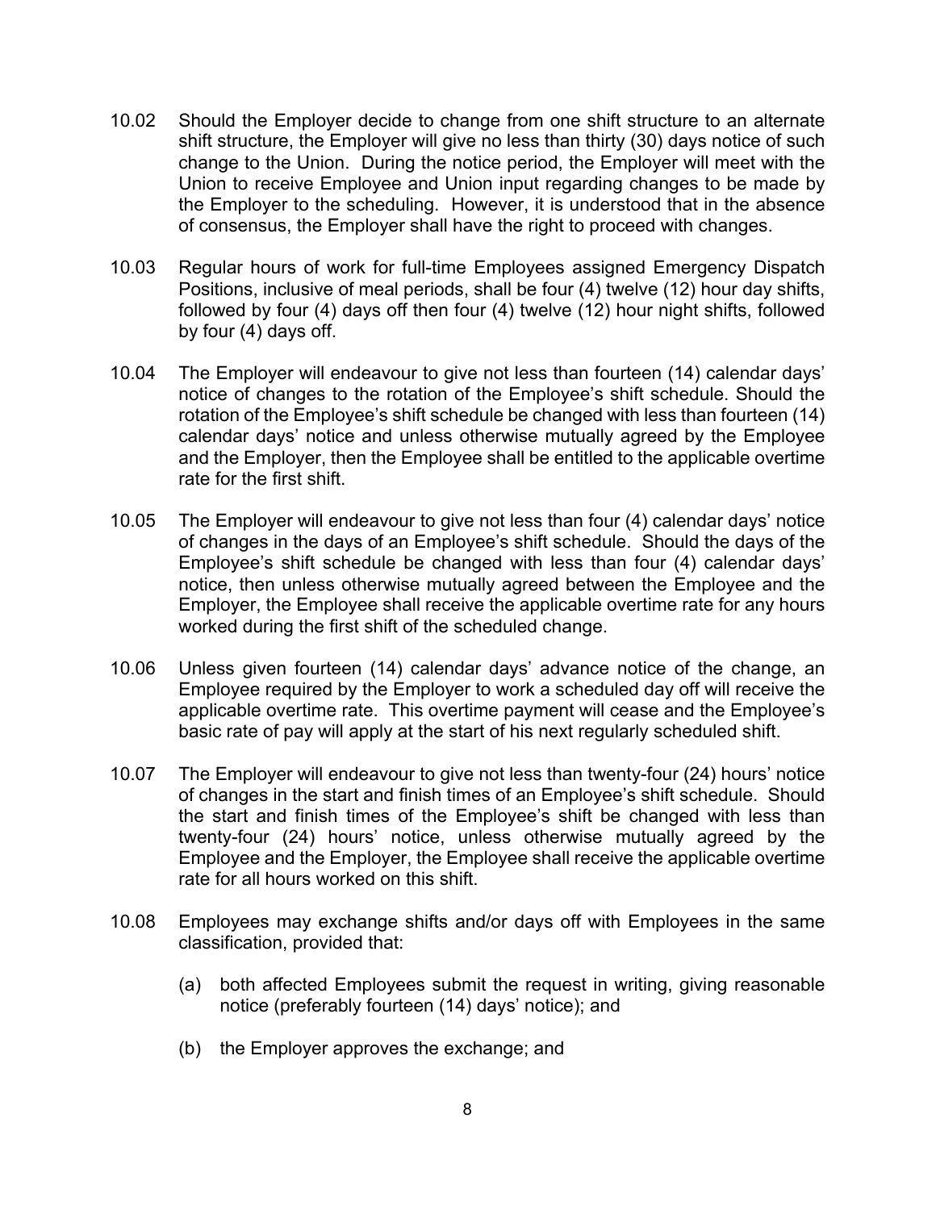10.02 Should the Employer decide to change from one shift structure to an alternate shift structure, the Employer will give no less than thirty (30) days notice of such change to the Union. During the notice period, the Employer will meet with the Union to receive Employee and Union input regarding changes to be made by the Employer to the scheduling. However, it is understood that in the absence of consensus, the Employer shall have the right to proceed with changes.

10.03 Regular hours of work for full-time Employees assigned Emergency Dispatch Positions, inclusive of meal periods, shall be four (4) twelve (12) hour day shifts, followed by four (4) days off then four (4) twelve (12) hour night shifts, followed by four (4) days off.

10.04 The Employer will endeavour to give not less than fourteen (14) calendar days' notice of changes to the rotation of the Employee's shift schedule. Should the rotation of the Employee's shift schedule be changed with less than fourteen (14) calendar days' notice and unless otherwise mutually agreed by the Employee and the Employer, then the Employee shall be entitled to the applicable overtime rate for the first shift.

10.05 The Employer will endeavour to give not less than four (4) calendar days' notice of changes in the days of an Employee's shift schedule. Should the days of the Employee's shift schedule be changed with less than four (4) calendar days' notice, then unless otherwise mutually agreed between the Employee and the Employer, the Employee shall receive the applicable overtime rate for any hours worked during the first shift of the scheduled change.

10.06 Unless given fourteen (14) calendar days' advance notice of the change, an Employee required by the Employer to work a scheduled day off will receive the applicable overtime rate. This overtime payment will cease and the Employee's basic rate of pay will apply at the start of his next regularly scheduled shift.

10.07 The Employer will endeavour to give not less than twenty-four (24) hours' notice of changes in the start and finish times of an Employee's shift schedule. Should the start and finish times of the Employee's shift be changed with less than twenty-four (24) hours' notice, unless otherwise mutually agreed by the Employee and the Employer, the Employee shall receive the applicable overtime rate for all hours worked on this shift.

10.08 Employees may exchange shifts and/or days off with Employees in the same classification, provided that:

(a) both affected Employees submit the request in writing, giving reasonable notice (preferably fourteen (14) days' notice); and

(b) the Employer approves the exchange; and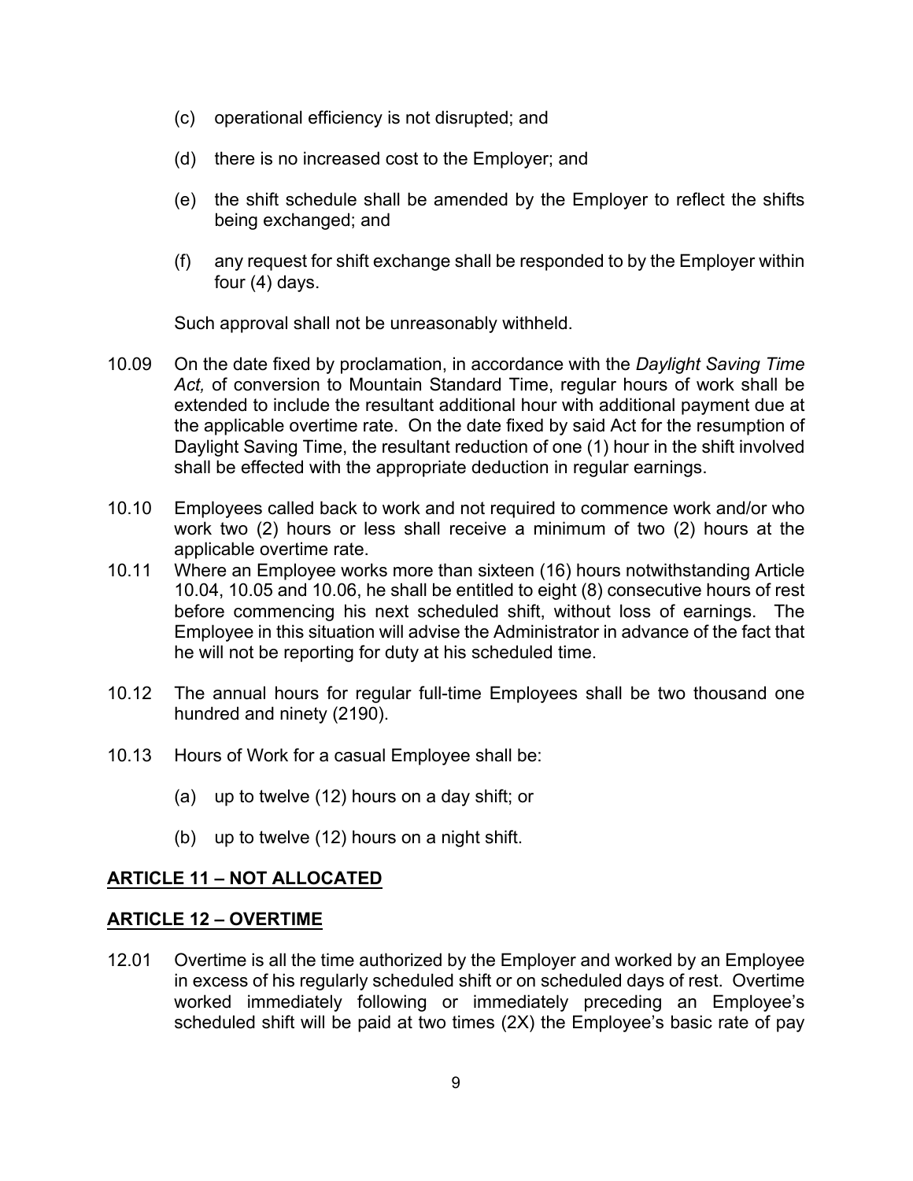(c) operational efficiency is not disrupted; and

(d) there is no increased cost to the Employer; and

(e) the shift schedule shall be amended by the Employer to reflect the shifts being exchanged; and

(f) any request for shift exchange shall be responded to by the Employer within four (4) days.

Such approval shall not be unreasonably withheld.

10.09 On the date fixed by proclamation, in accordance with the *Daylight Saving Time Act,* of conversion to Mountain Standard Time, regular hours of work shall be extended to include the resultant additional hour with additional payment due at the applicable overtime rate. On the date fixed by said Act for the resumption of Daylight Saving Time, the resultant reduction of one (1) hour in the shift involved shall be effected with the appropriate deduction in regular earnings.

10.10 Employees called back to work and not required to commence work and/or who work two (2) hours or less shall receive a minimum of two (2) hours at the applicable overtime rate.

10.11 Where an Employee works more than sixteen (16) hours notwithstanding Article 10.04, 10.05 and 10.06, he shall be entitled to eight (8) consecutive hours of rest before commencing his next scheduled shift, without loss of earnings. The Employee in this situation will advise the Administrator in advance of the fact that he will not be reporting for duty at his scheduled time.

10.12 The annual hours for regular full-time Employees shall be two thousand one hundred and ninety (2190).

10.13 Hours of Work for a casual Employee shall be:

(a) up to twelve (12) hours on a day shift; or

(b) up to twelve (12) hours on a night shift.

## ARTICLE 11 – NOT ALLOCATED

## ARTICLE 12 – OVERTIME

12.01 Overtime is all the time authorized by the Employer and worked by an Employee in excess of his regularly scheduled shift or on scheduled days of rest. Overtime worked immediately following or immediately preceding an Employee's scheduled shift will be paid at two times (2X) the Employee's basic rate of pay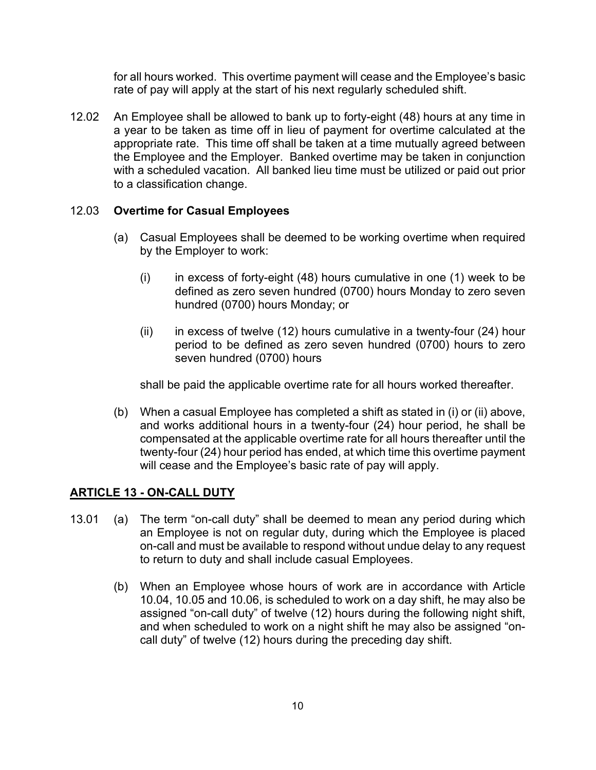for all hours worked. This overtime payment will cease and the Employee's basic rate of pay will apply at the start of his next regularly scheduled shift.

12.02 An Employee shall be allowed to bank up to forty-eight (48) hours at any time in a year to be taken as time off in lieu of payment for overtime calculated at the appropriate rate. This time off shall be taken at a time mutually agreed between the Employee and the Employer. Banked overtime may be taken in conjunction with a scheduled vacation. All banked lieu time must be utilized or paid out prior to a classification change.

12.03 **Overtime for Casual Employees**

(a) Casual Employees shall be deemed to be working overtime when required by the Employer to work:

(i) in excess of forty-eight (48) hours cumulative in one (1) week to be defined as zero seven hundred (0700) hours Monday to zero seven hundred (0700) hours Monday; or

(ii) in excess of twelve (12) hours cumulative in a twenty-four (24) hour period to be defined as zero seven hundred (0700) hours to zero seven hundred (0700) hours

shall be paid the applicable overtime rate for all hours worked thereafter.

(b) When a casual Employee has completed a shift as stated in (i) or (ii) above, and works additional hours in a twenty-four (24) hour period, he shall be compensated at the applicable overtime rate for all hours thereafter until the twenty-four (24) hour period has ended, at which time this overtime payment will cease and the Employee's basic rate of pay will apply.

## ARTICLE 13 - ON-CALL DUTY

13.01 (a) The term "on-call duty" shall be deemed to mean any period during which an Employee is not on regular duty, during which the Employee is placed on-call and must be available to respond without undue delay to any request to return to duty and shall include casual Employees.

(b) When an Employee whose hours of work are in accordance with Article 10.04, 10.05 and 10.06, is scheduled to work on a day shift, he may also be assigned "on-call duty" of twelve (12) hours during the following night shift, and when scheduled to work on a night shift he may also be assigned "on-call duty" of twelve (12) hours during the preceding day shift.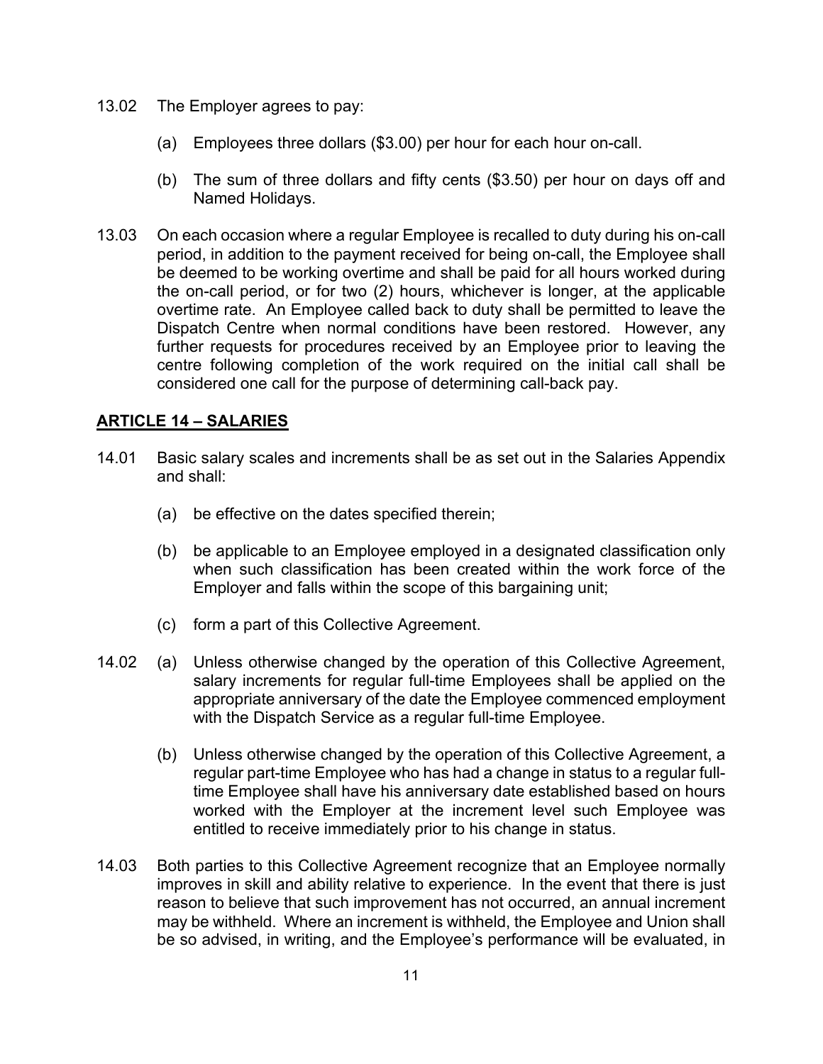13.02 The Employer agrees to pay:

(a) Employees three dollars ($3.00) per hour for each hour on-call.

(b) The sum of three dollars and fifty cents ($3.50) per hour on days off and Named Holidays.

13.03 On each occasion where a regular Employee is recalled to duty during his on-call period, in addition to the payment received for being on-call, the Employee shall be deemed to be working overtime and shall be paid for all hours worked during the on-call period, or for two (2) hours, whichever is longer, at the applicable overtime rate. An Employee called back to duty shall be permitted to leave the Dispatch Centre when normal conditions have been restored. However, any further requests for procedures received by an Employee prior to leaving the centre following completion of the work required on the initial call shall be considered one call for the purpose of determining call-back pay.

## ARTICLE 14 – SALARIES

14.01 Basic salary scales and increments shall be as set out in the Salaries Appendix and shall:

(a) be effective on the dates specified therein;

(b) be applicable to an Employee employed in a designated classification only when such classification has been created within the work force of the Employer and falls within the scope of this bargaining unit;

(c) form a part of this Collective Agreement.

14.02 (a) Unless otherwise changed by the operation of this Collective Agreement, salary increments for regular full-time Employees shall be applied on the appropriate anniversary of the date the Employee commenced employment with the Dispatch Service as a regular full-time Employee.

(b) Unless otherwise changed by the operation of this Collective Agreement, a regular part-time Employee who has had a change in status to a regular full-time Employee shall have his anniversary date established based on hours worked with the Employer at the increment level such Employee was entitled to receive immediately prior to his change in status.

14.03 Both parties to this Collective Agreement recognize that an Employee normally improves in skill and ability relative to experience. In the event that there is just reason to believe that such improvement has not occurred, an annual increment may be withheld. Where an increment is withheld, the Employee and Union shall be so advised, in writing, and the Employee's performance will be evaluated, in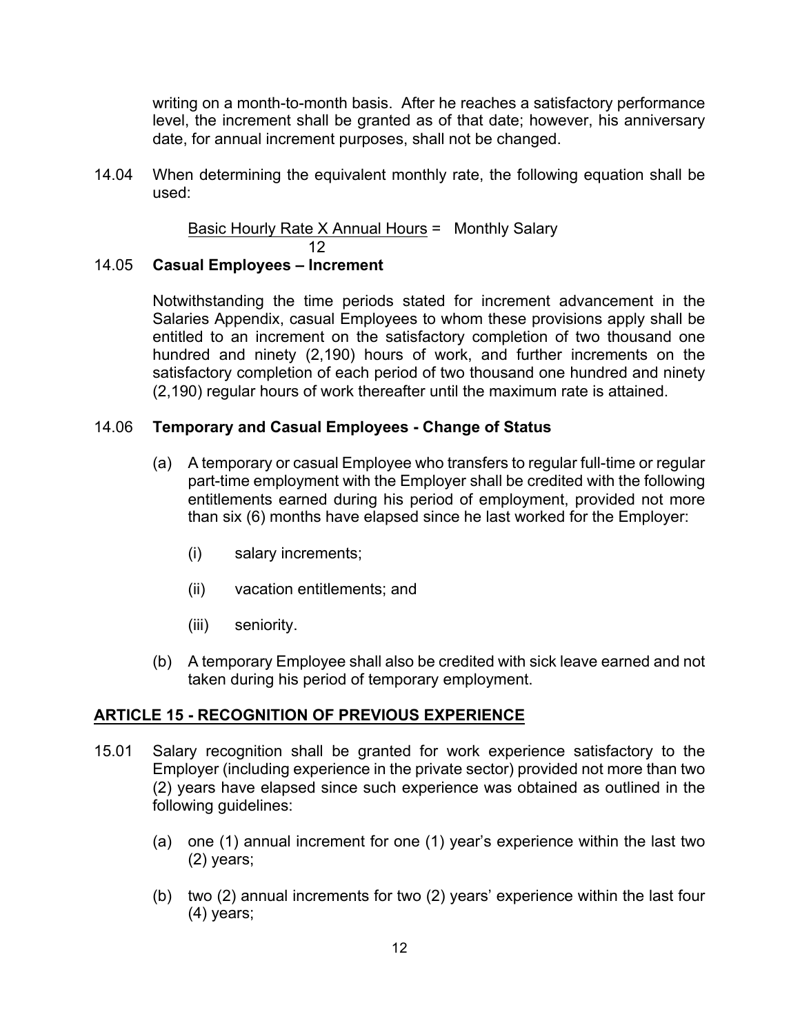writing on a month-to-month basis. After he reaches a satisfactory performance level, the increment shall be granted as of that date; however, his anniversary date, for annual increment purposes, shall not be changed.

14.04 When determining the equivalent monthly rate, the following equation shall be used:

$$\frac{\text{Basic Hourly Rate X Annual Hours}}{12} = \text{Monthly Salary}$$

### 14.05 Casual Employees – Increment

Notwithstanding the time periods stated for increment advancement in the Salaries Appendix, casual Employees to whom these provisions apply shall be entitled to an increment on the satisfactory completion of two thousand one hundred and ninety (2,190) hours of work, and further increments on the satisfactory completion of each period of two thousand one hundred and ninety (2,190) regular hours of work thereafter until the maximum rate is attained.

### 14.06 Temporary and Casual Employees - Change of Status

(a) A temporary or casual Employee who transfers to regular full-time or regular part-time employment with the Employer shall be credited with the following entitlements earned during his period of employment, provided not more than six (6) months have elapsed since he last worked for the Employer:

- (i) salary increments;
- (ii) vacation entitlements; and
- (iii) seniority.

(b) A temporary Employee shall also be credited with sick leave earned and not taken during his period of temporary employment.

## ARTICLE 15 - RECOGNITION OF PREVIOUS EXPERIENCE

15.01 Salary recognition shall be granted for work experience satisfactory to the Employer (including experience in the private sector) provided not more than two (2) years have elapsed since such experience was obtained as outlined in the following guidelines:

(a) one (1) annual increment for one (1) year's experience within the last two (2) years;

(b) two (2) annual increments for two (2) years' experience within the last four (4) years;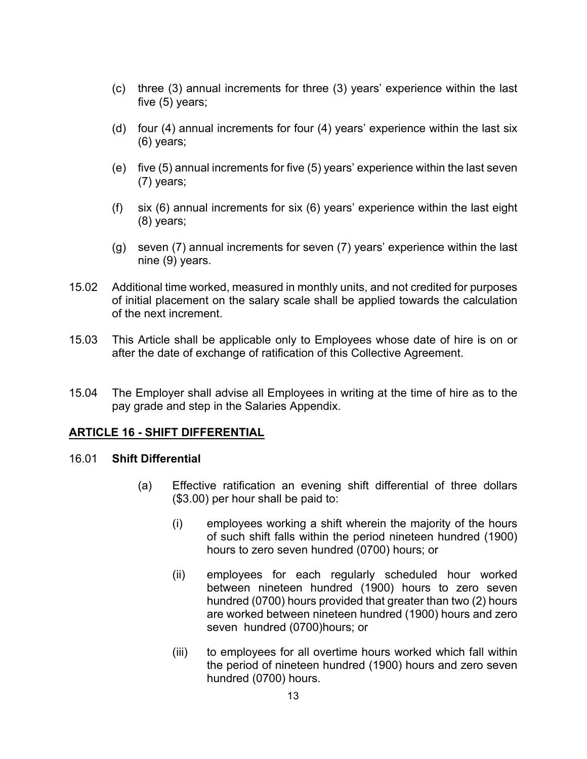(c) three (3) annual increments for three (3) years' experience within the last five (5) years;

(d) four (4) annual increments for four (4) years' experience within the last six (6) years;

(e) five (5) annual increments for five (5) years' experience within the last seven (7) years;

(f) six (6) annual increments for six (6) years' experience within the last eight (8) years;

(g) seven (7) annual increments for seven (7) years' experience within the last nine (9) years.

15.02 Additional time worked, measured in monthly units, and not credited for purposes of initial placement on the salary scale shall be applied towards the calculation of the next increment.

15.03 This Article shall be applicable only to Employees whose date of hire is on or after the date of exchange of ratification of this Collective Agreement.

15.04 The Employer shall advise all Employees in writing at the time of hire as to the pay grade and step in the Salaries Appendix.

## ARTICLE 16 - SHIFT DIFFERENTIAL

16.01 **Shift Differential**

(a) Effective ratification an evening shift differential of three dollars ($3.00) per hour shall be paid to:

(i) employees working a shift wherein the majority of the hours of such shift falls within the period nineteen hundred (1900) hours to zero seven hundred (0700) hours; or

(ii) employees for each regularly scheduled hour worked between nineteen hundred (1900) hours to zero seven hundred (0700) hours provided that greater than two (2) hours are worked between nineteen hundred (1900) hours and zero seven hundred (0700)hours; or

(iii) to employees for all overtime hours worked which fall within the period of nineteen hundred (1900) hours and zero seven hundred (0700) hours.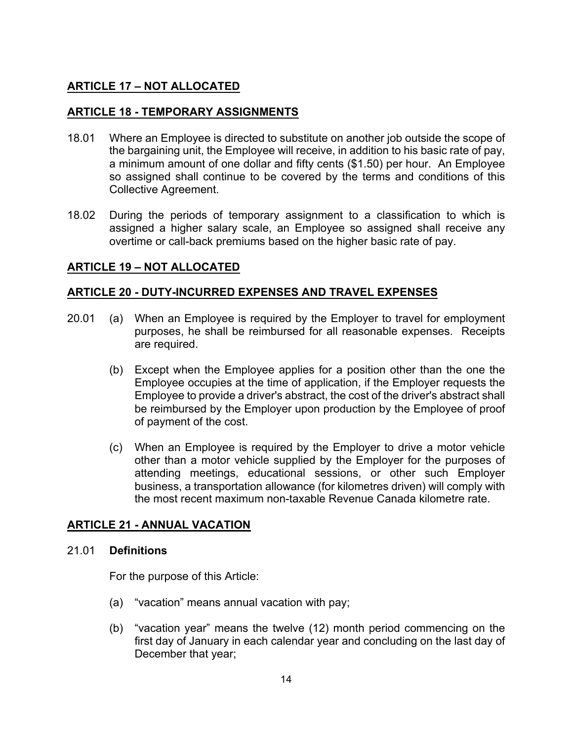## ARTICLE 17 – NOT ALLOCATED

## ARTICLE 18 - TEMPORARY ASSIGNMENTS

18.01 Where an Employee is directed to substitute on another job outside the scope of the bargaining unit, the Employee will receive, in addition to his basic rate of pay, a minimum amount of one dollar and fifty cents ($1.50) per hour. An Employee so assigned shall continue to be covered by the terms and conditions of this Collective Agreement.

18.02 During the periods of temporary assignment to a classification to which is assigned a higher salary scale, an Employee so assigned shall receive any overtime or call-back premiums based on the higher basic rate of pay.

## ARTICLE 19 – NOT ALLOCATED

## ARTICLE 20 - DUTY-INCURRED EXPENSES AND TRAVEL EXPENSES

20.01 (a) When an Employee is required by the Employer to travel for employment purposes, he shall be reimbursed for all reasonable expenses. Receipts are required.

(b) Except when the Employee applies for a position other than the one the Employee occupies at the time of application, if the Employer requests the Employee to provide a driver's abstract, the cost of the driver's abstract shall be reimbursed by the Employer upon production by the Employee of proof of payment of the cost.

(c) When an Employee is required by the Employer to drive a motor vehicle other than a motor vehicle supplied by the Employer for the purposes of attending meetings, educational sessions, or other such Employer business, a transportation allowance (for kilometres driven) will comply with the most recent maximum non-taxable Revenue Canada kilometre rate.

## ARTICLE 21 - ANNUAL VACATION

21.01 **Definitions**

For the purpose of this Article:

(a) “vacation” means annual vacation with pay;

(b) “vacation year” means the twelve (12) month period commencing on the first day of January in each calendar year and concluding on the last day of December that year;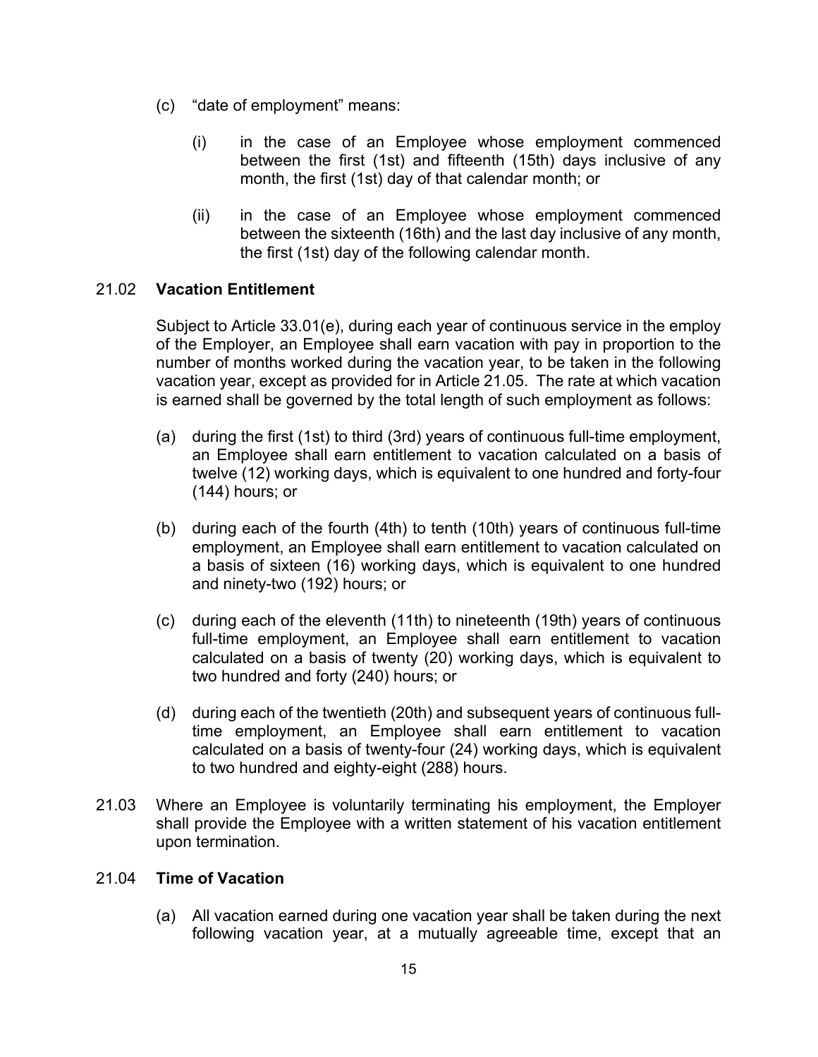(c) "date of employment" means:

  (i) in the case of an Employee whose employment commenced between the first (1st) and fifteenth (15th) days inclusive of any month, the first (1st) day of that calendar month; or

  (ii) in the case of an Employee whose employment commenced between the sixteenth (16th) and the last day inclusive of any month, the first (1st) day of the following calendar month.

21.02 **Vacation Entitlement**

Subject to Article 33.01(e), during each year of continuous service in the employ of the Employer, an Employee shall earn vacation with pay in proportion to the number of months worked during the vacation year, to be taken in the following vacation year, except as provided for in Article 21.05. The rate at which vacation is earned shall be governed by the total length of such employment as follows:

(a) during the first (1st) to third (3rd) years of continuous full-time employment, an Employee shall earn entitlement to vacation calculated on a basis of twelve (12) working days, which is equivalent to one hundred and forty-four (144) hours; or

(b) during each of the fourth (4th) to tenth (10th) years of continuous full-time employment, an Employee shall earn entitlement to vacation calculated on a basis of sixteen (16) working days, which is equivalent to one hundred and ninety-two (192) hours; or

(c) during each of the eleventh (11th) to nineteenth (19th) years of continuous full-time employment, an Employee shall earn entitlement to vacation calculated on a basis of twenty (20) working days, which is equivalent to two hundred and forty (240) hours; or

(d) during each of the twentieth (20th) and subsequent years of continuous full-time employment, an Employee shall earn entitlement to vacation calculated on a basis of twenty-four (24) working days, which is equivalent to two hundred and eighty-eight (288) hours.

21.03 Where an Employee is voluntarily terminating his employment, the Employer shall provide the Employee with a written statement of his vacation entitlement upon termination.

21.04 **Time of Vacation**

(a) All vacation earned during one vacation year shall be taken during the next following vacation year, at a mutually agreeable time, except that an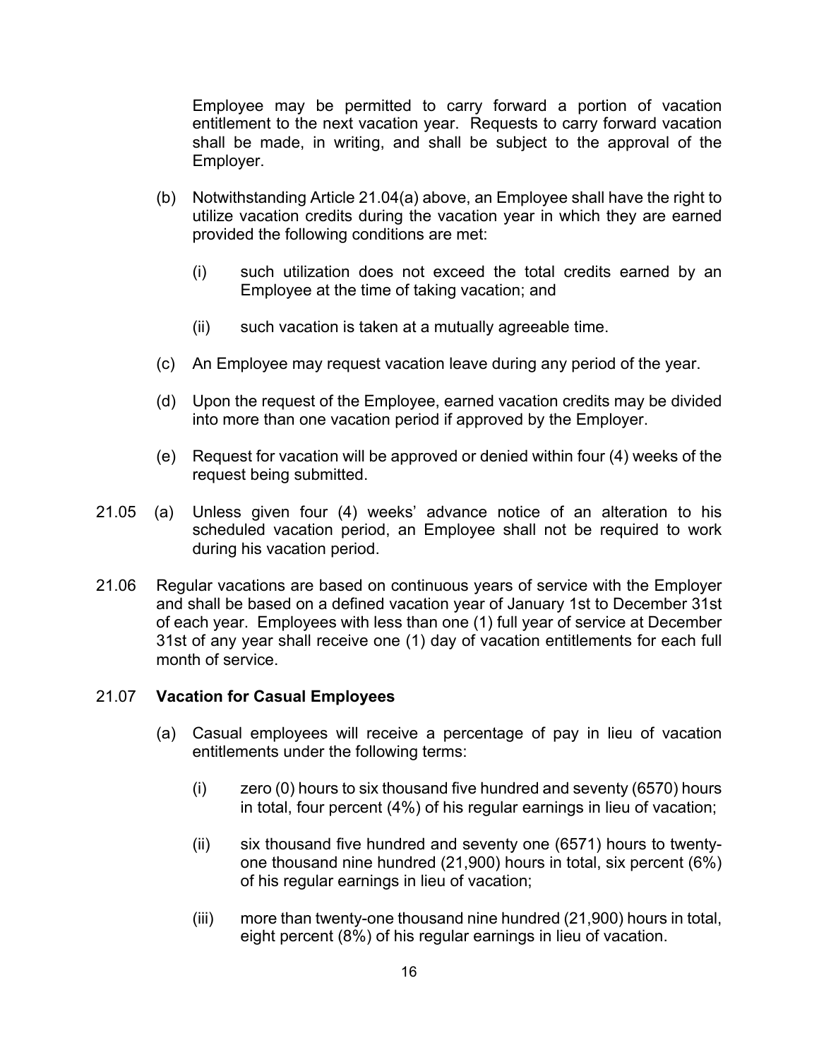Employee may be permitted to carry forward a portion of vacation entitlement to the next vacation year. Requests to carry forward vacation shall be made, in writing, and shall be subject to the approval of the Employer.

(b) Notwithstanding Article 21.04(a) above, an Employee shall have the right to utilize vacation credits during the vacation year in which they are earned provided the following conditions are met:

(i) such utilization does not exceed the total credits earned by an Employee at the time of taking vacation; and

(ii) such vacation is taken at a mutually agreeable time.

(c) An Employee may request vacation leave during any period of the year.

(d) Upon the request of the Employee, earned vacation credits may be divided into more than one vacation period if approved by the Employer.

(e) Request for vacation will be approved or denied within four (4) weeks of the request being submitted.

21.05 (a) Unless given four (4) weeks' advance notice of an alteration to his scheduled vacation period, an Employee shall not be required to work during his vacation period.

21.06 Regular vacations are based on continuous years of service with the Employer and shall be based on a defined vacation year of January 1st to December 31st of each year. Employees with less than one (1) full year of service at December 31st of any year shall receive one (1) day of vacation entitlements for each full month of service.

21.07 **Vacation for Casual Employees**

(a) Casual employees will receive a percentage of pay in lieu of vacation entitlements under the following terms:

(i) zero (0) hours to six thousand five hundred and seventy (6570) hours in total, four percent (4%) of his regular earnings in lieu of vacation;

(ii) six thousand five hundred and seventy one (6571) hours to twenty-one thousand nine hundred (21,900) hours in total, six percent (6%) of his regular earnings in lieu of vacation;

(iii) more than twenty-one thousand nine hundred (21,900) hours in total, eight percent (8%) of his regular earnings in lieu of vacation.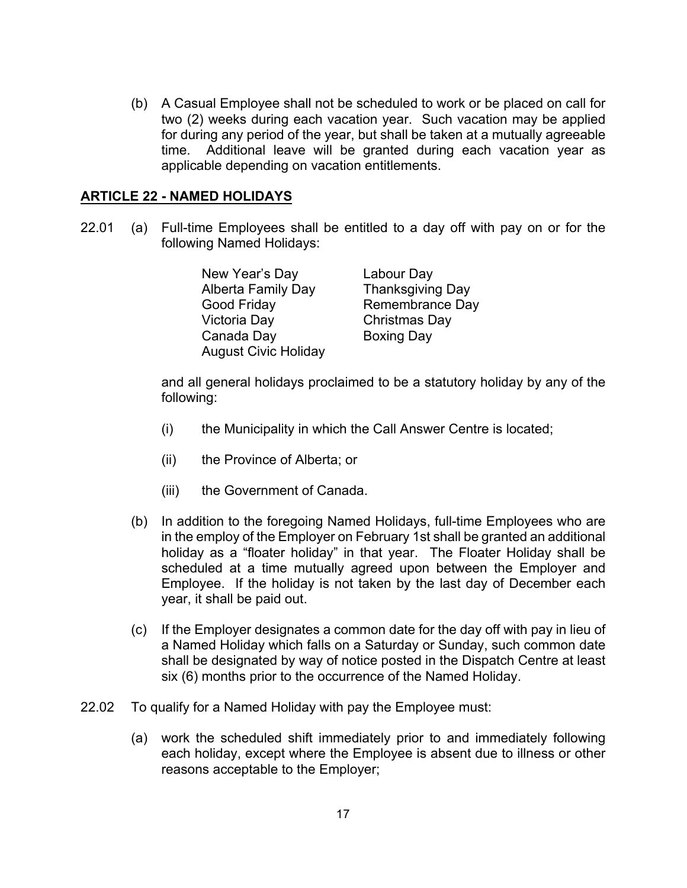(b) A Casual Employee shall not be scheduled to work or be placed on call for two (2) weeks during each vacation year. Such vacation may be applied for during any period of the year, but shall be taken at a mutually agreeable time. Additional leave will be granted during each vacation year as applicable depending on vacation entitlements.

## ARTICLE 22 - NAMED HOLIDAYS

22.01 (a) Full-time Employees shall be entitled to a day off with pay on or for the following Named Holidays:

| | |
|---|---|
| New Year's Day | Labour Day |
| Alberta Family Day | Thanksgiving Day |
| Good Friday | Remembrance Day |
| Victoria Day | Christmas Day |
| Canada Day | Boxing Day |
| August Civic Holiday | |

and all general holidays proclaimed to be a statutory holiday by any of the following:

(i) the Municipality in which the Call Answer Centre is located;

(ii) the Province of Alberta; or

(iii) the Government of Canada.

(b) In addition to the foregoing Named Holidays, full-time Employees who are in the employ of the Employer on February 1st shall be granted an additional holiday as a "floater holiday" in that year. The Floater Holiday shall be scheduled at a time mutually agreed upon between the Employer and Employee. If the holiday is not taken by the last day of December each year, it shall be paid out.

(c) If the Employer designates a common date for the day off with pay in lieu of a Named Holiday which falls on a Saturday or Sunday, such common date shall be designated by way of notice posted in the Dispatch Centre at least six (6) months prior to the occurrence of the Named Holiday.

22.02 To qualify for a Named Holiday with pay the Employee must:

(a) work the scheduled shift immediately prior to and immediately following each holiday, except where the Employee is absent due to illness or other reasons acceptable to the Employer;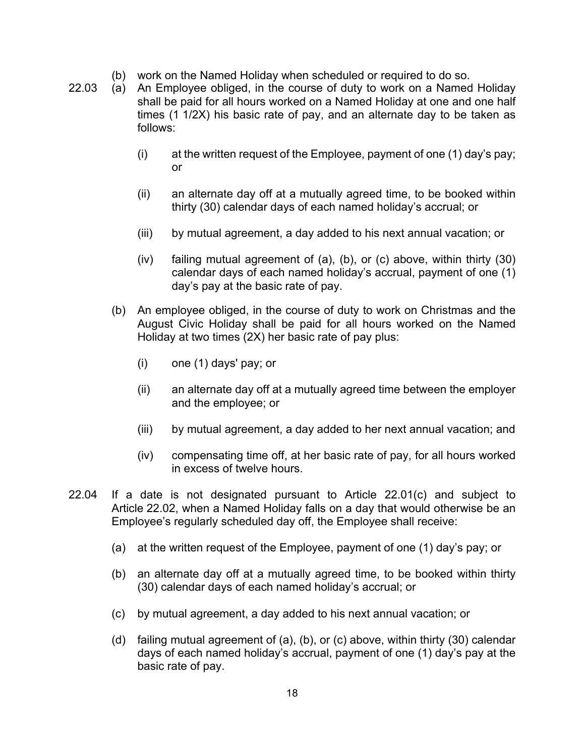(b) work on the Named Holiday when scheduled or required to do so.

22.03 (a) An Employee obliged, in the course of duty to work on a Named Holiday shall be paid for all hours worked on a Named Holiday at one and one half times (1 1/2X) his basic rate of pay, and an alternate day to be taken as follows:

(i) at the written request of the Employee, payment of one (1) day's pay; or

(ii) an alternate day off at a mutually agreed time, to be booked within thirty (30) calendar days of each named holiday's accrual; or

(iii) by mutual agreement, a day added to his next annual vacation; or

(iv) failing mutual agreement of (a), (b), or (c) above, within thirty (30) calendar days of each named holiday's accrual, payment of one (1) day's pay at the basic rate of pay.

(b) An employee obliged, in the course of duty to work on Christmas and the August Civic Holiday shall be paid for all hours worked on the Named Holiday at two times (2X) her basic rate of pay plus:

(i) one (1) days' pay; or

(ii) an alternate day off at a mutually agreed time between the employer and the employee; or

(iii) by mutual agreement, a day added to her next annual vacation; and

(iv) compensating time off, at her basic rate of pay, for all hours worked in excess of twelve hours.

22.04 If a date is not designated pursuant to Article 22.01(c) and subject to Article 22.02, when a Named Holiday falls on a day that would otherwise be an Employee's regularly scheduled day off, the Employee shall receive:

(a) at the written request of the Employee, payment of one (1) day's pay; or

(b) an alternate day off at a mutually agreed time, to be booked within thirty (30) calendar days of each named holiday's accrual; or

(c) by mutual agreement, a day added to his next annual vacation; or

(d) failing mutual agreement of (a), (b), or (c) above, within thirty (30) calendar days of each named holiday's accrual, payment of one (1) day's pay at the basic rate of pay.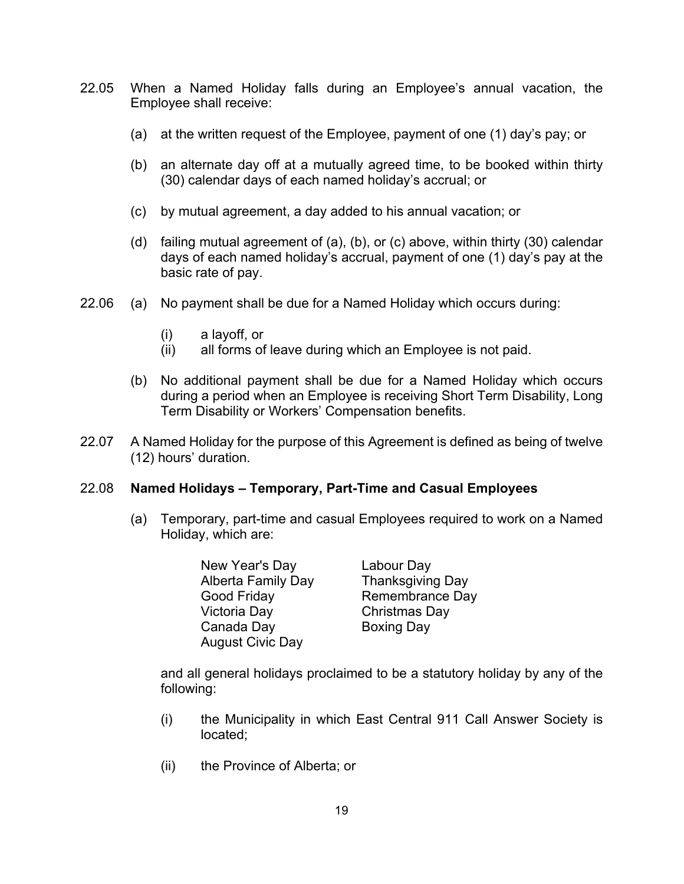22.05 When a Named Holiday falls during an Employee's annual vacation, the Employee shall receive:

(a) at the written request of the Employee, payment of one (1) day's pay; or

(b) an alternate day off at a mutually agreed time, to be booked within thirty (30) calendar days of each named holiday's accrual; or

(c) by mutual agreement, a day added to his annual vacation; or

(d) failing mutual agreement of (a), (b), or (c) above, within thirty (30) calendar days of each named holiday's accrual, payment of one (1) day's pay at the basic rate of pay.

22.06 (a) No payment shall be due for a Named Holiday which occurs during:

(i) a layoff, or
(ii) all forms of leave during which an Employee is not paid.

(b) No additional payment shall be due for a Named Holiday which occurs during a period when an Employee is receiving Short Term Disability, Long Term Disability or Workers' Compensation benefits.

22.07 A Named Holiday for the purpose of this Agreement is defined as being of twelve (12) hours' duration.

22.08 **Named Holidays – Temporary, Part-Time and Casual Employees**

(a) Temporary, part-time and casual Employees required to work on a Named Holiday, which are:

New Year's Day
Alberta Family Day
Good Friday
Victoria Day
Canada Day
August Civic Day
Labour Day
Thanksgiving Day
Remembrance Day
Christmas Day
Boxing Day

and all general holidays proclaimed to be a statutory holiday by any of the following:

(i) the Municipality in which East Central 911 Call Answer Society is located;

(ii) the Province of Alberta; or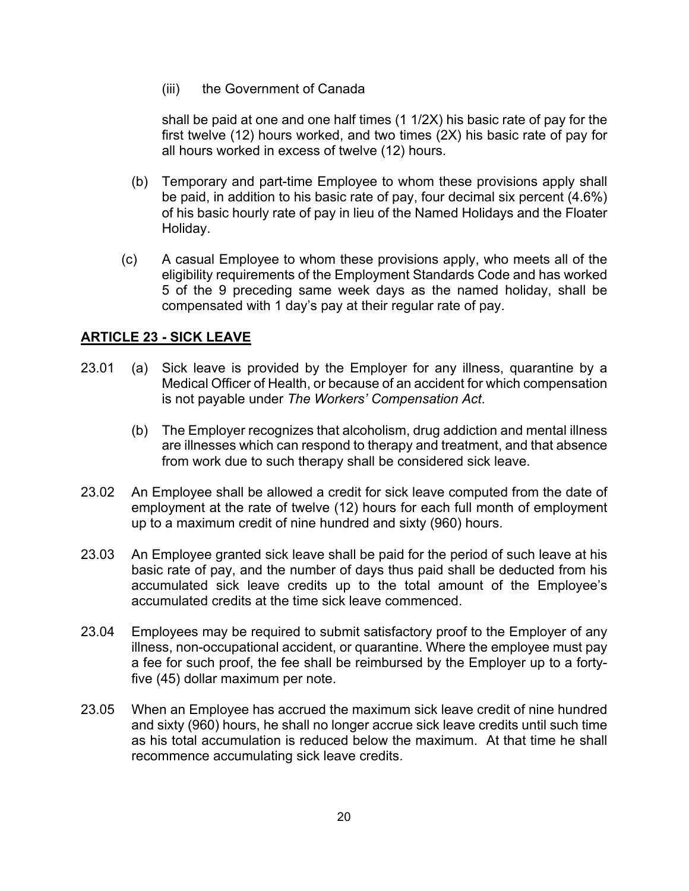(iii) the Government of Canada

shall be paid at one and one half times (1 1/2X) his basic rate of pay for the first twelve (12) hours worked, and two times (2X) his basic rate of pay for all hours worked in excess of twelve (12) hours.

(b) Temporary and part-time Employee to whom these provisions apply shall be paid, in addition to his basic rate of pay, four decimal six percent (4.6%) of his basic hourly rate of pay in lieu of the Named Holidays and the Floater Holiday.

(c) A casual Employee to whom these provisions apply, who meets all of the eligibility requirements of the Employment Standards Code and has worked 5 of the 9 preceding same week days as the named holiday, shall be compensated with 1 day's pay at their regular rate of pay.

## ARTICLE 23 - SICK LEAVE

23.01 (a) Sick leave is provided by the Employer for any illness, quarantine by a Medical Officer of Health, or because of an accident for which compensation is not payable under *The Workers' Compensation Act*.

(b) The Employer recognizes that alcoholism, drug addiction and mental illness are illnesses which can respond to therapy and treatment, and that absence from work due to such therapy shall be considered sick leave.

23.02 An Employee shall be allowed a credit for sick leave computed from the date of employment at the rate of twelve (12) hours for each full month of employment up to a maximum credit of nine hundred and sixty (960) hours.

23.03 An Employee granted sick leave shall be paid for the period of such leave at his basic rate of pay, and the number of days thus paid shall be deducted from his accumulated sick leave credits up to the total amount of the Employee's accumulated credits at the time sick leave commenced.

23.04 Employees may be required to submit satisfactory proof to the Employer of any illness, non-occupational accident, or quarantine. Where the employee must pay a fee for such proof, the fee shall be reimbursed by the Employer up to a forty-five (45) dollar maximum per note.

23.05 When an Employee has accrued the maximum sick leave credit of nine hundred and sixty (960) hours, he shall no longer accrue sick leave credits until such time as his total accumulation is reduced below the maximum. At that time he shall recommence accumulating sick leave credits.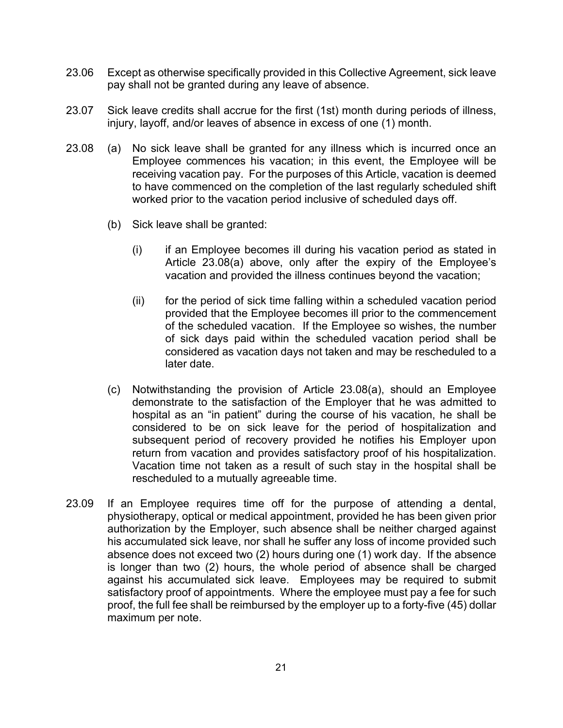23.06 Except as otherwise specifically provided in this Collective Agreement, sick leave pay shall not be granted during any leave of absence.

23.07 Sick leave credits shall accrue for the first (1st) month during periods of illness, injury, layoff, and/or leaves of absence in excess of one (1) month.

23.08 (a) No sick leave shall be granted for any illness which is incurred once an Employee commences his vacation; in this event, the Employee will be receiving vacation pay. For the purposes of this Article, vacation is deemed to have commenced on the completion of the last regularly scheduled shift worked prior to the vacation period inclusive of scheduled days off.

(b) Sick leave shall be granted:

(i) if an Employee becomes ill during his vacation period as stated in Article 23.08(a) above, only after the expiry of the Employee's vacation and provided the illness continues beyond the vacation;

(ii) for the period of sick time falling within a scheduled vacation period provided that the Employee becomes ill prior to the commencement of the scheduled vacation. If the Employee so wishes, the number of sick days paid within the scheduled vacation period shall be considered as vacation days not taken and may be rescheduled to a later date.

(c) Notwithstanding the provision of Article 23.08(a), should an Employee demonstrate to the satisfaction of the Employer that he was admitted to hospital as an "in patient" during the course of his vacation, he shall be considered to be on sick leave for the period of hospitalization and subsequent period of recovery provided he notifies his Employer upon return from vacation and provides satisfactory proof of his hospitalization. Vacation time not taken as a result of such stay in the hospital shall be rescheduled to a mutually agreeable time.

23.09 If an Employee requires time off for the purpose of attending a dental, physiotherapy, optical or medical appointment, provided he has been given prior authorization by the Employer, such absence shall be neither charged against his accumulated sick leave, nor shall he suffer any loss of income provided such absence does not exceed two (2) hours during one (1) work day. If the absence is longer than two (2) hours, the whole period of absence shall be charged against his accumulated sick leave. Employees may be required to submit satisfactory proof of appointments. Where the employee must pay a fee for such proof, the full fee shall be reimbursed by the employer up to a forty-five (45) dollar maximum per note.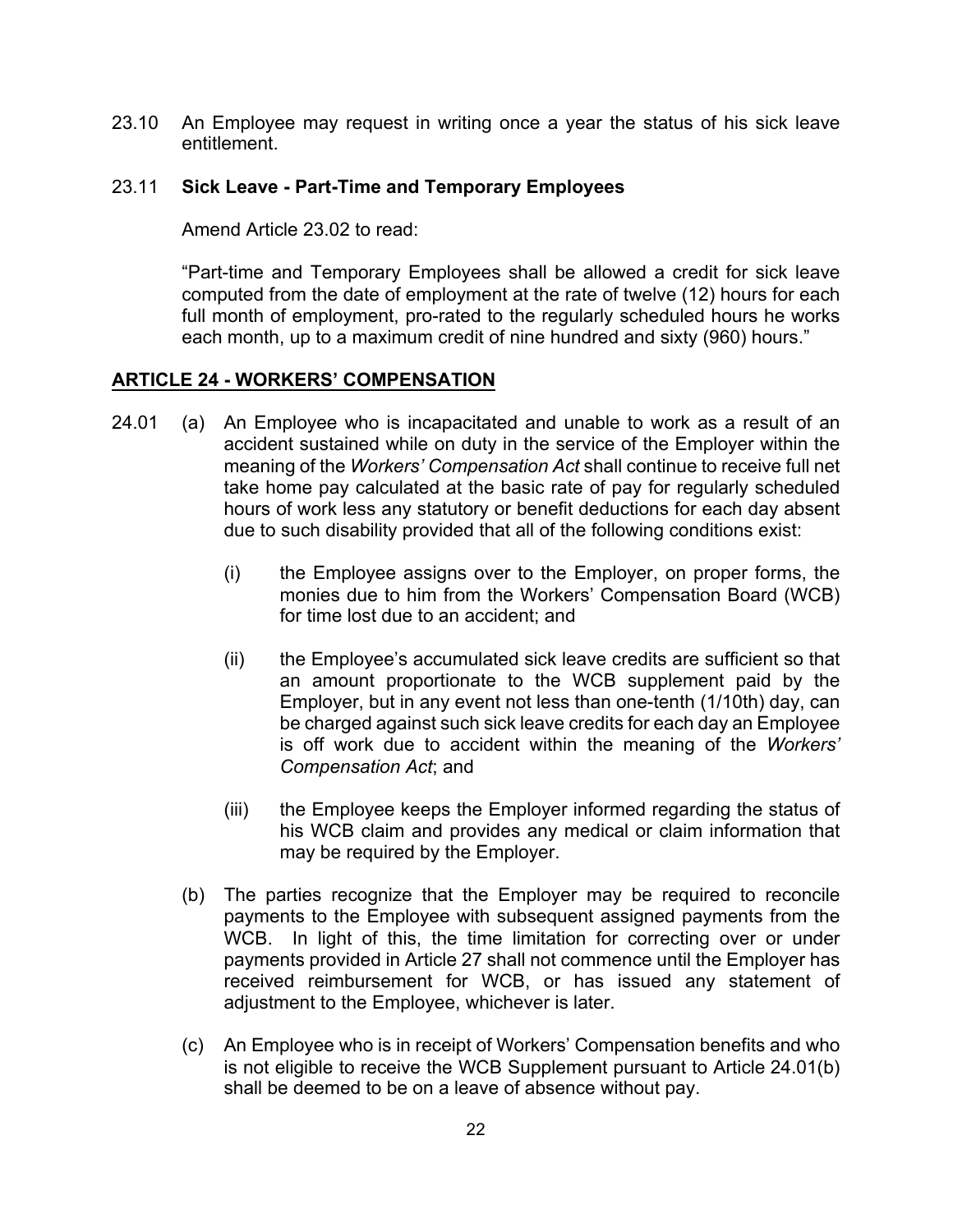23.10 An Employee may request in writing once a year the status of his sick leave entitlement.

23.11 **Sick Leave - Part-Time and Temporary Employees**

Amend Article 23.02 to read:

"Part-time and Temporary Employees shall be allowed a credit for sick leave computed from the date of employment at the rate of twelve (12) hours for each full month of employment, pro-rated to the regularly scheduled hours he works each month, up to a maximum credit of nine hundred and sixty (960) hours."

## ARTICLE 24 - WORKERS' COMPENSATION

24.01 (a) An Employee who is incapacitated and unable to work as a result of an accident sustained while on duty in the service of the Employer within the meaning of the *Workers' Compensation Act* shall continue to receive full net take home pay calculated at the basic rate of pay for regularly scheduled hours of work less any statutory or benefit deductions for each day absent due to such disability provided that all of the following conditions exist:

(i) the Employee assigns over to the Employer, on proper forms, the monies due to him from the Workers' Compensation Board (WCB) for time lost due to an accident; and

(ii) the Employee's accumulated sick leave credits are sufficient so that an amount proportionate to the WCB supplement paid by the Employer, but in any event not less than one-tenth (1/10th) day, can be charged against such sick leave credits for each day an Employee is off work due to accident within the meaning of the *Workers' Compensation Act*; and

(iii) the Employee keeps the Employer informed regarding the status of his WCB claim and provides any medical or claim information that may be required by the Employer.

(b) The parties recognize that the Employer may be required to reconcile payments to the Employee with subsequent assigned payments from the WCB. In light of this, the time limitation for correcting over or under payments provided in Article 27 shall not commence until the Employer has received reimbursement for WCB, or has issued any statement of adjustment to the Employee, whichever is later.

(c) An Employee who is in receipt of Workers' Compensation benefits and who is not eligible to receive the WCB Supplement pursuant to Article 24.01(b) shall be deemed to be on a leave of absence without pay.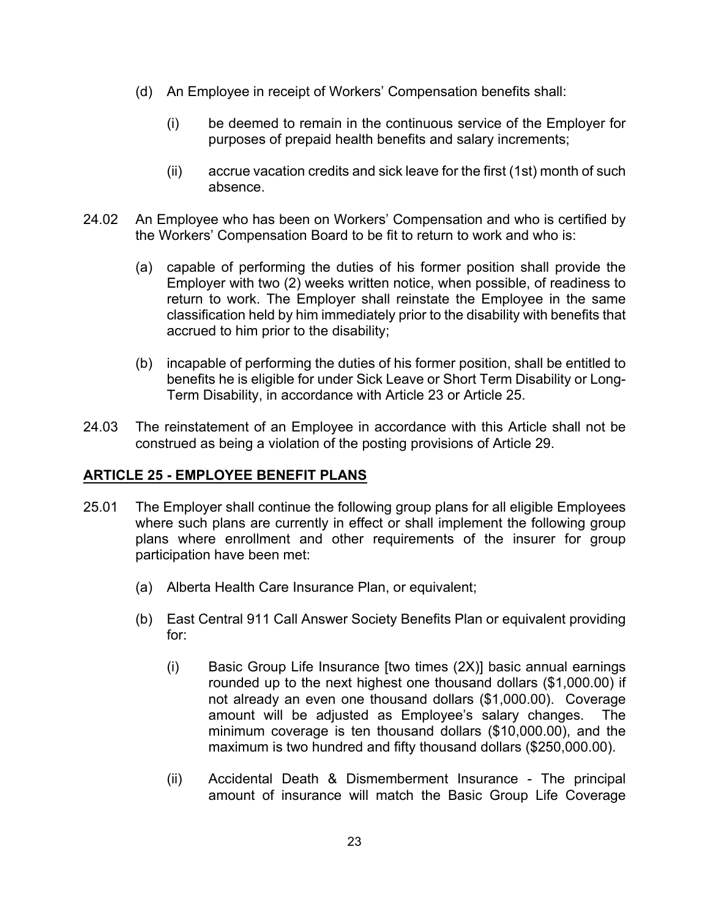(d) An Employee in receipt of Workers' Compensation benefits shall:

   (i) be deemed to remain in the continuous service of the Employer for purposes of prepaid health benefits and salary increments;

   (ii) accrue vacation credits and sick leave for the first (1st) month of such absence.

24.02 An Employee who has been on Workers' Compensation and who is certified by the Workers' Compensation Board to be fit to return to work and who is:

(a) capable of performing the duties of his former position shall provide the Employer with two (2) weeks written notice, when possible, of readiness to return to work. The Employer shall reinstate the Employee in the same classification held by him immediately prior to the disability with benefits that accrued to him prior to the disability;

(b) incapable of performing the duties of his former position, shall be entitled to benefits he is eligible for under Sick Leave or Short Term Disability or Long-Term Disability, in accordance with Article 23 or Article 25.

24.03 The reinstatement of an Employee in accordance with this Article shall not be construed as being a violation of the posting provisions of Article 29.

## ARTICLE 25 - EMPLOYEE BENEFIT PLANS

25.01 The Employer shall continue the following group plans for all eligible Employees where such plans are currently in effect or shall implement the following group plans where enrollment and other requirements of the insurer for group participation have been met:

(a) Alberta Health Care Insurance Plan, or equivalent;

(b) East Central 911 Call Answer Society Benefits Plan or equivalent providing for:

   (i) Basic Group Life Insurance [two times (2X)] basic annual earnings rounded up to the next highest one thousand dollars ($1,000.00) if not already an even one thousand dollars ($1,000.00). Coverage amount will be adjusted as Employee's salary changes. The minimum coverage is ten thousand dollars ($10,000.00), and the maximum is two hundred and fifty thousand dollars ($250,000.00).

   (ii) Accidental Death & Dismemberment Insurance - The principal amount of insurance will match the Basic Group Life Coverage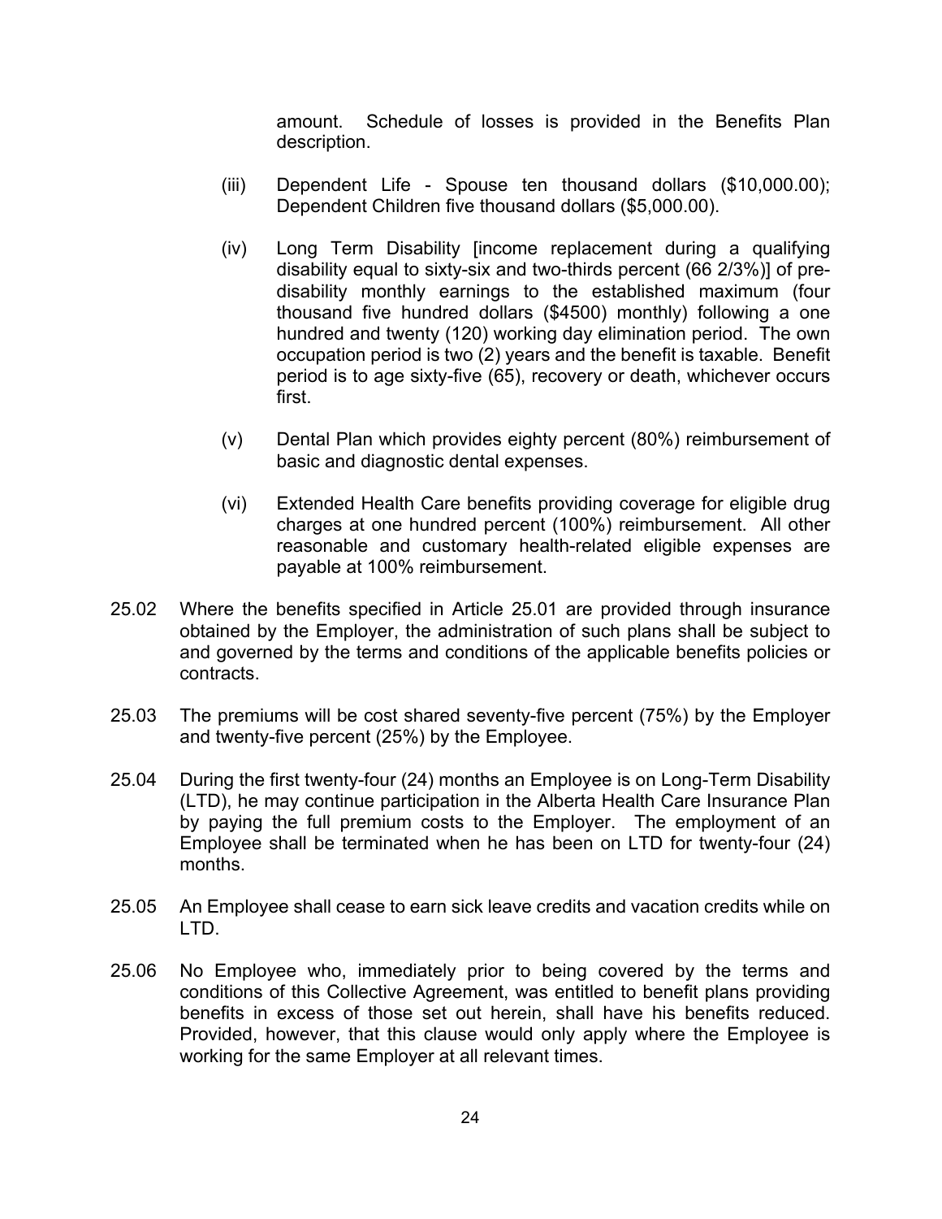amount. Schedule of losses is provided in the Benefits Plan description.

(iii) Dependent Life - Spouse ten thousand dollars ($10,000.00); Dependent Children five thousand dollars ($5,000.00).

(iv) Long Term Disability [income replacement during a qualifying disability equal to sixty-six and two-thirds percent (66 2/3%)] of pre-disability monthly earnings to the established maximum (four thousand five hundred dollars ($4500) monthly) following a one hundred and twenty (120) working day elimination period. The own occupation period is two (2) years and the benefit is taxable. Benefit period is to age sixty-five (65), recovery or death, whichever occurs first.

(v) Dental Plan which provides eighty percent (80%) reimbursement of basic and diagnostic dental expenses.

(vi) Extended Health Care benefits providing coverage for eligible drug charges at one hundred percent (100%) reimbursement. All other reasonable and customary health-related eligible expenses are payable at 100% reimbursement.

25.02 Where the benefits specified in Article 25.01 are provided through insurance obtained by the Employer, the administration of such plans shall be subject to and governed by the terms and conditions of the applicable benefits policies or contracts.

25.03 The premiums will be cost shared seventy-five percent (75%) by the Employer and twenty-five percent (25%) by the Employee.

25.04 During the first twenty-four (24) months an Employee is on Long-Term Disability (LTD), he may continue participation in the Alberta Health Care Insurance Plan by paying the full premium costs to the Employer. The employment of an Employee shall be terminated when he has been on LTD for twenty-four (24) months.

25.05 An Employee shall cease to earn sick leave credits and vacation credits while on LTD.

25.06 No Employee who, immediately prior to being covered by the terms and conditions of this Collective Agreement, was entitled to benefit plans providing benefits in excess of those set out herein, shall have his benefits reduced. Provided, however, that this clause would only apply where the Employee is working for the same Employer at all relevant times.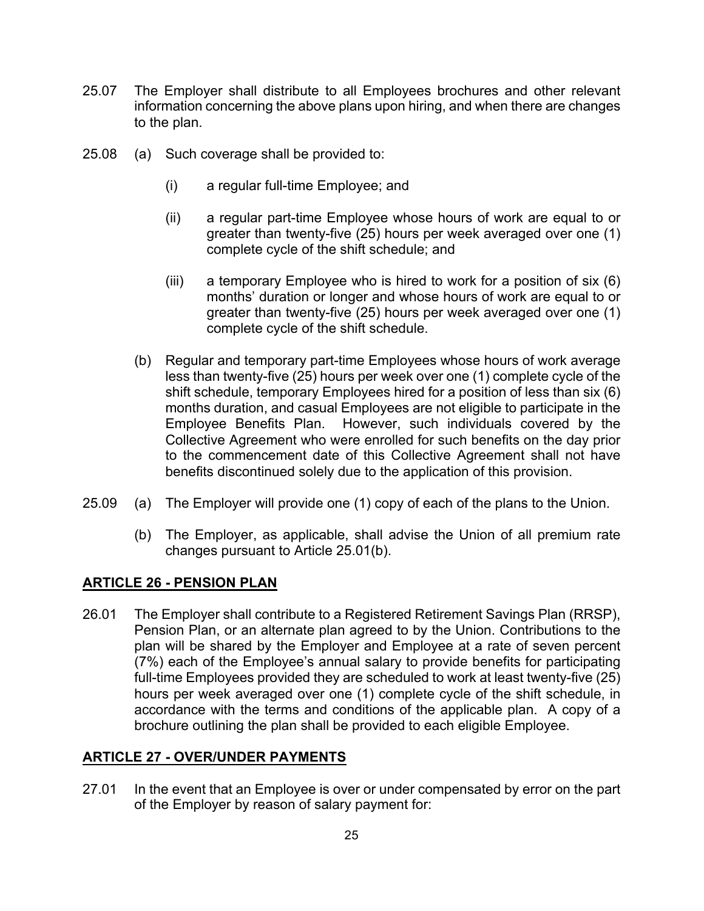25.07 The Employer shall distribute to all Employees brochures and other relevant information concerning the above plans upon hiring, and when there are changes to the plan.

25.08 (a) Such coverage shall be provided to:

  (i) a regular full-time Employee; and

  (ii) a regular part-time Employee whose hours of work are equal to or greater than twenty-five (25) hours per week averaged over one (1) complete cycle of the shift schedule; and

  (iii) a temporary Employee who is hired to work for a position of six (6) months' duration or longer and whose hours of work are equal to or greater than twenty-five (25) hours per week averaged over one (1) complete cycle of the shift schedule.

 (b) Regular and temporary part-time Employees whose hours of work average less than twenty-five (25) hours per week over one (1) complete cycle of the shift schedule, temporary Employees hired for a position of less than six (6) months duration, and casual Employees are not eligible to participate in the Employee Benefits Plan. However, such individuals covered by the Collective Agreement who were enrolled for such benefits on the day prior to the commencement date of this Collective Agreement shall not have benefits discontinued solely due to the application of this provision.

25.09 (a) The Employer will provide one (1) copy of each of the plans to the Union.

 (b) The Employer, as applicable, shall advise the Union of all premium rate changes pursuant to Article 25.01(b).

## ARTICLE 26 - PENSION PLAN

26.01 The Employer shall contribute to a Registered Retirement Savings Plan (RRSP), Pension Plan, or an alternate plan agreed to by the Union. Contributions to the plan will be shared by the Employer and Employee at a rate of seven percent (7%) each of the Employee's annual salary to provide benefits for participating full-time Employees provided they are scheduled to work at least twenty-five (25) hours per week averaged over one (1) complete cycle of the shift schedule, in accordance with the terms and conditions of the applicable plan. A copy of a brochure outlining the plan shall be provided to each eligible Employee.

## ARTICLE 27 - OVER/UNDER PAYMENTS

27.01 In the event that an Employee is over or under compensated by error on the part of the Employer by reason of salary payment for: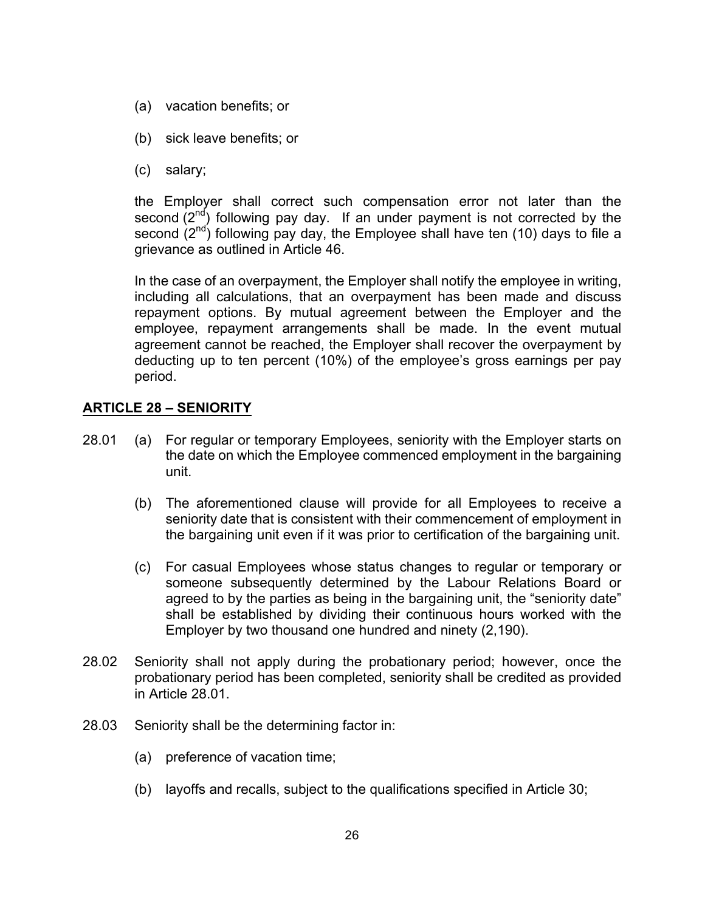(a) vacation benefits; or

(b) sick leave benefits; or

(c) salary;

the Employer shall correct such compensation error not later than the second (2nd) following pay day. If an under payment is not corrected by the second (2nd) following pay day, the Employee shall have ten (10) days to file a grievance as outlined in Article 46.

In the case of an overpayment, the Employer shall notify the employee in writing, including all calculations, that an overpayment has been made and discuss repayment options. By mutual agreement between the Employer and the employee, repayment arrangements shall be made. In the event mutual agreement cannot be reached, the Employer shall recover the overpayment by deducting up to ten percent (10%) of the employee's gross earnings per pay period.

## ARTICLE 28 – SENIORITY

28.01 (a) For regular or temporary Employees, seniority with the Employer starts on the date on which the Employee commenced employment in the bargaining unit.

(b) The aforementioned clause will provide for all Employees to receive a seniority date that is consistent with their commencement of employment in the bargaining unit even if it was prior to certification of the bargaining unit.

(c) For casual Employees whose status changes to regular or temporary or someone subsequently determined by the Labour Relations Board or agreed to by the parties as being in the bargaining unit, the "seniority date" shall be established by dividing their continuous hours worked with the Employer by two thousand one hundred and ninety (2,190).

28.02 Seniority shall not apply during the probationary period; however, once the probationary period has been completed, seniority shall be credited as provided in Article 28.01.

28.03 Seniority shall be the determining factor in:

(a) preference of vacation time;

(b) layoffs and recalls, subject to the qualifications specified in Article 30;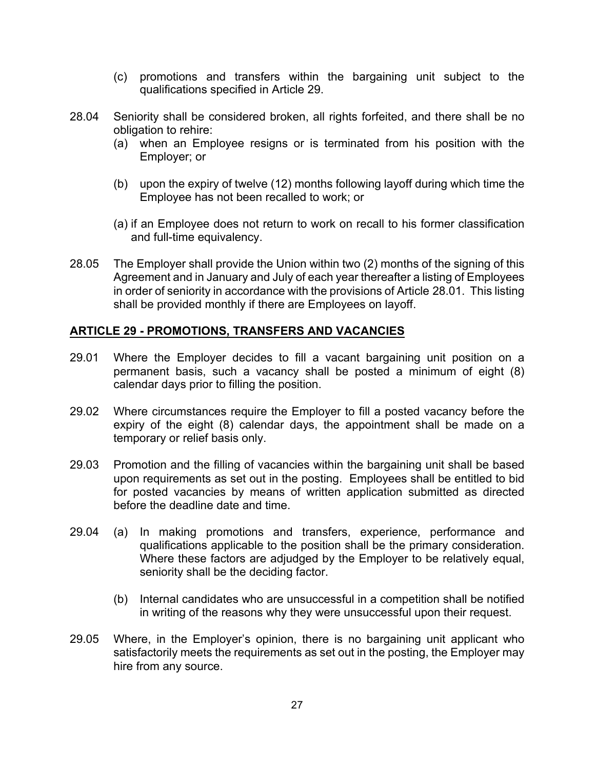(c) promotions and transfers within the bargaining unit subject to the qualifications specified in Article 29.

28.04 Seniority shall be considered broken, all rights forfeited, and there shall be no obligation to rehire:

(a) when an Employee resigns or is terminated from his position with the Employer; or

(b) upon the expiry of twelve (12) months following layoff during which time the Employee has not been recalled to work; or

(a) if an Employee does not return to work on recall to his former classification and full-time equivalency.

28.05 The Employer shall provide the Union within two (2) months of the signing of this Agreement and in January and July of each year thereafter a listing of Employees in order of seniority in accordance with the provisions of Article 28.01. This listing shall be provided monthly if there are Employees on layoff.

## ARTICLE 29 - PROMOTIONS, TRANSFERS AND VACANCIES

29.01 Where the Employer decides to fill a vacant bargaining unit position on a permanent basis, such a vacancy shall be posted a minimum of eight (8) calendar days prior to filling the position.

29.02 Where circumstances require the Employer to fill a posted vacancy before the expiry of the eight (8) calendar days, the appointment shall be made on a temporary or relief basis only.

29.03 Promotion and the filling of vacancies within the bargaining unit shall be based upon requirements as set out in the posting. Employees shall be entitled to bid for posted vacancies by means of written application submitted as directed before the deadline date and time.

29.04 (a) In making promotions and transfers, experience, performance and qualifications applicable to the position shall be the primary consideration. Where these factors are adjudged by the Employer to be relatively equal, seniority shall be the deciding factor.

(b) Internal candidates who are unsuccessful in a competition shall be notified in writing of the reasons why they were unsuccessful upon their request.

29.05 Where, in the Employer's opinion, there is no bargaining unit applicant who satisfactorily meets the requirements as set out in the posting, the Employer may hire from any source.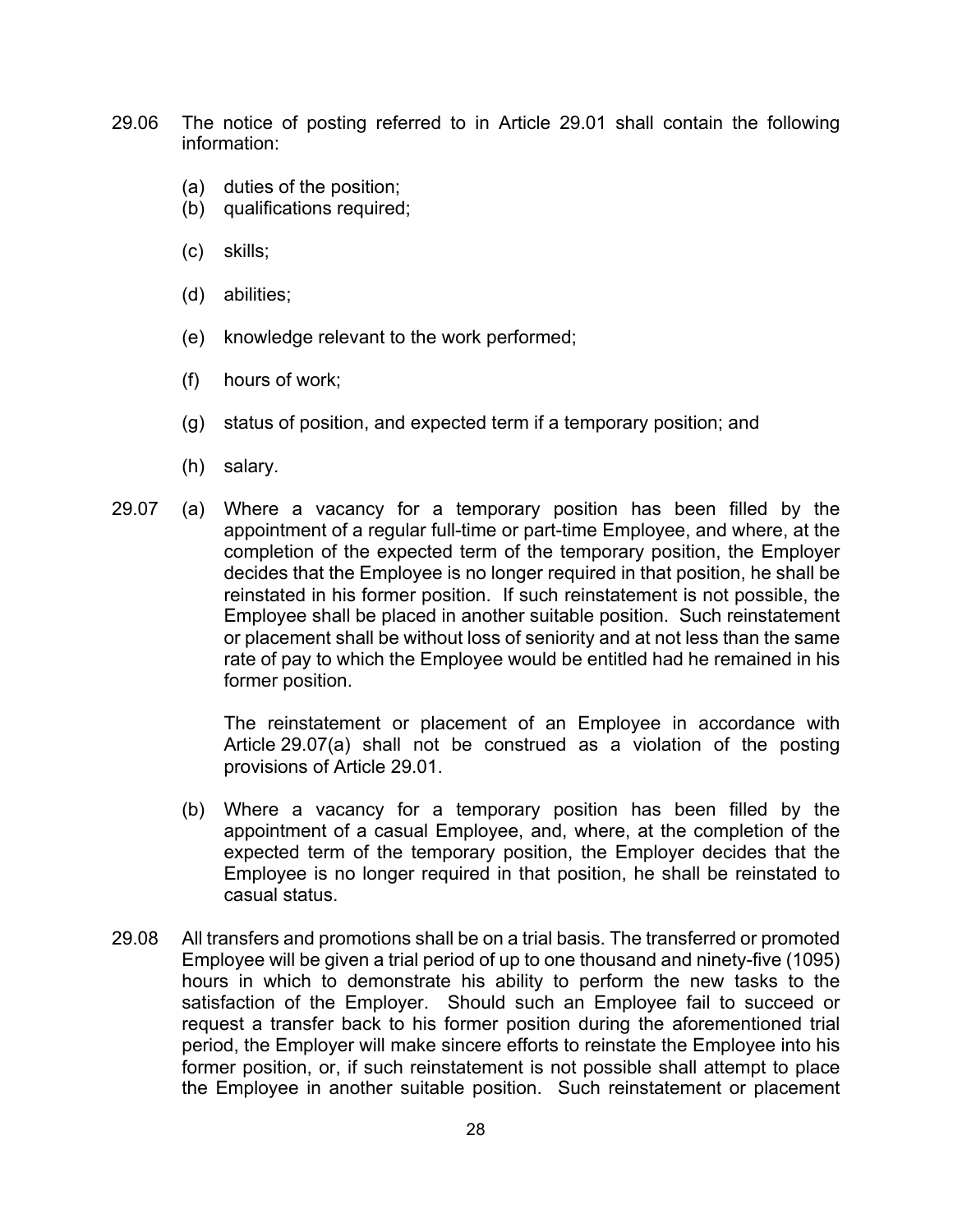29.06 The notice of posting referred to in Article 29.01 shall contain the following information:

(a) duties of the position;
(b) qualifications required;

(c) skills;

(d) abilities;

(e) knowledge relevant to the work performed;

(f) hours of work;

(g) status of position, and expected term if a temporary position; and

(h) salary.

29.07 (a) Where a vacancy for a temporary position has been filled by the appointment of a regular full-time or part-time Employee, and where, at the completion of the expected term of the temporary position, the Employer decides that the Employee is no longer required in that position, he shall be reinstated in his former position. If such reinstatement is not possible, the Employee shall be placed in another suitable position. Such reinstatement or placement shall be without loss of seniority and at not less than the same rate of pay to which the Employee would be entitled had he remained in his former position.

The reinstatement or placement of an Employee in accordance with Article 29.07(a) shall not be construed as a violation of the posting provisions of Article 29.01.

(b) Where a vacancy for a temporary position has been filled by the appointment of a casual Employee, and, where, at the completion of the expected term of the temporary position, the Employer decides that the Employee is no longer required in that position, he shall be reinstated to casual status.

29.08 All transfers and promotions shall be on a trial basis. The transferred or promoted Employee will be given a trial period of up to one thousand and ninety-five (1095) hours in which to demonstrate his ability to perform the new tasks to the satisfaction of the Employer. Should such an Employee fail to succeed or request a transfer back to his former position during the aforementioned trial period, the Employer will make sincere efforts to reinstate the Employee into his former position, or, if such reinstatement is not possible shall attempt to place the Employee in another suitable position. Such reinstatement or placement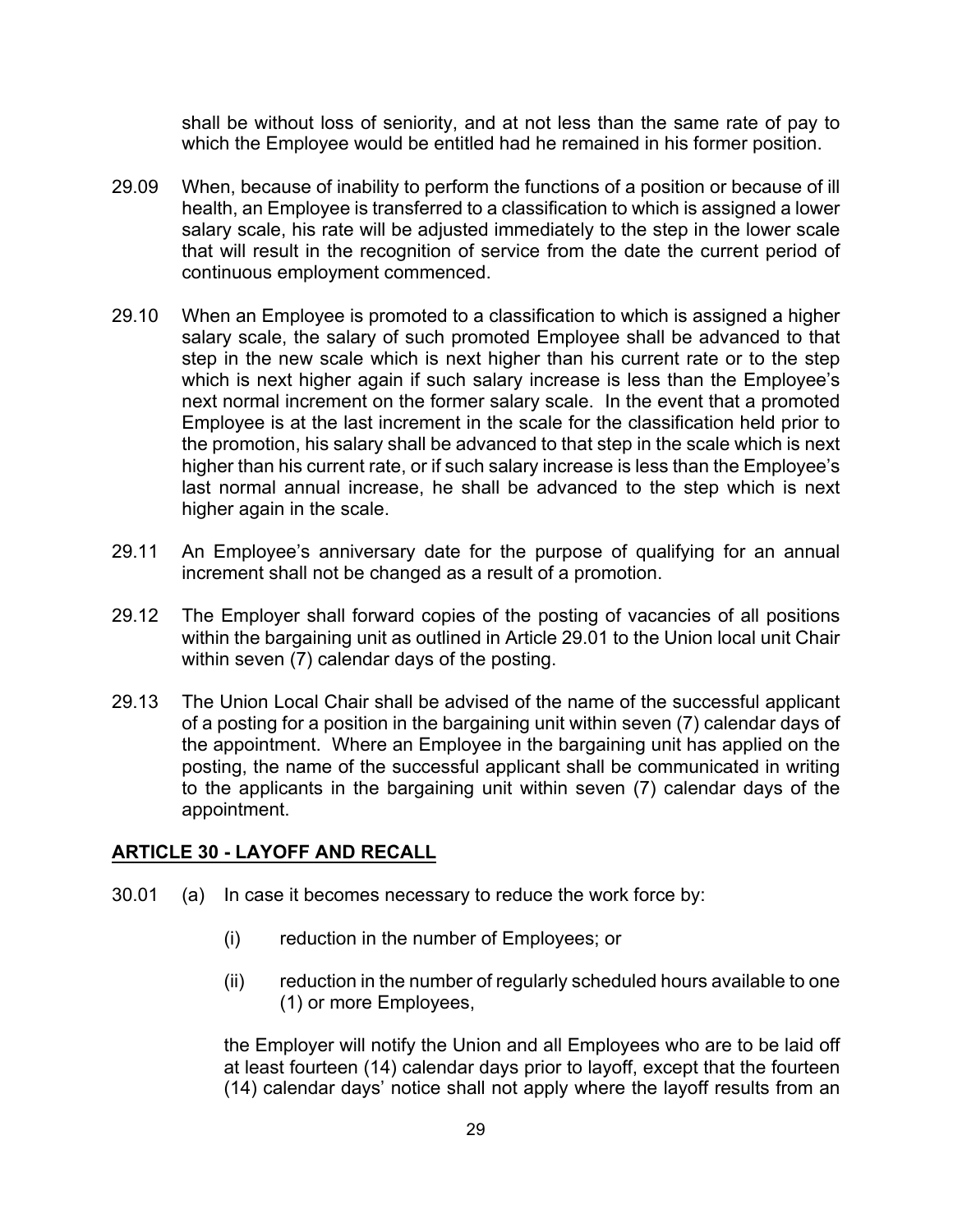shall be without loss of seniority, and at not less than the same rate of pay to which the Employee would be entitled had he remained in his former position.

29.09 When, because of inability to perform the functions of a position or because of ill health, an Employee is transferred to a classification to which is assigned a lower salary scale, his rate will be adjusted immediately to the step in the lower scale that will result in the recognition of service from the date the current period of continuous employment commenced.

29.10 When an Employee is promoted to a classification to which is assigned a higher salary scale, the salary of such promoted Employee shall be advanced to that step in the new scale which is next higher than his current rate or to the step which is next higher again if such salary increase is less than the Employee's next normal increment on the former salary scale. In the event that a promoted Employee is at the last increment in the scale for the classification held prior to the promotion, his salary shall be advanced to that step in the scale which is next higher than his current rate, or if such salary increase is less than the Employee's last normal annual increase, he shall be advanced to the step which is next higher again in the scale.

29.11 An Employee's anniversary date for the purpose of qualifying for an annual increment shall not be changed as a result of a promotion.

29.12 The Employer shall forward copies of the posting of vacancies of all positions within the bargaining unit as outlined in Article 29.01 to the Union local unit Chair within seven (7) calendar days of the posting.

29.13 The Union Local Chair shall be advised of the name of the successful applicant of a posting for a position in the bargaining unit within seven (7) calendar days of the appointment. Where an Employee in the bargaining unit has applied on the posting, the name of the successful applicant shall be communicated in writing to the applicants in the bargaining unit within seven (7) calendar days of the appointment.

## ARTICLE 30 - LAYOFF AND RECALL

30.01 (a) In case it becomes necessary to reduce the work force by:

(i) reduction in the number of Employees; or

(ii) reduction in the number of regularly scheduled hours available to one (1) or more Employees,

the Employer will notify the Union and all Employees who are to be laid off at least fourteen (14) calendar days prior to layoff, except that the fourteen (14) calendar days' notice shall not apply where the layoff results from an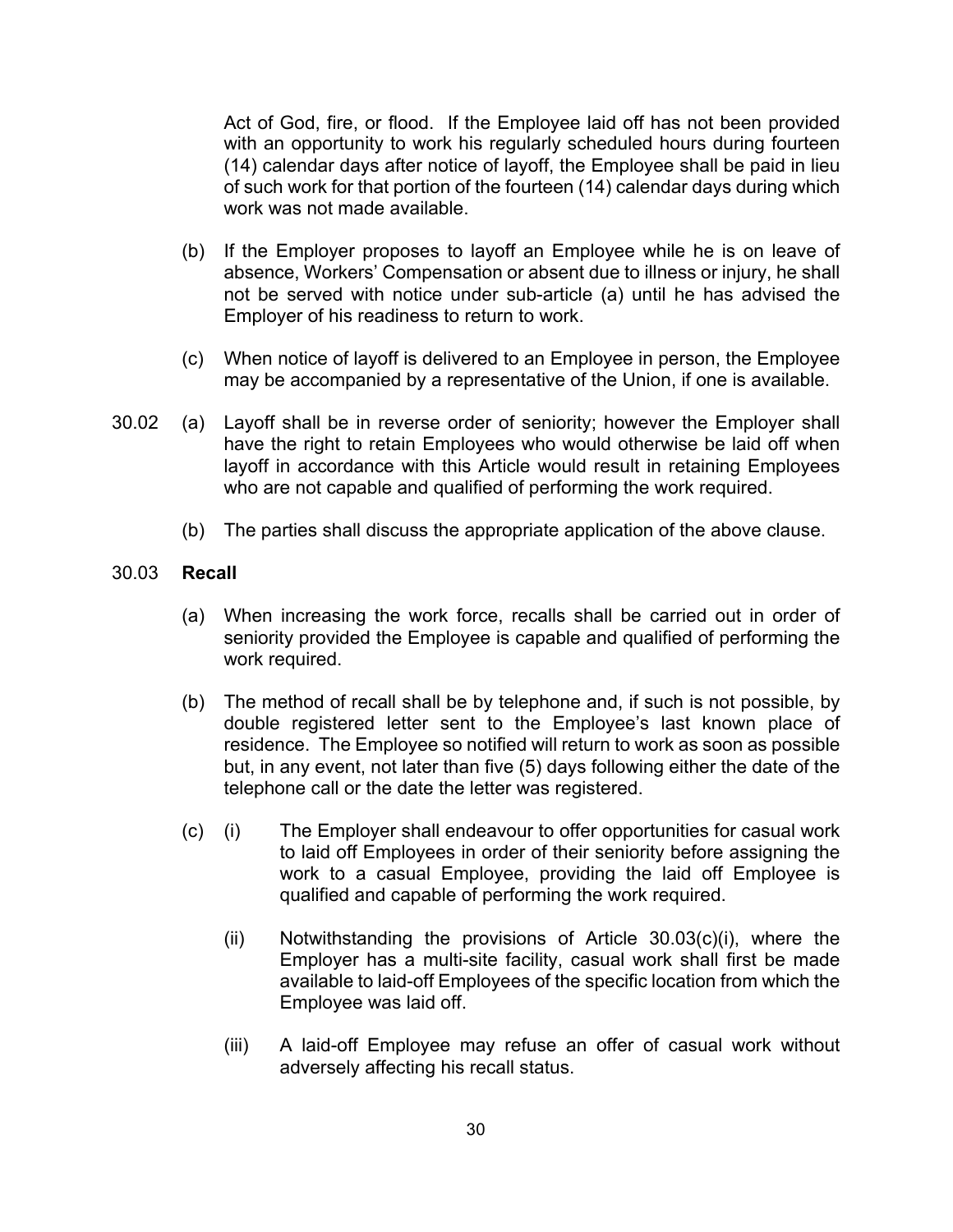Act of God, fire, or flood. If the Employee laid off has not been provided with an opportunity to work his regularly scheduled hours during fourteen (14) calendar days after notice of layoff, the Employee shall be paid in lieu of such work for that portion of the fourteen (14) calendar days during which work was not made available.

(b) If the Employer proposes to layoff an Employee while he is on leave of absence, Workers' Compensation or absent due to illness or injury, he shall not be served with notice under sub-article (a) until he has advised the Employer of his readiness to return to work.

(c) When notice of layoff is delivered to an Employee in person, the Employee may be accompanied by a representative of the Union, if one is available.

30.02 (a) Layoff shall be in reverse order of seniority; however the Employer shall have the right to retain Employees who would otherwise be laid off when layoff in accordance with this Article would result in retaining Employees who are not capable and qualified of performing the work required.

(b) The parties shall discuss the appropriate application of the above clause.

30.03 **Recall**

(a) When increasing the work force, recalls shall be carried out in order of seniority provided the Employee is capable and qualified of performing the work required.

(b) The method of recall shall be by telephone and, if such is not possible, by double registered letter sent to the Employee's last known place of residence. The Employee so notified will return to work as soon as possible but, in any event, not later than five (5) days following either the date of the telephone call or the date the letter was registered.

(c) (i) The Employer shall endeavour to offer opportunities for casual work to laid off Employees in order of their seniority before assigning the work to a casual Employee, providing the laid off Employee is qualified and capable of performing the work required.

(ii) Notwithstanding the provisions of Article 30.03(c)(i), where the Employer has a multi-site facility, casual work shall first be made available to laid-off Employees of the specific location from which the Employee was laid off.

(iii) A laid-off Employee may refuse an offer of casual work without adversely affecting his recall status.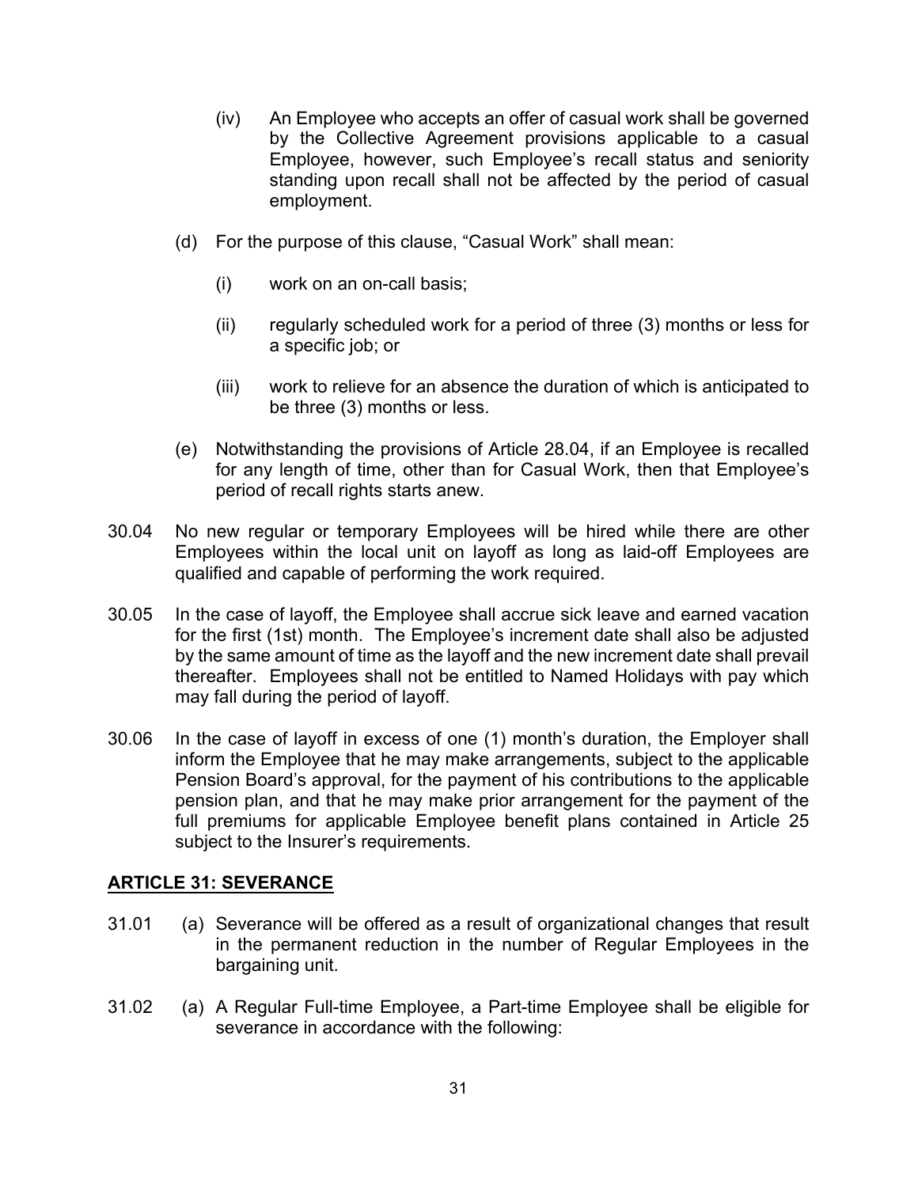(iv) An Employee who accepts an offer of casual work shall be governed by the Collective Agreement provisions applicable to a casual Employee, however, such Employee's recall status and seniority standing upon recall shall not be affected by the period of casual employment.

(d) For the purpose of this clause, "Casual Work" shall mean:

(i) work on an on-call basis;

(ii) regularly scheduled work for a period of three (3) months or less for a specific job; or

(iii) work to relieve for an absence the duration of which is anticipated to be three (3) months or less.

(e) Notwithstanding the provisions of Article 28.04, if an Employee is recalled for any length of time, other than for Casual Work, then that Employee's period of recall rights starts anew.

30.04 No new regular or temporary Employees will be hired while there are other Employees within the local unit on layoff as long as laid-off Employees are qualified and capable of performing the work required.

30.05 In the case of layoff, the Employee shall accrue sick leave and earned vacation for the first (1st) month. The Employee's increment date shall also be adjusted by the same amount of time as the layoff and the new increment date shall prevail thereafter. Employees shall not be entitled to Named Holidays with pay which may fall during the period of layoff.

30.06 In the case of layoff in excess of one (1) month's duration, the Employer shall inform the Employee that he may make arrangements, subject to the applicable Pension Board's approval, for the payment of his contributions to the applicable pension plan, and that he may make prior arrangement for the payment of the full premiums for applicable Employee benefit plans contained in Article 25 subject to the Insurer's requirements.

## ARTICLE 31: SEVERANCE

31.01 (a) Severance will be offered as a result of organizational changes that result in the permanent reduction in the number of Regular Employees in the bargaining unit.

31.02 (a) A Regular Full-time Employee, a Part-time Employee shall be eligible for severance in accordance with the following: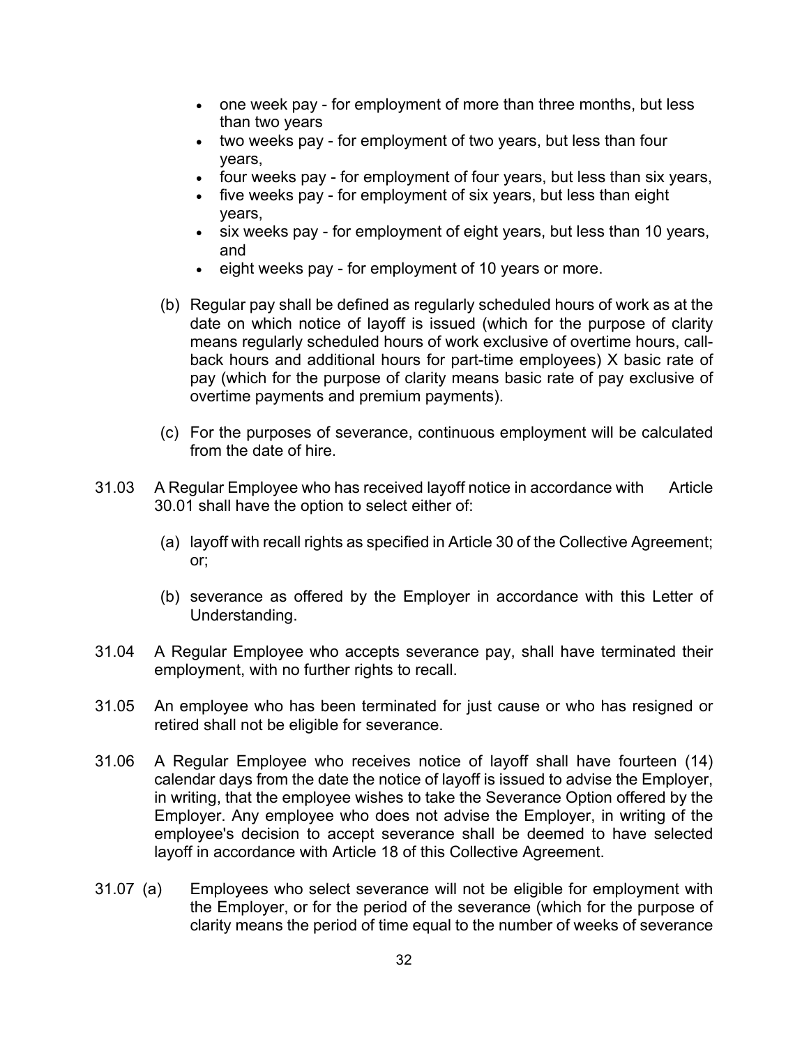- one week pay - for employment of more than three months, but less than two years
- two weeks pay - for employment of two years, but less than four years,
- four weeks pay - for employment of four years, but less than six years,
- five weeks pay - for employment of six years, but less than eight years,
- six weeks pay - for employment of eight years, but less than 10 years, and
- eight weeks pay - for employment of 10 years or more.

(b) Regular pay shall be defined as regularly scheduled hours of work as at the date on which notice of layoff is issued (which for the purpose of clarity means regularly scheduled hours of work exclusive of overtime hours, call-back hours and additional hours for part-time employees) X basic rate of pay (which for the purpose of clarity means basic rate of pay exclusive of overtime payments and premium payments).

(c) For the purposes of severance, continuous employment will be calculated from the date of hire.

31.03 A Regular Employee who has received layoff notice in accordance with Article 30.01 shall have the option to select either of:

(a) layoff with recall rights as specified in Article 30 of the Collective Agreement; or;

(b) severance as offered by the Employer in accordance with this Letter of Understanding.

31.04 A Regular Employee who accepts severance pay, shall have terminated their employment, with no further rights to recall.

31.05 An employee who has been terminated for just cause or who has resigned or retired shall not be eligible for severance.

31.06 A Regular Employee who receives notice of layoff shall have fourteen (14) calendar days from the date the notice of layoff is issued to advise the Employer, in writing, that the employee wishes to take the Severance Option offered by the Employer. Any employee who does not advise the Employer, in writing of the employee's decision to accept severance shall be deemed to have selected layoff in accordance with Article 18 of this Collective Agreement.

31.07 (a) Employees who select severance will not be eligible for employment with the Employer, or for the period of the severance (which for the purpose of clarity means the period of time equal to the number of weeks of severance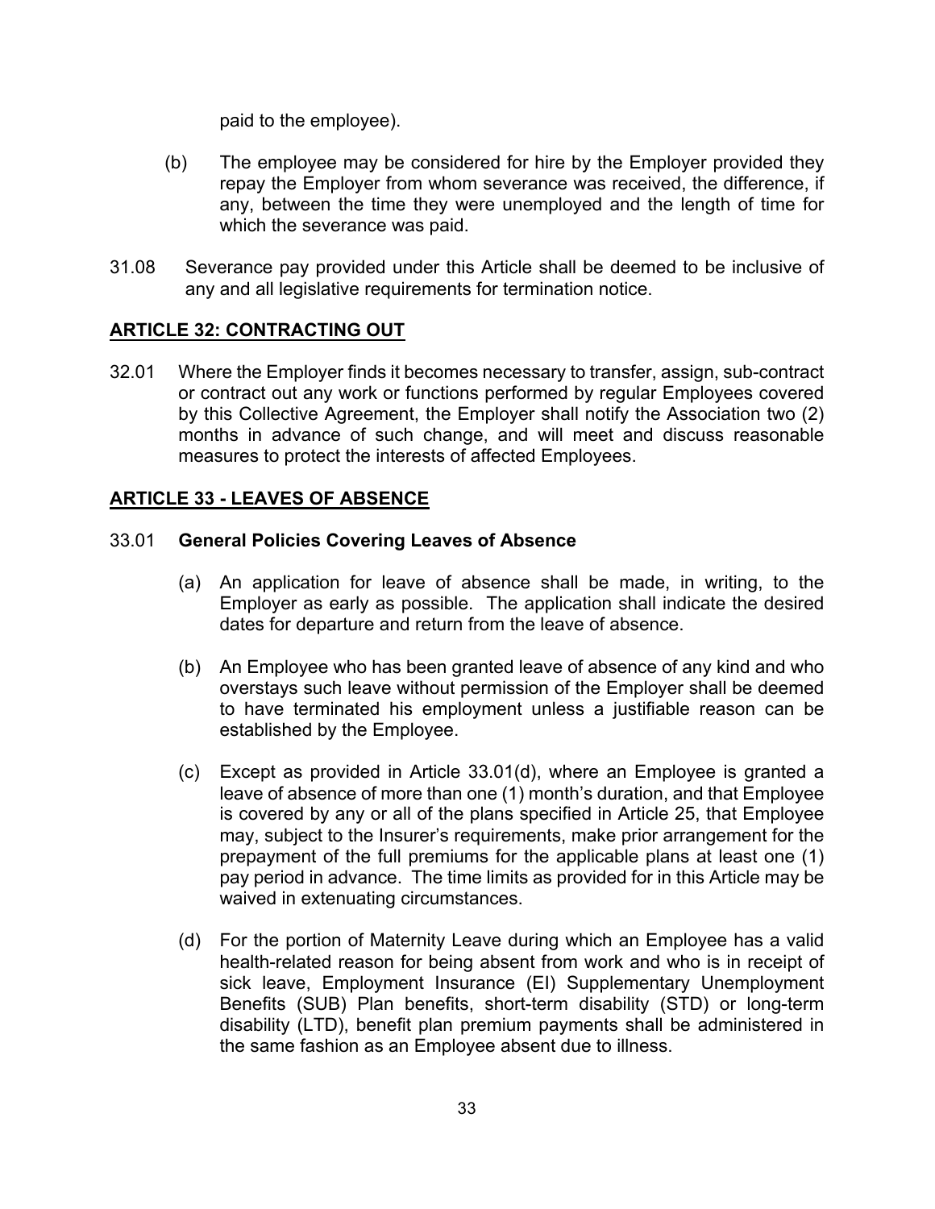paid to the employee).

(b) The employee may be considered for hire by the Employer provided they repay the Employer from whom severance was received, the difference, if any, between the time they were unemployed and the length of time for which the severance was paid.

31.08 Severance pay provided under this Article shall be deemed to be inclusive of any and all legislative requirements for termination notice.

## ARTICLE 32: CONTRACTING OUT

32.01 Where the Employer finds it becomes necessary to transfer, assign, sub-contract or contract out any work or functions performed by regular Employees covered by this Collective Agreement, the Employer shall notify the Association two (2) months in advance of such change, and will meet and discuss reasonable measures to protect the interests of affected Employees.

## ARTICLE 33 - LEAVES OF ABSENCE

33.01 **General Policies Covering Leaves of Absence**

(a) An application for leave of absence shall be made, in writing, to the Employer as early as possible. The application shall indicate the desired dates for departure and return from the leave of absence.

(b) An Employee who has been granted leave of absence of any kind and who overstays such leave without permission of the Employer shall be deemed to have terminated his employment unless a justifiable reason can be established by the Employee.

(c) Except as provided in Article 33.01(d), where an Employee is granted a leave of absence of more than one (1) month's duration, and that Employee is covered by any or all of the plans specified in Article 25, that Employee may, subject to the Insurer's requirements, make prior arrangement for the prepayment of the full premiums for the applicable plans at least one (1) pay period in advance. The time limits as provided for in this Article may be waived in extenuating circumstances.

(d) For the portion of Maternity Leave during which an Employee has a valid health-related reason for being absent from work and who is in receipt of sick leave, Employment Insurance (EI) Supplementary Unemployment Benefits (SUB) Plan benefits, short-term disability (STD) or long-term disability (LTD), benefit plan premium payments shall be administered in the same fashion as an Employee absent due to illness.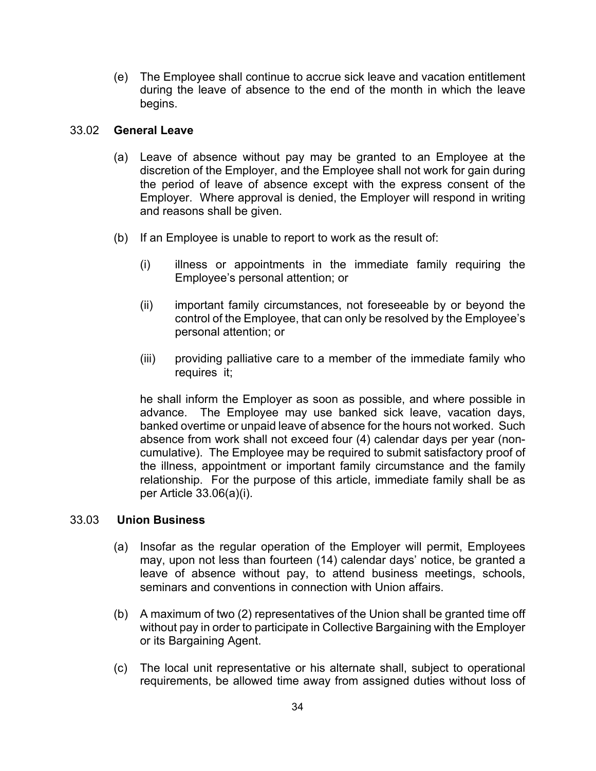(e) The Employee shall continue to accrue sick leave and vacation entitlement during the leave of absence to the end of the month in which the leave begins.

## 33.02 **General Leave**

(a) Leave of absence without pay may be granted to an Employee at the discretion of the Employer, and the Employee shall not work for gain during the period of leave of absence except with the express consent of the Employer. Where approval is denied, the Employer will respond in writing and reasons shall be given.

(b) If an Employee is unable to report to work as the result of:

   (i) illness or appointments in the immediate family requiring the Employee's personal attention; or

   (ii) important family circumstances, not foreseeable by or beyond the control of the Employee, that can only be resolved by the Employee's personal attention; or

   (iii) providing palliative care to a member of the immediate family who requires it;

   he shall inform the Employer as soon as possible, and where possible in advance. The Employee may use banked sick leave, vacation days, banked overtime or unpaid leave of absence for the hours not worked. Such absence from work shall not exceed four (4) calendar days per year (non-cumulative). The Employee may be required to submit satisfactory proof of the illness, appointment or important family circumstance and the family relationship. For the purpose of this article, immediate family shall be as per Article 33.06(a)(i).

## 33.03 **Union Business**

(a) Insofar as the regular operation of the Employer will permit, Employees may, upon not less than fourteen (14) calendar days' notice, be granted a leave of absence without pay, to attend business meetings, schools, seminars and conventions in connection with Union affairs.

(b) A maximum of two (2) representatives of the Union shall be granted time off without pay in order to participate in Collective Bargaining with the Employer or its Bargaining Agent.

(c) The local unit representative or his alternate shall, subject to operational requirements, be allowed time away from assigned duties without loss of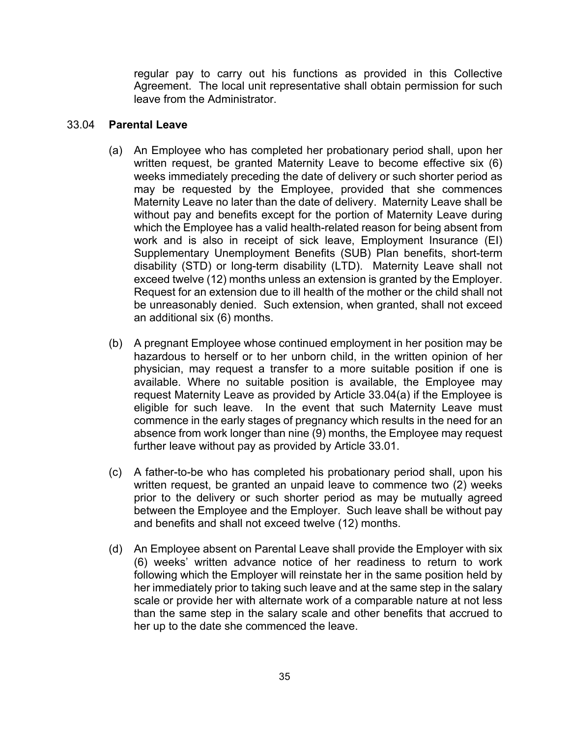regular pay to carry out his functions as provided in this Collective Agreement. The local unit representative shall obtain permission for such leave from the Administrator.

33.04 **Parental Leave**

(a) An Employee who has completed her probationary period shall, upon her written request, be granted Maternity Leave to become effective six (6) weeks immediately preceding the date of delivery or such shorter period as may be requested by the Employee, provided that she commences Maternity Leave no later than the date of delivery. Maternity Leave shall be without pay and benefits except for the portion of Maternity Leave during which the Employee has a valid health-related reason for being absent from work and is also in receipt of sick leave, Employment Insurance (EI) Supplementary Unemployment Benefits (SUB) Plan benefits, short-term disability (STD) or long-term disability (LTD). Maternity Leave shall not exceed twelve (12) months unless an extension is granted by the Employer. Request for an extension due to ill health of the mother or the child shall not be unreasonably denied. Such extension, when granted, shall not exceed an additional six (6) months.

(b) A pregnant Employee whose continued employment in her position may be hazardous to herself or to her unborn child, in the written opinion of her physician, may request a transfer to a more suitable position if one is available. Where no suitable position is available, the Employee may request Maternity Leave as provided by Article 33.04(a) if the Employee is eligible for such leave. In the event that such Maternity Leave must commence in the early stages of pregnancy which results in the need for an absence from work longer than nine (9) months, the Employee may request further leave without pay as provided by Article 33.01.

(c) A father-to-be who has completed his probationary period shall, upon his written request, be granted an unpaid leave to commence two (2) weeks prior to the delivery or such shorter period as may be mutually agreed between the Employee and the Employer. Such leave shall be without pay and benefits and shall not exceed twelve (12) months.

(d) An Employee absent on Parental Leave shall provide the Employer with six (6) weeks' written advance notice of her readiness to return to work following which the Employer will reinstate her in the same position held by her immediately prior to taking such leave and at the same step in the salary scale or provide her with alternate work of a comparable nature at not less than the same step in the salary scale and other benefits that accrued to her up to the date she commenced the leave.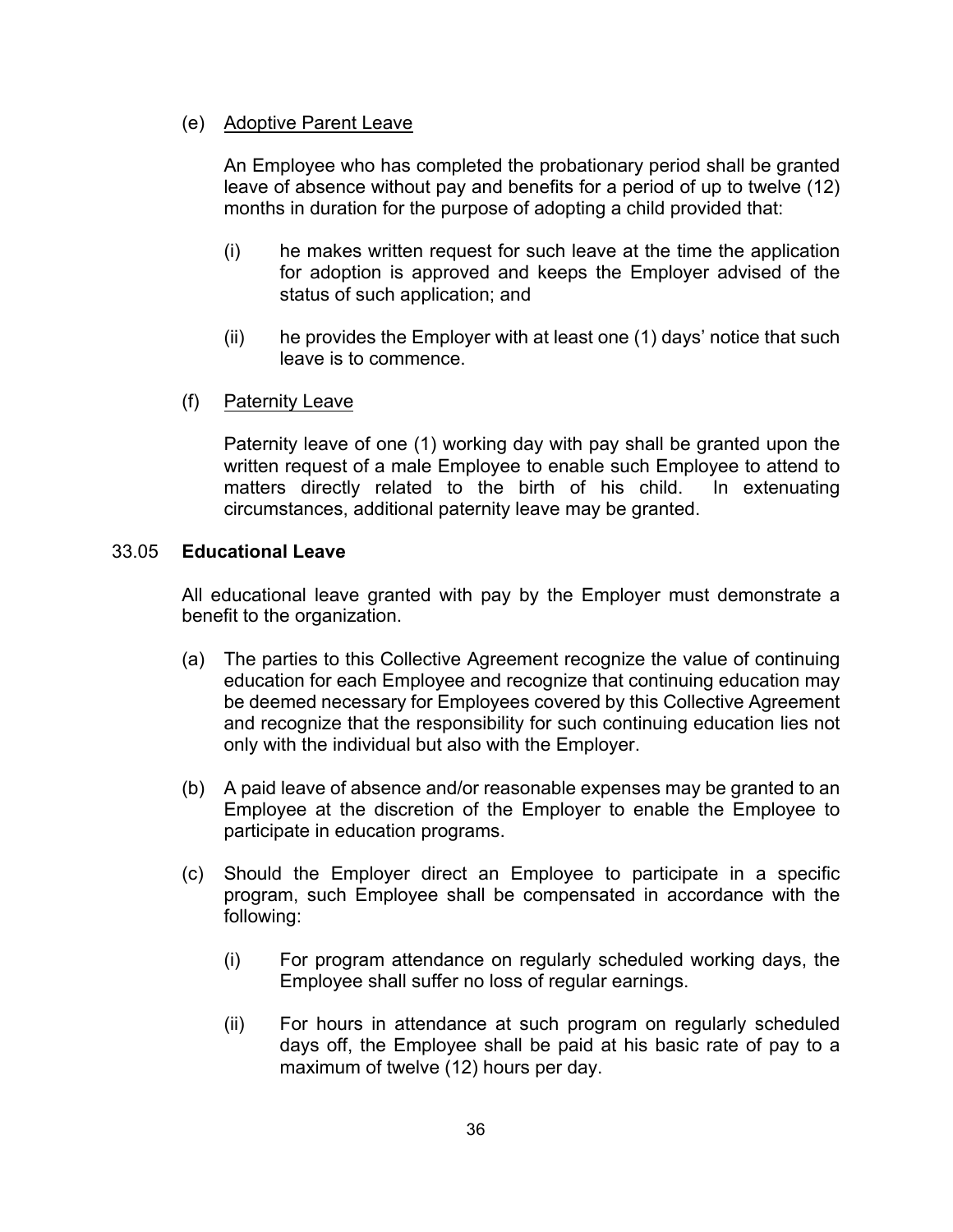(e) Adoptive Parent Leave

An Employee who has completed the probationary period shall be granted leave of absence without pay and benefits for a period of up to twelve (12) months in duration for the purpose of adopting a child provided that:

(i) he makes written request for such leave at the time the application for adoption is approved and keeps the Employer advised of the status of such application; and

(ii) he provides the Employer with at least one (1) days' notice that such leave is to commence.

(f) Paternity Leave

Paternity leave of one (1) working day with pay shall be granted upon the written request of a male Employee to enable such Employee to attend to matters directly related to the birth of his child. In extenuating circumstances, additional paternity leave may be granted.

33.05 **Educational Leave**

All educational leave granted with pay by the Employer must demonstrate a benefit to the organization.

(a) The parties to this Collective Agreement recognize the value of continuing education for each Employee and recognize that continuing education may be deemed necessary for Employees covered by this Collective Agreement and recognize that the responsibility for such continuing education lies not only with the individual but also with the Employer.

(b) A paid leave of absence and/or reasonable expenses may be granted to an Employee at the discretion of the Employer to enable the Employee to participate in education programs.

(c) Should the Employer direct an Employee to participate in a specific program, such Employee shall be compensated in accordance with the following:

(i) For program attendance on regularly scheduled working days, the Employee shall suffer no loss of regular earnings.

(ii) For hours in attendance at such program on regularly scheduled days off, the Employee shall be paid at his basic rate of pay to a maximum of twelve (12) hours per day.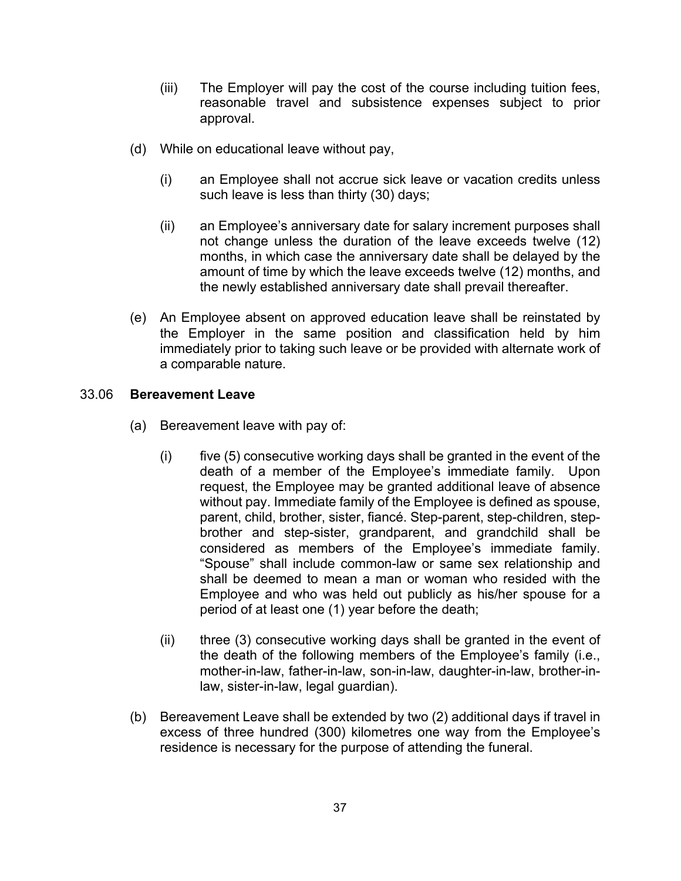(iii) The Employer will pay the cost of the course including tuition fees, reasonable travel and subsistence expenses subject to prior approval.

(d) While on educational leave without pay,

(i) an Employee shall not accrue sick leave or vacation credits unless such leave is less than thirty (30) days;

(ii) an Employee's anniversary date for salary increment purposes shall not change unless the duration of the leave exceeds twelve (12) months, in which case the anniversary date shall be delayed by the amount of time by which the leave exceeds twelve (12) months, and the newly established anniversary date shall prevail thereafter.

(e) An Employee absent on approved education leave shall be reinstated by the Employer in the same position and classification held by him immediately prior to taking such leave or be provided with alternate work of a comparable nature.

33.06 **Bereavement Leave**

(a) Bereavement leave with pay of:

(i) five (5) consecutive working days shall be granted in the event of the death of a member of the Employee's immediate family. Upon request, the Employee may be granted additional leave of absence without pay. Immediate family of the Employee is defined as spouse, parent, child, brother, sister, fiancé. Step-parent, step-children, step-brother and step-sister, grandparent, and grandchild shall be considered as members of the Employee's immediate family. "Spouse" shall include common-law or same sex relationship and shall be deemed to mean a man or woman who resided with the Employee and who was held out publicly as his/her spouse for a period of at least one (1) year before the death;

(ii) three (3) consecutive working days shall be granted in the event of the death of the following members of the Employee's family (i.e., mother-in-law, father-in-law, son-in-law, daughter-in-law, brother-in-law, sister-in-law, legal guardian).

(b) Bereavement Leave shall be extended by two (2) additional days if travel in excess of three hundred (300) kilometres one way from the Employee's residence is necessary for the purpose of attending the funeral.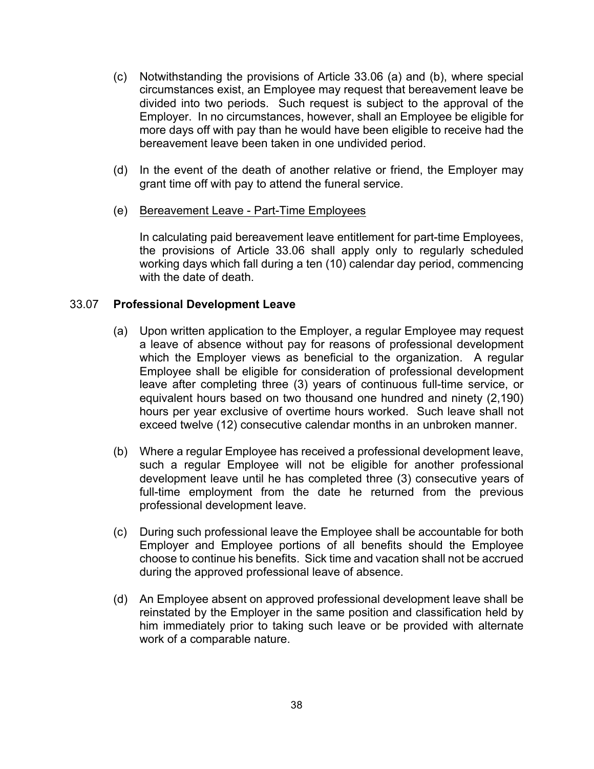(c) Notwithstanding the provisions of Article 33.06 (a) and (b), where special circumstances exist, an Employee may request that bereavement leave be divided into two periods. Such request is subject to the approval of the Employer. In no circumstances, however, shall an Employee be eligible for more days off with pay than he would have been eligible to receive had the bereavement leave been taken in one undivided period.

(d) In the event of the death of another relative or friend, the Employer may grant time off with pay to attend the funeral service.

(e) Bereavement Leave - Part-Time Employees

In calculating paid bereavement leave entitlement for part-time Employees, the provisions of Article 33.06 shall apply only to regularly scheduled working days which fall during a ten (10) calendar day period, commencing with the date of death.

33.07 **Professional Development Leave**

(a) Upon written application to the Employer, a regular Employee may request a leave of absence without pay for reasons of professional development which the Employer views as beneficial to the organization. A regular Employee shall be eligible for consideration of professional development leave after completing three (3) years of continuous full-time service, or equivalent hours based on two thousand one hundred and ninety (2,190) hours per year exclusive of overtime hours worked. Such leave shall not exceed twelve (12) consecutive calendar months in an unbroken manner.

(b) Where a regular Employee has received a professional development leave, such a regular Employee will not be eligible for another professional development leave until he has completed three (3) consecutive years of full-time employment from the date he returned from the previous professional development leave.

(c) During such professional leave the Employee shall be accountable for both Employer and Employee portions of all benefits should the Employee choose to continue his benefits. Sick time and vacation shall not be accrued during the approved professional leave of absence.

(d) An Employee absent on approved professional development leave shall be reinstated by the Employer in the same position and classification held by him immediately prior to taking such leave or be provided with alternate work of a comparable nature.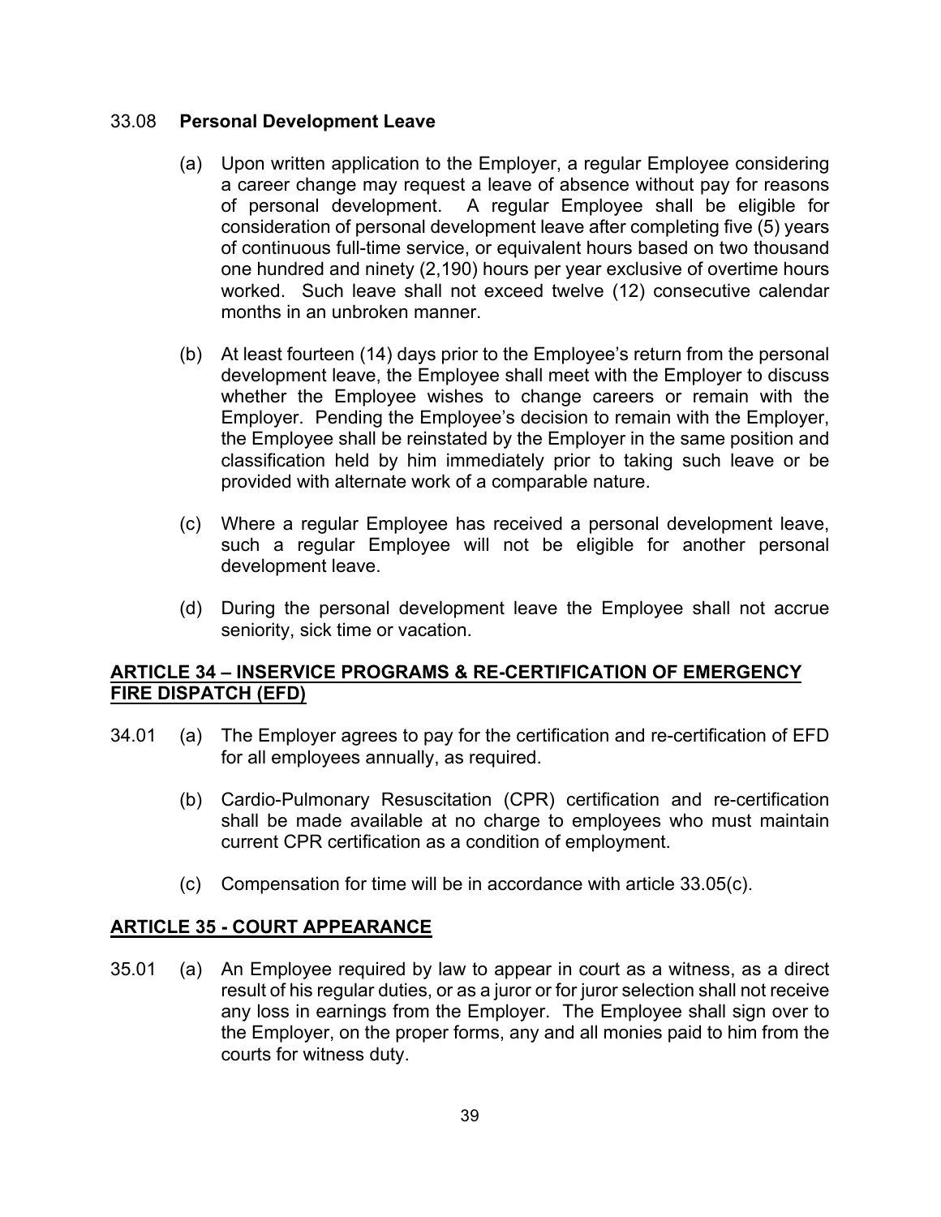33.08 **Personal Development Leave**

(a) Upon written application to the Employer, a regular Employee considering a career change may request a leave of absence without pay for reasons of personal development. A regular Employee shall be eligible for consideration of personal development leave after completing five (5) years of continuous full-time service, or equivalent hours based on two thousand one hundred and ninety (2,190) hours per year exclusive of overtime hours worked. Such leave shall not exceed twelve (12) consecutive calendar months in an unbroken manner.

(b) At least fourteen (14) days prior to the Employee's return from the personal development leave, the Employee shall meet with the Employer to discuss whether the Employee wishes to change careers or remain with the Employer. Pending the Employee's decision to remain with the Employer, the Employee shall be reinstated by the Employer in the same position and classification held by him immediately prior to taking such leave or be provided with alternate work of a comparable nature.

(c) Where a regular Employee has received a personal development leave, such a regular Employee will not be eligible for another personal development leave.

(d) During the personal development leave the Employee shall not accrue seniority, sick time or vacation.

## ARTICLE 34 – INSERVICE PROGRAMS & RE-CERTIFICATION OF EMERGENCY FIRE DISPATCH (EFD)

34.01 (a) The Employer agrees to pay for the certification and re-certification of EFD for all employees annually, as required.

(b) Cardio-Pulmonary Resuscitation (CPR) certification and re-certification shall be made available at no charge to employees who must maintain current CPR certification as a condition of employment.

(c) Compensation for time will be in accordance with article 33.05(c).

## ARTICLE 35 - COURT APPEARANCE

35.01 (a) An Employee required by law to appear in court as a witness, as a direct result of his regular duties, or as a juror or for juror selection shall not receive any loss in earnings from the Employer. The Employee shall sign over to the Employer, on the proper forms, any and all monies paid to him from the courts for witness duty.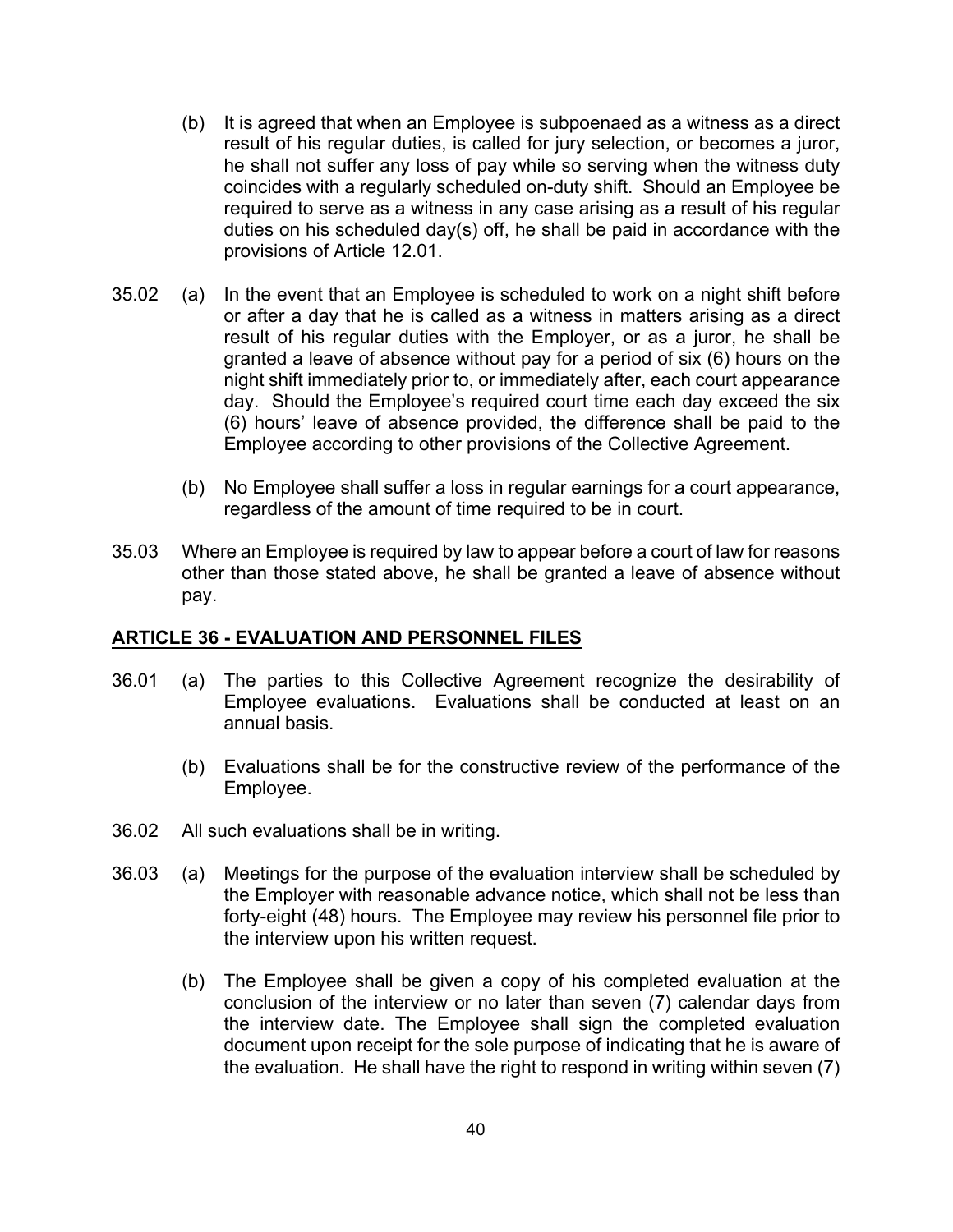(b) It is agreed that when an Employee is subpoenaed as a witness as a direct result of his regular duties, is called for jury selection, or becomes a juror, he shall not suffer any loss of pay while so serving when the witness duty coincides with a regularly scheduled on-duty shift. Should an Employee be required to serve as a witness in any case arising as a result of his regular duties on his scheduled day(s) off, he shall be paid in accordance with the provisions of Article 12.01.

35.02 (a) In the event that an Employee is scheduled to work on a night shift before or after a day that he is called as a witness in matters arising as a direct result of his regular duties with the Employer, or as a juror, he shall be granted a leave of absence without pay for a period of six (6) hours on the night shift immediately prior to, or immediately after, each court appearance day. Should the Employee's required court time each day exceed the six (6) hours' leave of absence provided, the difference shall be paid to the Employee according to other provisions of the Collective Agreement.

(b) No Employee shall suffer a loss in regular earnings for a court appearance, regardless of the amount of time required to be in court.

35.03 Where an Employee is required by law to appear before a court of law for reasons other than those stated above, he shall be granted a leave of absence without pay.

## ARTICLE 36 - EVALUATION AND PERSONNEL FILES

36.01 (a) The parties to this Collective Agreement recognize the desirability of Employee evaluations. Evaluations shall be conducted at least on an annual basis.

(b) Evaluations shall be for the constructive review of the performance of the Employee.

36.02 All such evaluations shall be in writing.

36.03 (a) Meetings for the purpose of the evaluation interview shall be scheduled by the Employer with reasonable advance notice, which shall not be less than forty-eight (48) hours. The Employee may review his personnel file prior to the interview upon his written request.

(b) The Employee shall be given a copy of his completed evaluation at the conclusion of the interview or no later than seven (7) calendar days from the interview date. The Employee shall sign the completed evaluation document upon receipt for the sole purpose of indicating that he is aware of the evaluation. He shall have the right to respond in writing within seven (7)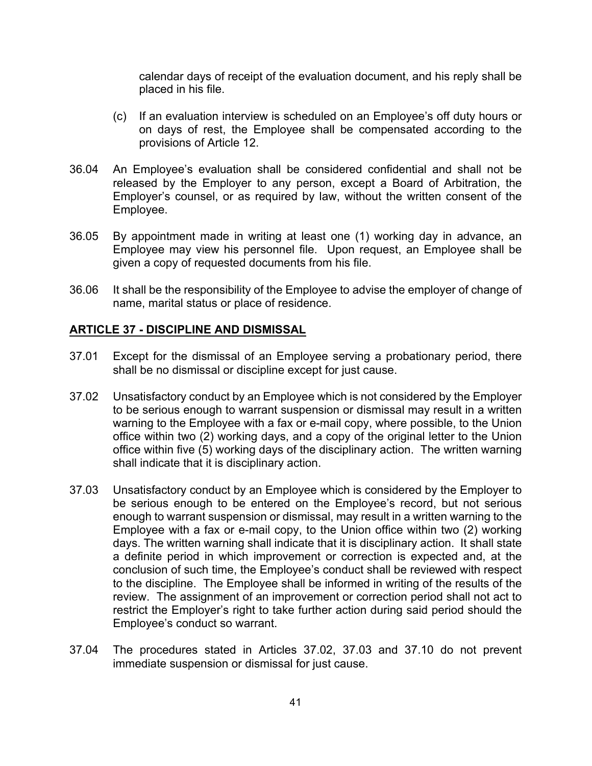calendar days of receipt of the evaluation document, and his reply shall be placed in his file.

(c) If an evaluation interview is scheduled on an Employee's off duty hours or on days of rest, the Employee shall be compensated according to the provisions of Article 12.

36.04 An Employee's evaluation shall be considered confidential and shall not be released by the Employer to any person, except a Board of Arbitration, the Employer's counsel, or as required by law, without the written consent of the Employee.

36.05 By appointment made in writing at least one (1) working day in advance, an Employee may view his personnel file. Upon request, an Employee shall be given a copy of requested documents from his file.

36.06 It shall be the responsibility of the Employee to advise the employer of change of name, marital status or place of residence.

## ARTICLE 37 - DISCIPLINE AND DISMISSAL

37.01 Except for the dismissal of an Employee serving a probationary period, there shall be no dismissal or discipline except for just cause.

37.02 Unsatisfactory conduct by an Employee which is not considered by the Employer to be serious enough to warrant suspension or dismissal may result in a written warning to the Employee with a fax or e-mail copy, where possible, to the Union office within two (2) working days, and a copy of the original letter to the Union office within five (5) working days of the disciplinary action. The written warning shall indicate that it is disciplinary action.

37.03 Unsatisfactory conduct by an Employee which is considered by the Employer to be serious enough to be entered on the Employee's record, but not serious enough to warrant suspension or dismissal, may result in a written warning to the Employee with a fax or e-mail copy, to the Union office within two (2) working days. The written warning shall indicate that it is disciplinary action. It shall state a definite period in which improvement or correction is expected and, at the conclusion of such time, the Employee's conduct shall be reviewed with respect to the discipline. The Employee shall be informed in writing of the results of the review. The assignment of an improvement or correction period shall not act to restrict the Employer's right to take further action during said period should the Employee's conduct so warrant.

37.04 The procedures stated in Articles 37.02, 37.03 and 37.10 do not prevent immediate suspension or dismissal for just cause.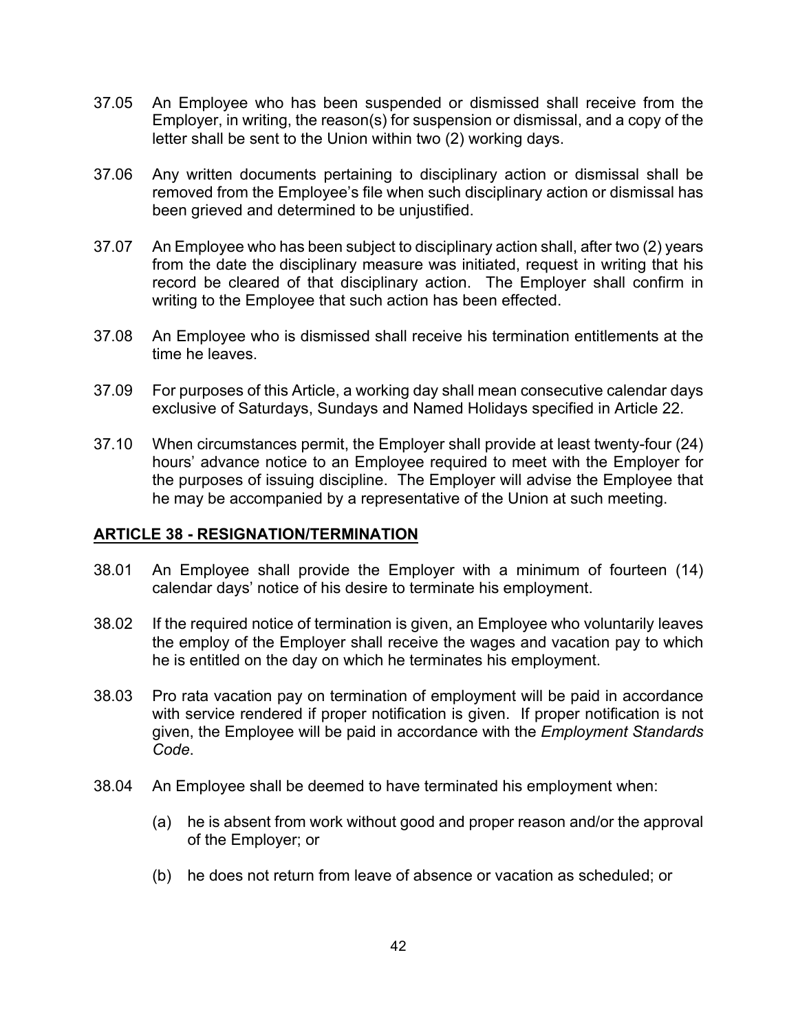37.05 An Employee who has been suspended or dismissed shall receive from the Employer, in writing, the reason(s) for suspension or dismissal, and a copy of the letter shall be sent to the Union within two (2) working days.

37.06 Any written documents pertaining to disciplinary action or dismissal shall be removed from the Employee's file when such disciplinary action or dismissal has been grieved and determined to be unjustified.

37.07 An Employee who has been subject to disciplinary action shall, after two (2) years from the date the disciplinary measure was initiated, request in writing that his record be cleared of that disciplinary action. The Employer shall confirm in writing to the Employee that such action has been effected.

37.08 An Employee who is dismissed shall receive his termination entitlements at the time he leaves.

37.09 For purposes of this Article, a working day shall mean consecutive calendar days exclusive of Saturdays, Sundays and Named Holidays specified in Article 22.

37.10 When circumstances permit, the Employer shall provide at least twenty-four (24) hours' advance notice to an Employee required to meet with the Employer for the purposes of issuing discipline. The Employer will advise the Employee that he may be accompanied by a representative of the Union at such meeting.

## ARTICLE 38 - RESIGNATION/TERMINATION

38.01 An Employee shall provide the Employer with a minimum of fourteen (14) calendar days' notice of his desire to terminate his employment.

38.02 If the required notice of termination is given, an Employee who voluntarily leaves the employ of the Employer shall receive the wages and vacation pay to which he is entitled on the day on which he terminates his employment.

38.03 Pro rata vacation pay on termination of employment will be paid in accordance with service rendered if proper notification is given. If proper notification is not given, the Employee will be paid in accordance with the *Employment Standards Code*.

38.04 An Employee shall be deemed to have terminated his employment when:

(a) he is absent from work without good and proper reason and/or the approval of the Employer; or

(b) he does not return from leave of absence or vacation as scheduled; or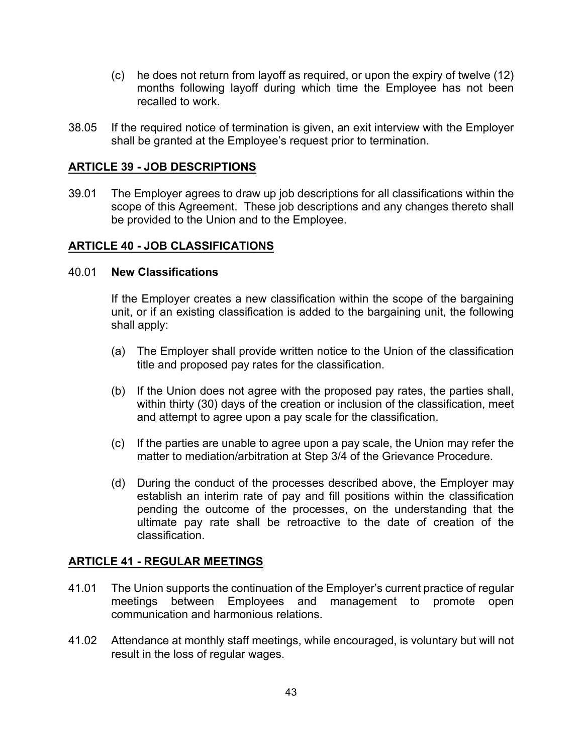(c) he does not return from layoff as required, or upon the expiry of twelve (12) months following layoff during which time the Employee has not been recalled to work.

38.05 If the required notice of termination is given, an exit interview with the Employer shall be granted at the Employee's request prior to termination.

## ARTICLE 39 - JOB DESCRIPTIONS

39.01 The Employer agrees to draw up job descriptions for all classifications within the scope of this Agreement. These job descriptions and any changes thereto shall be provided to the Union and to the Employee.

## ARTICLE 40 - JOB CLASSIFICATIONS

40.01 **New Classifications**

If the Employer creates a new classification within the scope of the bargaining unit, or if an existing classification is added to the bargaining unit, the following shall apply:

(a) The Employer shall provide written notice to the Union of the classification title and proposed pay rates for the classification.

(b) If the Union does not agree with the proposed pay rates, the parties shall, within thirty (30) days of the creation or inclusion of the classification, meet and attempt to agree upon a pay scale for the classification.

(c) If the parties are unable to agree upon a pay scale, the Union may refer the matter to mediation/arbitration at Step 3/4 of the Grievance Procedure.

(d) During the conduct of the processes described above, the Employer may establish an interim rate of pay and fill positions within the classification pending the outcome of the processes, on the understanding that the ultimate pay rate shall be retroactive to the date of creation of the classification.

## ARTICLE 41 - REGULAR MEETINGS

41.01 The Union supports the continuation of the Employer's current practice of regular meetings between Employees and management to promote open communication and harmonious relations.

41.02 Attendance at monthly staff meetings, while encouraged, is voluntary but will not result in the loss of regular wages.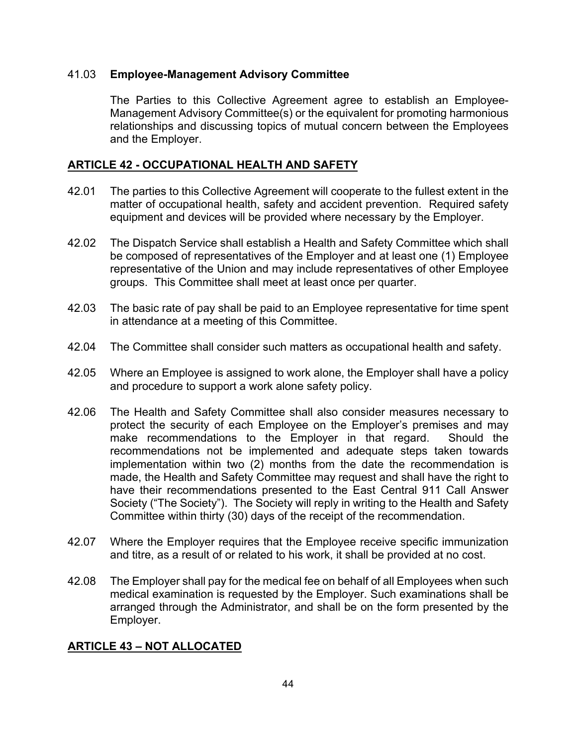41.03 **Employee-Management Advisory Committee**

The Parties to this Collective Agreement agree to establish an Employee-Management Advisory Committee(s) or the equivalent for promoting harmonious relationships and discussing topics of mutual concern between the Employees and the Employer.

## ARTICLE 42 - OCCUPATIONAL HEALTH AND SAFETY

42.01 The parties to this Collective Agreement will cooperate to the fullest extent in the matter of occupational health, safety and accident prevention. Required safety equipment and devices will be provided where necessary by the Employer.

42.02 The Dispatch Service shall establish a Health and Safety Committee which shall be composed of representatives of the Employer and at least one (1) Employee representative of the Union and may include representatives of other Employee groups. This Committee shall meet at least once per quarter.

42.03 The basic rate of pay shall be paid to an Employee representative for time spent in attendance at a meeting of this Committee.

42.04 The Committee shall consider such matters as occupational health and safety.

42.05 Where an Employee is assigned to work alone, the Employer shall have a policy and procedure to support a work alone safety policy.

42.06 The Health and Safety Committee shall also consider measures necessary to protect the security of each Employee on the Employer's premises and may make recommendations to the Employer in that regard. Should the recommendations not be implemented and adequate steps taken towards implementation within two (2) months from the date the recommendation is made, the Health and Safety Committee may request and shall have the right to have their recommendations presented to the East Central 911 Call Answer Society ("The Society"). The Society will reply in writing to the Health and Safety Committee within thirty (30) days of the receipt of the recommendation.

42.07 Where the Employer requires that the Employee receive specific immunization and titre, as a result of or related to his work, it shall be provided at no cost.

42.08 The Employer shall pay for the medical fee on behalf of all Employees when such medical examination is requested by the Employer. Such examinations shall be arranged through the Administrator, and shall be on the form presented by the Employer.

## ARTICLE 43 – NOT ALLOCATED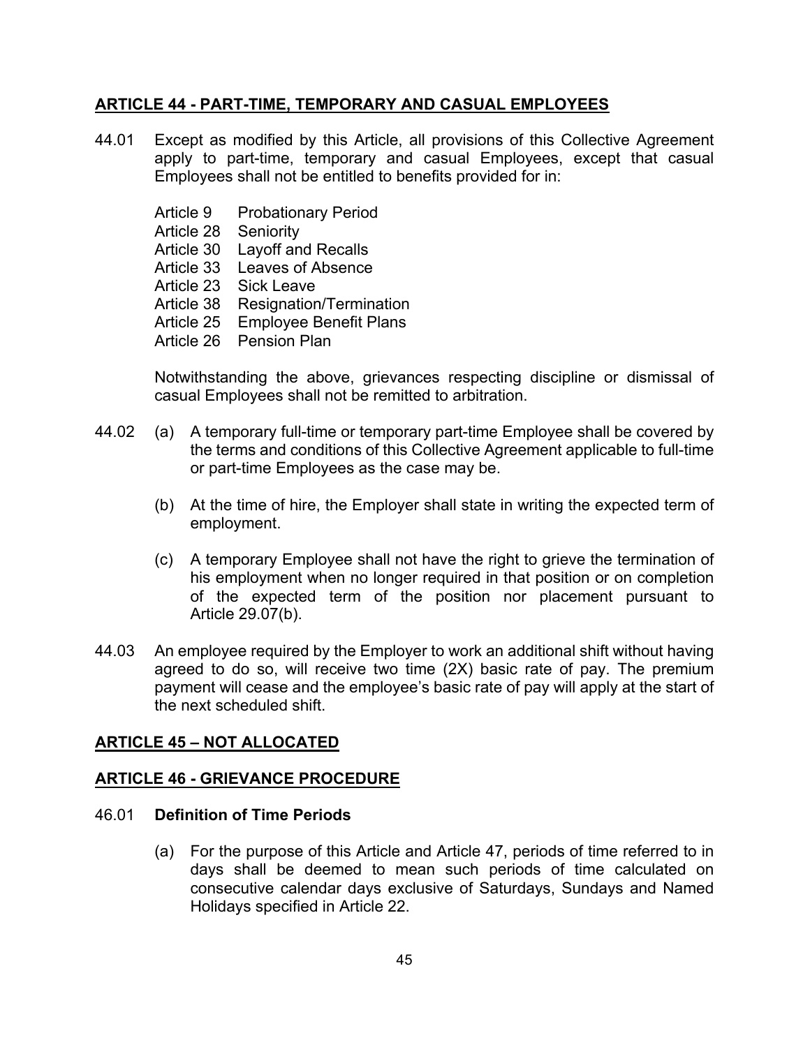## ARTICLE 44 - PART-TIME, TEMPORARY AND CASUAL EMPLOYEES

44.01 Except as modified by this Article, all provisions of this Collective Agreement apply to part-time, temporary and casual Employees, except that casual Employees shall not be entitled to benefits provided for in:

- Article 9 Probationary Period
- Article 28 Seniority
- Article 30 Layoff and Recalls
- Article 33 Leaves of Absence
- Article 23 Sick Leave
- Article 38 Resignation/Termination
- Article 25 Employee Benefit Plans
- Article 26 Pension Plan

Notwithstanding the above, grievances respecting discipline or dismissal of casual Employees shall not be remitted to arbitration.

44.02 (a) A temporary full-time or temporary part-time Employee shall be covered by the terms and conditions of this Collective Agreement applicable to full-time or part-time Employees as the case may be.

(b) At the time of hire, the Employer shall state in writing the expected term of employment.

(c) A temporary Employee shall not have the right to grieve the termination of his employment when no longer required in that position or on completion of the expected term of the position nor placement pursuant to Article 29.07(b).

44.03 An employee required by the Employer to work an additional shift without having agreed to do so, will receive two time (2X) basic rate of pay. The premium payment will cease and the employee's basic rate of pay will apply at the start of the next scheduled shift.

## ARTICLE 45 – NOT ALLOCATED

## ARTICLE 46 - GRIEVANCE PROCEDURE

46.01 **Definition of Time Periods**

(a) For the purpose of this Article and Article 47, periods of time referred to in days shall be deemed to mean such periods of time calculated on consecutive calendar days exclusive of Saturdays, Sundays and Named Holidays specified in Article 22.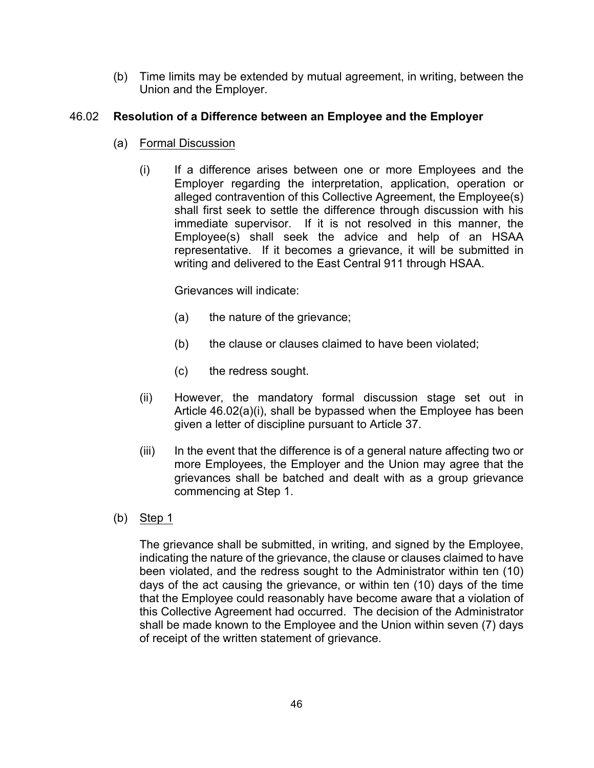(b) Time limits may be extended by mutual agreement, in writing, between the Union and the Employer.

## 46.02 **Resolution of a Difference between an Employee and the Employer**

(a) <u>Formal Discussion</u>

(i) If a difference arises between one or more Employees and the Employer regarding the interpretation, application, operation or alleged contravention of this Collective Agreement, the Employee(s) shall first seek to settle the difference through discussion with his immediate supervisor. If it is not resolved in this manner, the Employee(s) shall seek the advice and help of an HSAA representative. If it becomes a grievance, it will be submitted in writing and delivered to the East Central 911 through HSAA.

Grievances will indicate:

(a) the nature of the grievance;

(b) the clause or clauses claimed to have been violated;

(c) the redress sought.

(ii) However, the mandatory formal discussion stage set out in Article 46.02(a)(i), shall be bypassed when the Employee has been given a letter of discipline pursuant to Article 37.

(iii) In the event that the difference is of a general nature affecting two or more Employees, the Employer and the Union may agree that the grievances shall be batched and dealt with as a group grievance commencing at Step 1.

(b) <u>Step 1</u>

The grievance shall be submitted, in writing, and signed by the Employee, indicating the nature of the grievance, the clause or clauses claimed to have been violated, and the redress sought to the Administrator within ten (10) days of the act causing the grievance, or within ten (10) days of the time that the Employee could reasonably have become aware that a violation of this Collective Agreement had occurred. The decision of the Administrator shall be made known to the Employee and the Union within seven (7) days of receipt of the written statement of grievance.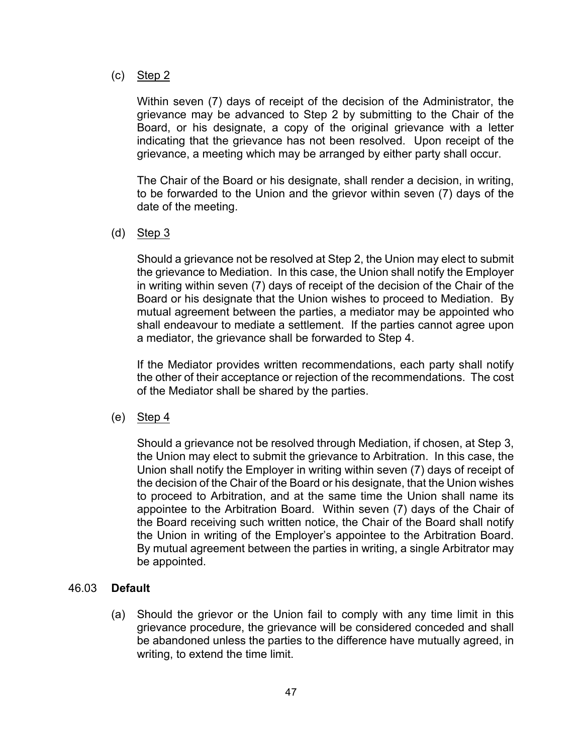(c) Step 2

Within seven (7) days of receipt of the decision of the Administrator, the grievance may be advanced to Step 2 by submitting to the Chair of the Board, or his designate, a copy of the original grievance with a letter indicating that the grievance has not been resolved. Upon receipt of the grievance, a meeting which may be arranged by either party shall occur.

The Chair of the Board or his designate, shall render a decision, in writing, to be forwarded to the Union and the grievor within seven (7) days of the date of the meeting.

(d) Step 3

Should a grievance not be resolved at Step 2, the Union may elect to submit the grievance to Mediation. In this case, the Union shall notify the Employer in writing within seven (7) days of receipt of the decision of the Chair of the Board or his designate that the Union wishes to proceed to Mediation. By mutual agreement between the parties, a mediator may be appointed who shall endeavour to mediate a settlement. If the parties cannot agree upon a mediator, the grievance shall be forwarded to Step 4.

If the Mediator provides written recommendations, each party shall notify the other of their acceptance or rejection of the recommendations. The cost of the Mediator shall be shared by the parties.

(e) Step 4

Should a grievance not be resolved through Mediation, if chosen, at Step 3, the Union may elect to submit the grievance to Arbitration. In this case, the Union shall notify the Employer in writing within seven (7) days of receipt of the decision of the Chair of the Board or his designate, that the Union wishes to proceed to Arbitration, and at the same time the Union shall name its appointee to the Arbitration Board. Within seven (7) days of the Chair of the Board receiving such written notice, the Chair of the Board shall notify the Union in writing of the Employer's appointee to the Arbitration Board. By mutual agreement between the parties in writing, a single Arbitrator may be appointed.

46.03 **Default**

(a) Should the grievor or the Union fail to comply with any time limit in this grievance procedure, the grievance will be considered conceded and shall be abandoned unless the parties to the difference have mutually agreed, in writing, to extend the time limit.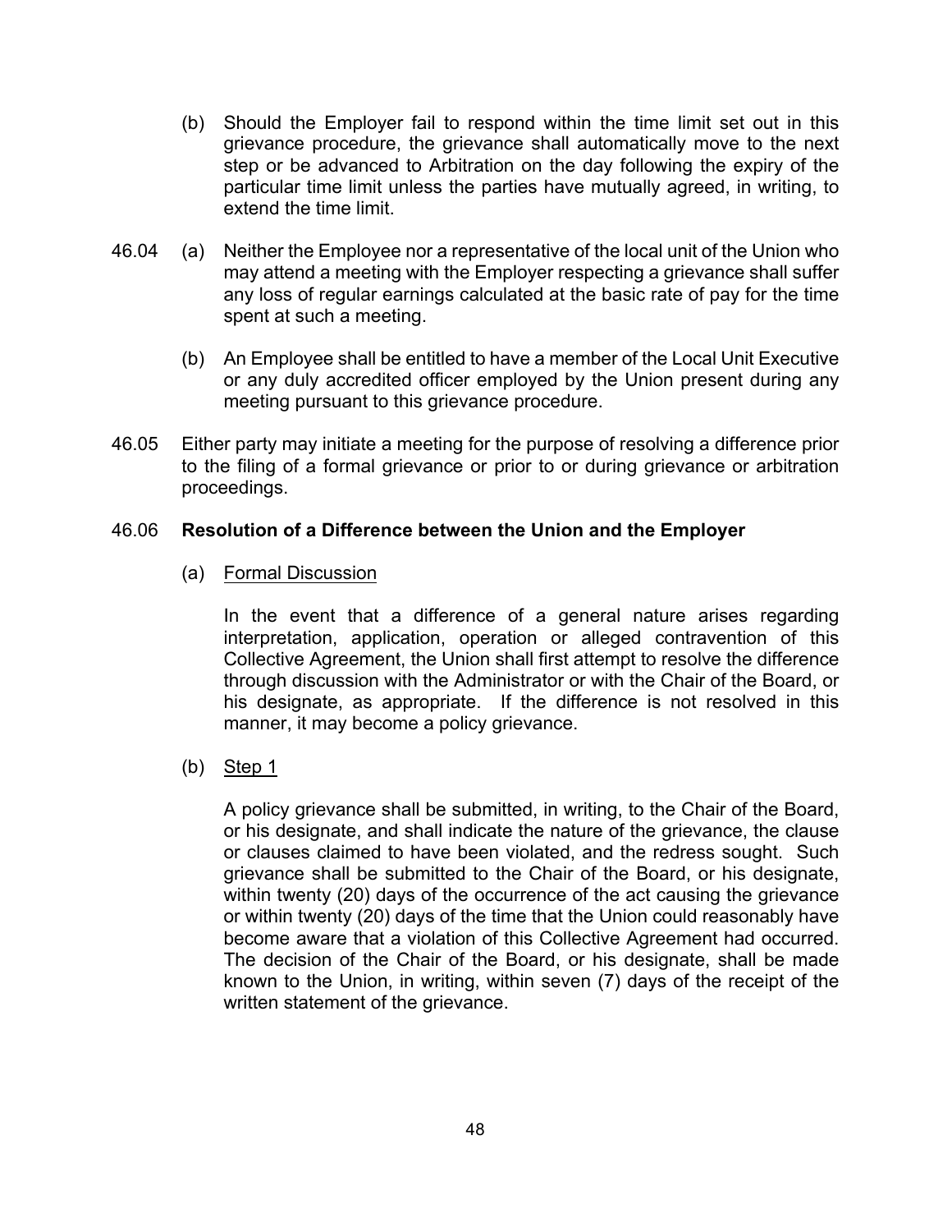(b) Should the Employer fail to respond within the time limit set out in this grievance procedure, the grievance shall automatically move to the next step or be advanced to Arbitration on the day following the expiry of the particular time limit unless the parties have mutually agreed, in writing, to extend the time limit.

46.04 (a) Neither the Employee nor a representative of the local unit of the Union who may attend a meeting with the Employer respecting a grievance shall suffer any loss of regular earnings calculated at the basic rate of pay for the time spent at such a meeting.

(b) An Employee shall be entitled to have a member of the Local Unit Executive or any duly accredited officer employed by the Union present during any meeting pursuant to this grievance procedure.

46.05 Either party may initiate a meeting for the purpose of resolving a difference prior to the filing of a formal grievance or prior to or during grievance or arbitration proceedings.

46.06 **Resolution of a Difference between the Union and the Employer**

(a) Formal Discussion

In the event that a difference of a general nature arises regarding interpretation, application, operation or alleged contravention of this Collective Agreement, the Union shall first attempt to resolve the difference through discussion with the Administrator or with the Chair of the Board, or his designate, as appropriate. If the difference is not resolved in this manner, it may become a policy grievance.

(b) Step 1

A policy grievance shall be submitted, in writing, to the Chair of the Board, or his designate, and shall indicate the nature of the grievance, the clause or clauses claimed to have been violated, and the redress sought. Such grievance shall be submitted to the Chair of the Board, or his designate, within twenty (20) days of the occurrence of the act causing the grievance or within twenty (20) days of the time that the Union could reasonably have become aware that a violation of this Collective Agreement had occurred. The decision of the Chair of the Board, or his designate, shall be made known to the Union, in writing, within seven (7) days of the receipt of the written statement of the grievance.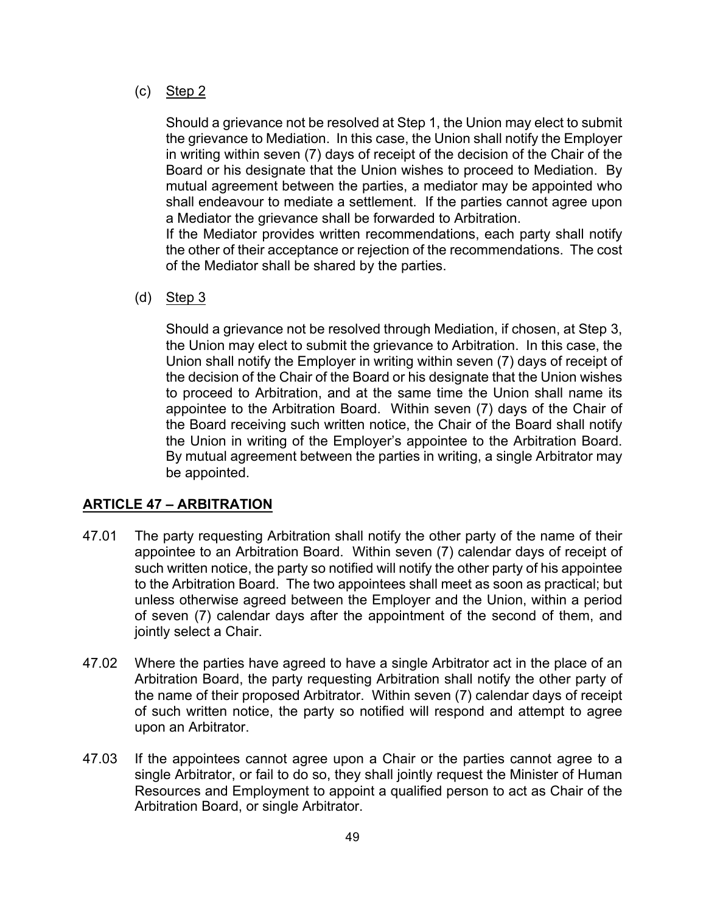(c) Step 2

Should a grievance not be resolved at Step 1, the Union may elect to submit the grievance to Mediation. In this case, the Union shall notify the Employer in writing within seven (7) days of receipt of the decision of the Chair of the Board or his designate that the Union wishes to proceed to Mediation. By mutual agreement between the parties, a mediator may be appointed who shall endeavour to mediate a settlement. If the parties cannot agree upon a Mediator the grievance shall be forwarded to Arbitration.

If the Mediator provides written recommendations, each party shall notify the other of their acceptance or rejection of the recommendations. The cost of the Mediator shall be shared by the parties.

(d) Step 3

Should a grievance not be resolved through Mediation, if chosen, at Step 3, the Union may elect to submit the grievance to Arbitration. In this case, the Union shall notify the Employer in writing within seven (7) days of receipt of the decision of the Chair of the Board or his designate that the Union wishes to proceed to Arbitration, and at the same time the Union shall name its appointee to the Arbitration Board. Within seven (7) days of the Chair of the Board receiving such written notice, the Chair of the Board shall notify the Union in writing of the Employer's appointee to the Arbitration Board. By mutual agreement between the parties in writing, a single Arbitrator may be appointed.

## ARTICLE 47 – ARBITRATION

47.01 The party requesting Arbitration shall notify the other party of the name of their appointee to an Arbitration Board. Within seven (7) calendar days of receipt of such written notice, the party so notified will notify the other party of his appointee to the Arbitration Board. The two appointees shall meet as soon as practical; but unless otherwise agreed between the Employer and the Union, within a period of seven (7) calendar days after the appointment of the second of them, and jointly select a Chair.

47.02 Where the parties have agreed to have a single Arbitrator act in the place of an Arbitration Board, the party requesting Arbitration shall notify the other party of the name of their proposed Arbitrator. Within seven (7) calendar days of receipt of such written notice, the party so notified will respond and attempt to agree upon an Arbitrator.

47.03 If the appointees cannot agree upon a Chair or the parties cannot agree to a single Arbitrator, or fail to do so, they shall jointly request the Minister of Human Resources and Employment to appoint a qualified person to act as Chair of the Arbitration Board, or single Arbitrator.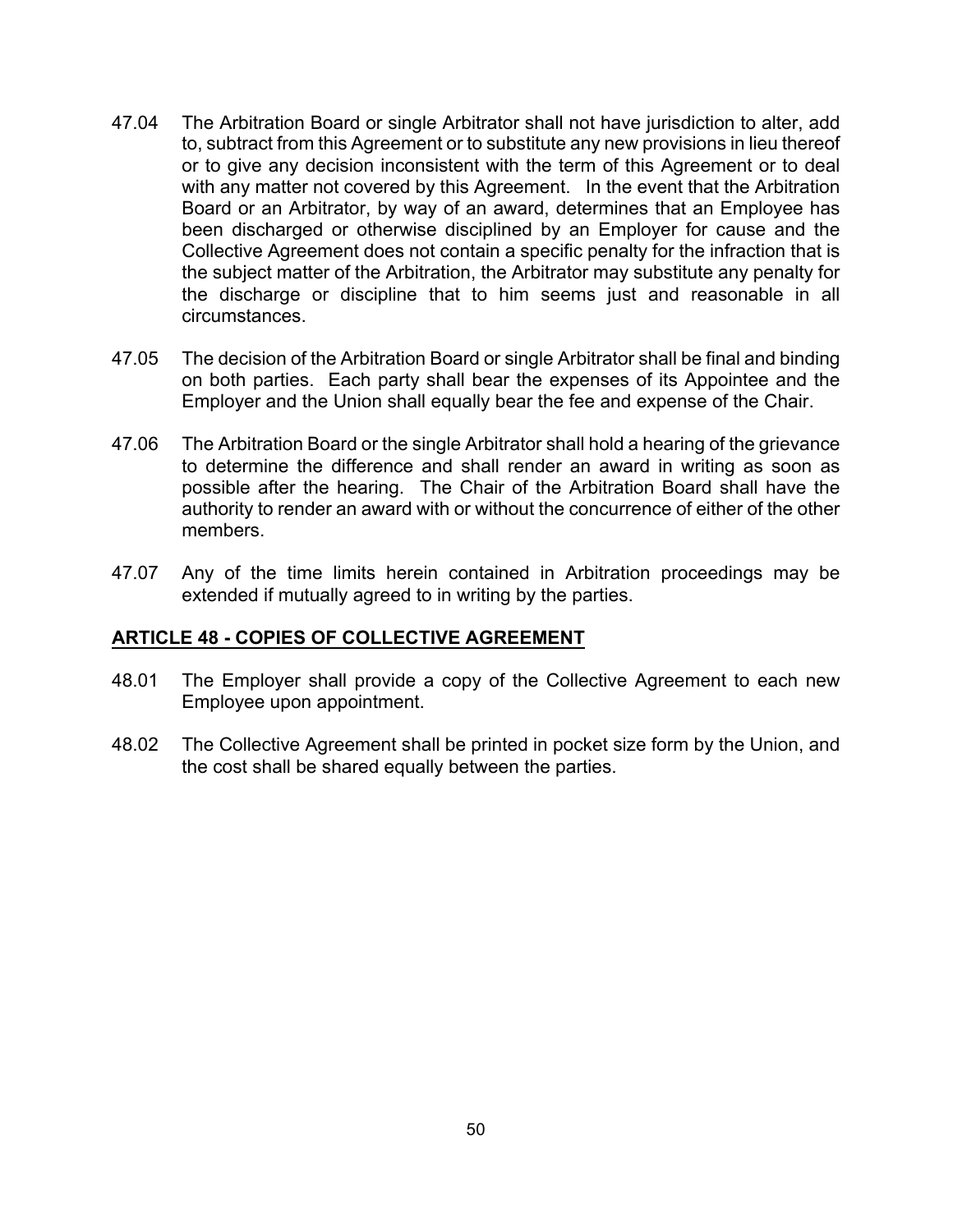47.04 The Arbitration Board or single Arbitrator shall not have jurisdiction to alter, add to, subtract from this Agreement or to substitute any new provisions in lieu thereof or to give any decision inconsistent with the term of this Agreement or to deal with any matter not covered by this Agreement. In the event that the Arbitration Board or an Arbitrator, by way of an award, determines that an Employee has been discharged or otherwise disciplined by an Employer for cause and the Collective Agreement does not contain a specific penalty for the infraction that is the subject matter of the Arbitration, the Arbitrator may substitute any penalty for the discharge or discipline that to him seems just and reasonable in all circumstances.

47.05 The decision of the Arbitration Board or single Arbitrator shall be final and binding on both parties. Each party shall bear the expenses of its Appointee and the Employer and the Union shall equally bear the fee and expense of the Chair.

47.06 The Arbitration Board or the single Arbitrator shall hold a hearing of the grievance to determine the difference and shall render an award in writing as soon as possible after the hearing. The Chair of the Arbitration Board shall have the authority to render an award with or without the concurrence of either of the other members.

47.07 Any of the time limits herein contained in Arbitration proceedings may be extended if mutually agreed to in writing by the parties.

## ARTICLE 48 - COPIES OF COLLECTIVE AGREEMENT

48.01 The Employer shall provide a copy of the Collective Agreement to each new Employee upon appointment.

48.02 The Collective Agreement shall be printed in pocket size form by the Union, and the cost shall be shared equally between the parties.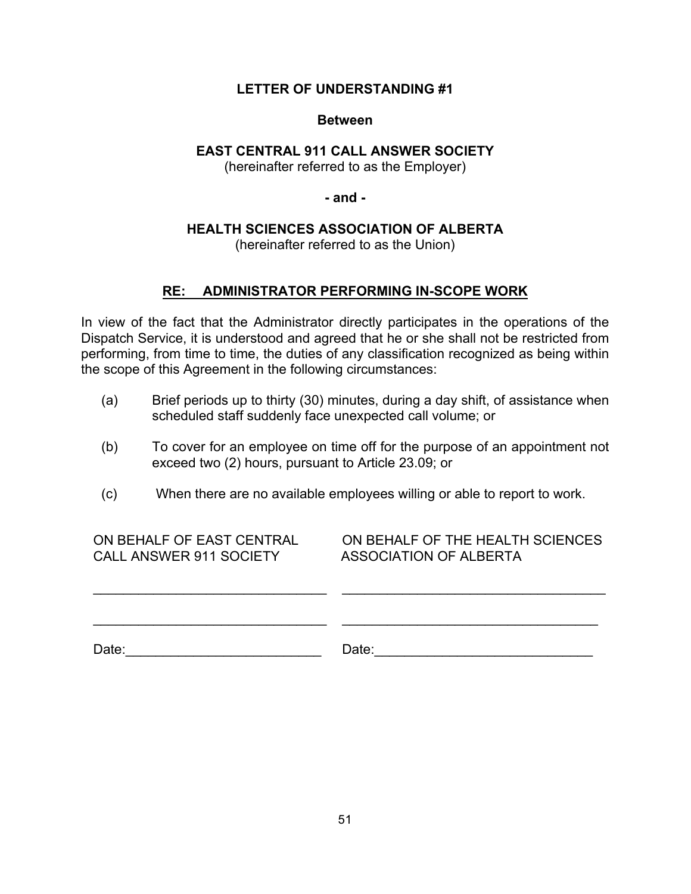## LETTER OF UNDERSTANDING #1

**Between**

**EAST CENTRAL 911 CALL ANSWER SOCIETY**
(hereinafter referred to as the Employer)

**- and -**

**HEALTH SCIENCES ASSOCIATION OF ALBERTA**
(hereinafter referred to as the Union)

### RE: ADMINISTRATOR PERFORMING IN-SCOPE WORK

In view of the fact that the Administrator directly participates in the operations of the Dispatch Service, it is understood and agreed that he or she shall not be restricted from performing, from time to time, the duties of any classification recognized as being within the scope of this Agreement in the following circumstances:

(a) Brief periods up to thirty (30) minutes, during a day shift, of assistance when scheduled staff suddenly face unexpected call volume; or

(b) To cover for an employee on time off for the purpose of an appointment not exceed two (2) hours, pursuant to Article 23.09; or

(c) When there are no available employees willing or able to report to work.

| ON BEHALF OF EAST CENTRAL CALL ANSWER 911 SOCIETY | ON BEHALF OF THE HEALTH SCIENCES ASSOCIATION OF ALBERTA |
|---|---|
| ______________________________ | ______________________________ |
| ______________________________ | ______________________________ |
| Date:_________________________ | Date:_________________________ |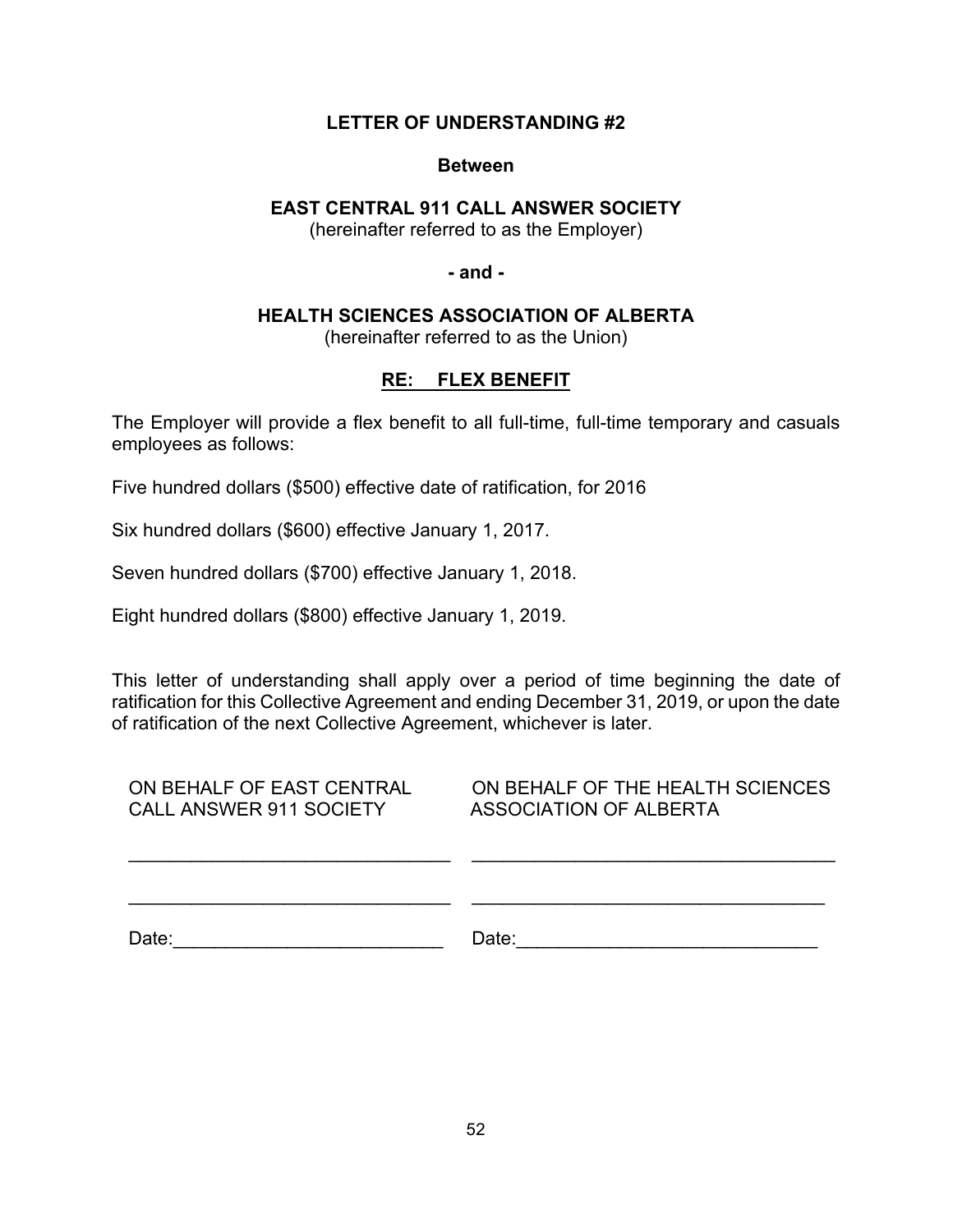**LETTER OF UNDERSTANDING #2**

**Between**

**EAST CENTRAL 911 CALL ANSWER SOCIETY**
(hereinafter referred to as the Employer)

**- and -**

**HEALTH SCIENCES ASSOCIATION OF ALBERTA**
(hereinafter referred to as the Union)

**RE: FLEX BENEFIT**

The Employer will provide a flex benefit to all full-time, full-time temporary and casuals employees as follows:

Five hundred dollars ($500) effective date of ratification, for 2016

Six hundred dollars ($600) effective January 1, 2017.

Seven hundred dollars ($700) effective January 1, 2018.

Eight hundred dollars ($800) effective January 1, 2019.

This letter of understanding shall apply over a period of time beginning the date of ratification for this Collective Agreement and ending December 31, 2019, or upon the date of ratification of the next Collective Agreement, whichever is later.

| ON BEHALF OF EAST CENTRAL CALL ANSWER 911 SOCIETY | ON BEHALF OF THE HEALTH SCIENCES ASSOCIATION OF ALBERTA |
|---|---|
| ______________________________ | ______________________________ |
| ______________________________ | ______________________________ |
| Date:_________________________ | Date:_________________________ |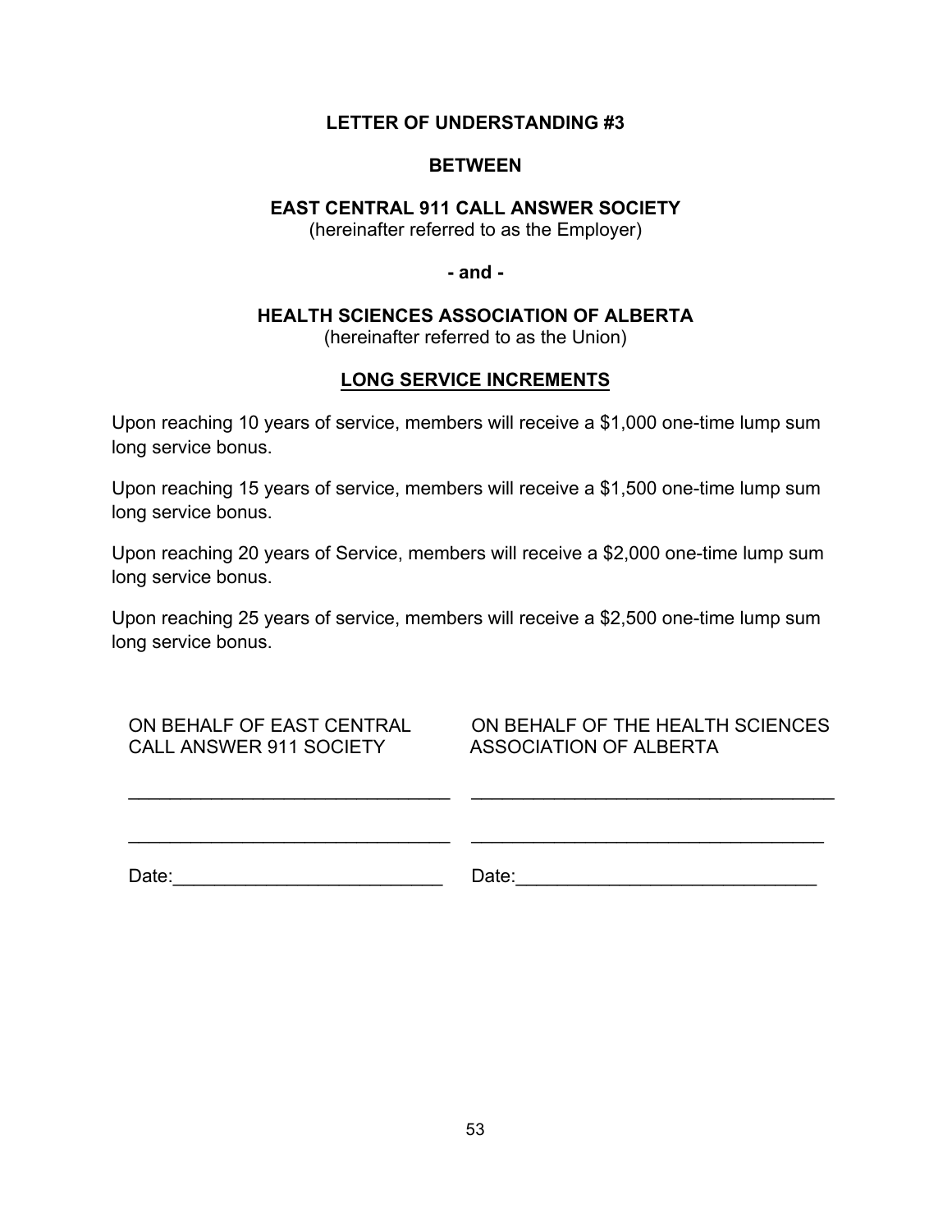**LETTER OF UNDERSTANDING #3**

**BETWEEN**

**EAST CENTRAL 911 CALL ANSWER SOCIETY**
(hereinafter referred to as the Employer)

**- and -**

**HEALTH SCIENCES ASSOCIATION OF ALBERTA**
(hereinafter referred to as the Union)

**LONG SERVICE INCREMENTS**

Upon reaching 10 years of service, members will receive a $1,000 one-time lump sum long service bonus.

Upon reaching 15 years of service, members will receive a $1,500 one-time lump sum long service bonus.

Upon reaching 20 years of Service, members will receive a $2,000 one-time lump sum long service bonus.

Upon reaching 25 years of service, members will receive a $2,500 one-time lump sum long service bonus.

| ON BEHALF OF EAST CENTRAL CALL ANSWER 911 SOCIETY | ON BEHALF OF THE HEALTH SCIENCES ASSOCIATION OF ALBERTA |
| --- | --- |
| _______________________________ | _______________________________ |
| _______________________________ | _______________________________ |
| Date:__________________________ | Date:__________________________ |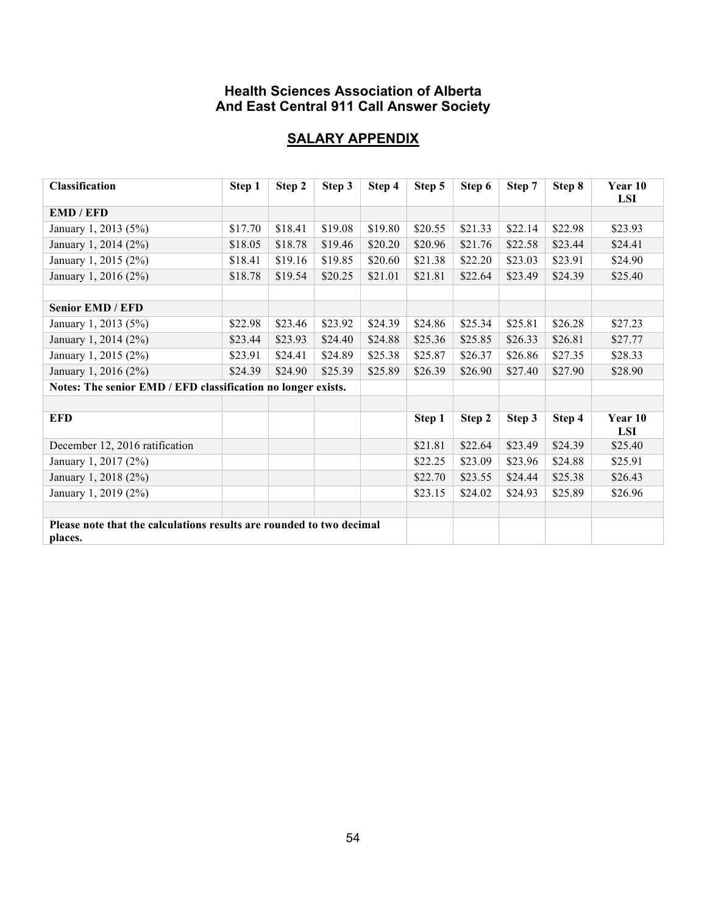# Health Sciences Association of Alberta And East Central 911 Call Answer Society

## SALARY APPENDIX

| Classification | Step 1 | Step 2 | Step 3 | Step 4 | Step 5 | Step 6 | Step 7 | Step 8 | Year 10 LSI |
|---|---|---|---|---|---|---|---|---|---|
| **EMD / EFD** | | | | | | | | | |
| January 1, 2013 (5%) | $17.70 | $18.41 | $19.08 | $19.80 | $20.55 | $21.33 | $22.14 | $22.98 | $23.93 |
| January 1, 2014 (2%) | $18.05 | $18.78 | $19.46 | $20.20 | $20.96 | $21.76 | $22.58 | $23.44 | $24.41 |
| January 1, 2015 (2%) | $18.41 | $19.16 | $19.85 | $20.60 | $21.38 | $22.20 | $23.03 | $23.91 | $24.90 |
| January 1, 2016 (2%) | $18.78 | $19.54 | $20.25 | $21.01 | $21.81 | $22.64 | $23.49 | $24.39 | $25.40 |
| | | | | | | | | | |
| **Senior EMD / EFD** | | | | | | | | | |
| January 1, 2013 (5%) | $22.98 | $23.46 | $23.92 | $24.39 | $24.86 | $25.34 | $25.81 | $26.28 | $27.23 |
| January 1, 2014 (2%) | $23.44 | $23.93 | $24.40 | $24.88 | $25.36 | $25.85 | $26.33 | $26.81 | $27.77 |
| January 1, 2015 (2%) | $23.91 | $24.41 | $24.89 | $25.38 | $25.87 | $26.37 | $26.86 | $27.35 | $28.33 |
| January 1, 2016 (2%) | $24.39 | $24.90 | $25.39 | $25.89 | $26.39 | $26.90 | $27.40 | $27.90 | $28.90 |
| **Notes: The senior EMD / EFD classification no longer exists.** | | | | | | | | | |
| | | | | | | | | | |
| **EFD** | | | | | **Step 1** | **Step 2** | **Step 3** | **Step 4** | **Year 10 LSI** |
| December 12, 2016 ratification | | | | | $21.81 | $22.64 | $23.49 | $24.39 | $25.40 |
| January 1, 2017 (2%) | | | | | $22.25 | $23.09 | $23.96 | $24.88 | $25.91 |
| January 1, 2018 (2%) | | | | | $22.70 | $23.55 | $24.44 | $25.38 | $26.43 |
| January 1, 2019 (2%) | | | | | $23.15 | $24.02 | $24.93 | $25.89 | $26.96 |
| | | | | | | | | | |
| **Please note that the calculations results are rounded to two decimal places.** | | | | | | | | | |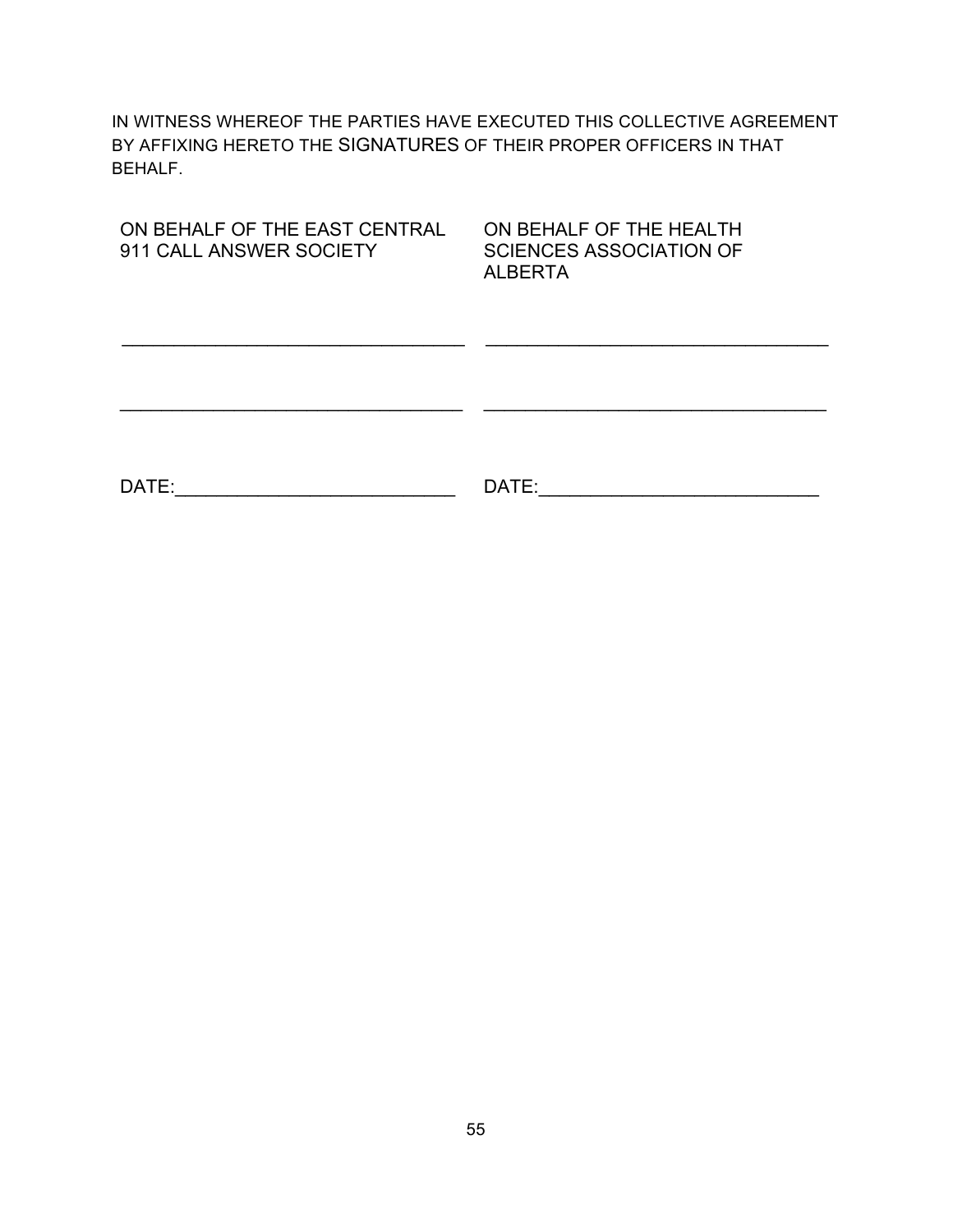IN WITNESS WHEREOF THE PARTIES HAVE EXECUTED THIS COLLECTIVE AGREEMENT BY AFFIXING HERETO THE SIGNATURES OF THEIR PROPER OFFICERS IN THAT BEHALF.

| ON BEHALF OF THE EAST CENTRAL 911 CALL ANSWER SOCIETY | ON BEHALF OF THE HEALTH SCIENCES ASSOCIATION OF ALBERTA |
|---|---|
| ______________________________ | ______________________________ |
| ______________________________ | ______________________________ |
| DATE:_________________________ | DATE:_________________________ |